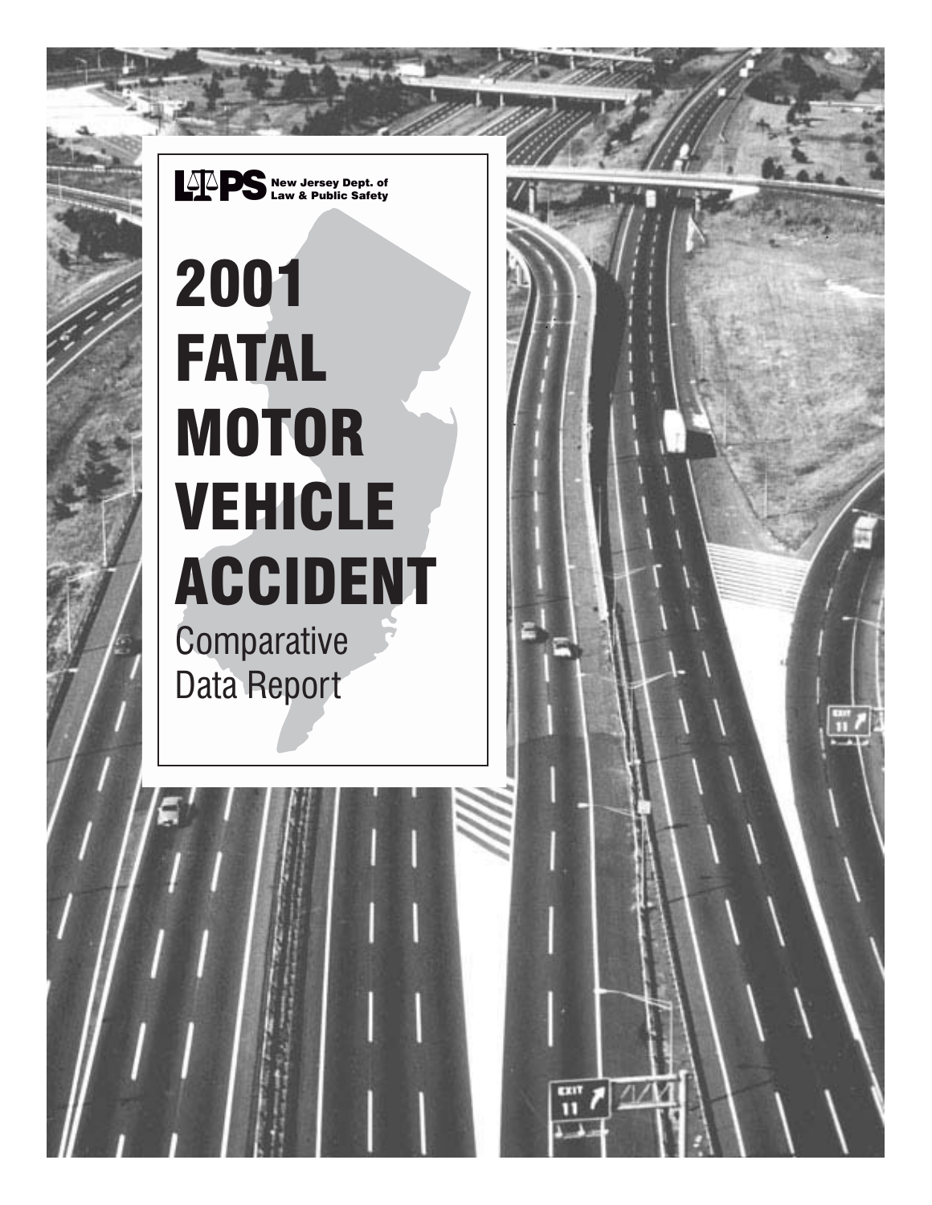LPS New Jersey Dept. of Law & Public Safety

# 2001 FATAL MOTOR VEHICLE ACCIDENT

Comparative Data Report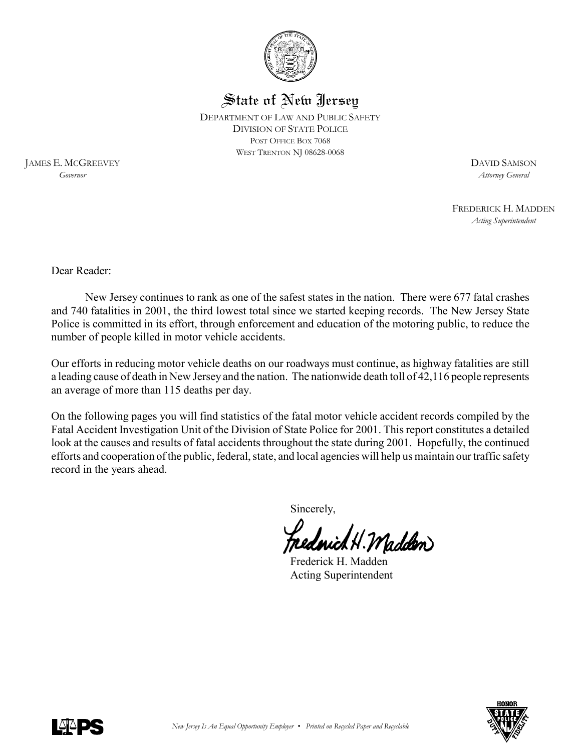# State of New Jersey

DEPARTMENT OF LAW AND PUBLIC SAFETY
DIVISION OF STATE POLICE
POST OFFICE BOX 7068
WEST TRENTON NJ 08628-0068

JAMES E. MCGREEVEY
*Governor*

DAVID SAMSON
*Attorney General*

FREDERICK H. MADDEN
*Acting Superintendent*

Dear Reader:

New Jersey continues to rank as one of the safest states in the nation. There were 677 fatal crashes and 740 fatalities in 2001, the third lowest total since we started keeping records. The New Jersey State Police is committed in its effort, through enforcement and education of the motoring public, to reduce the number of people killed in motor vehicle accidents.

Our efforts in reducing motor vehicle deaths on our roadways must continue, as highway fatalities are still a leading cause of death in New Jersey and the nation. The nationwide death toll of 42,116 people represents an average of more than 115 deaths per day.

On the following pages you will find statistics of the fatal motor vehicle accident records compiled by the Fatal Accident Investigation Unit of the Division of State Police for 2001. This report constitutes a detailed look at the causes and results of fatal accidents throughout the state during 2001. Hopefully, the continued efforts and cooperation of the public, federal, state, and local agencies will help us maintain our traffic safety record in the years ahead.

Sincerely,

Frederick H. Madden
Acting Superintendent

*New Jersey Is An Equal Opportunity Employer • Printed on Recycled Paper and Recyclable*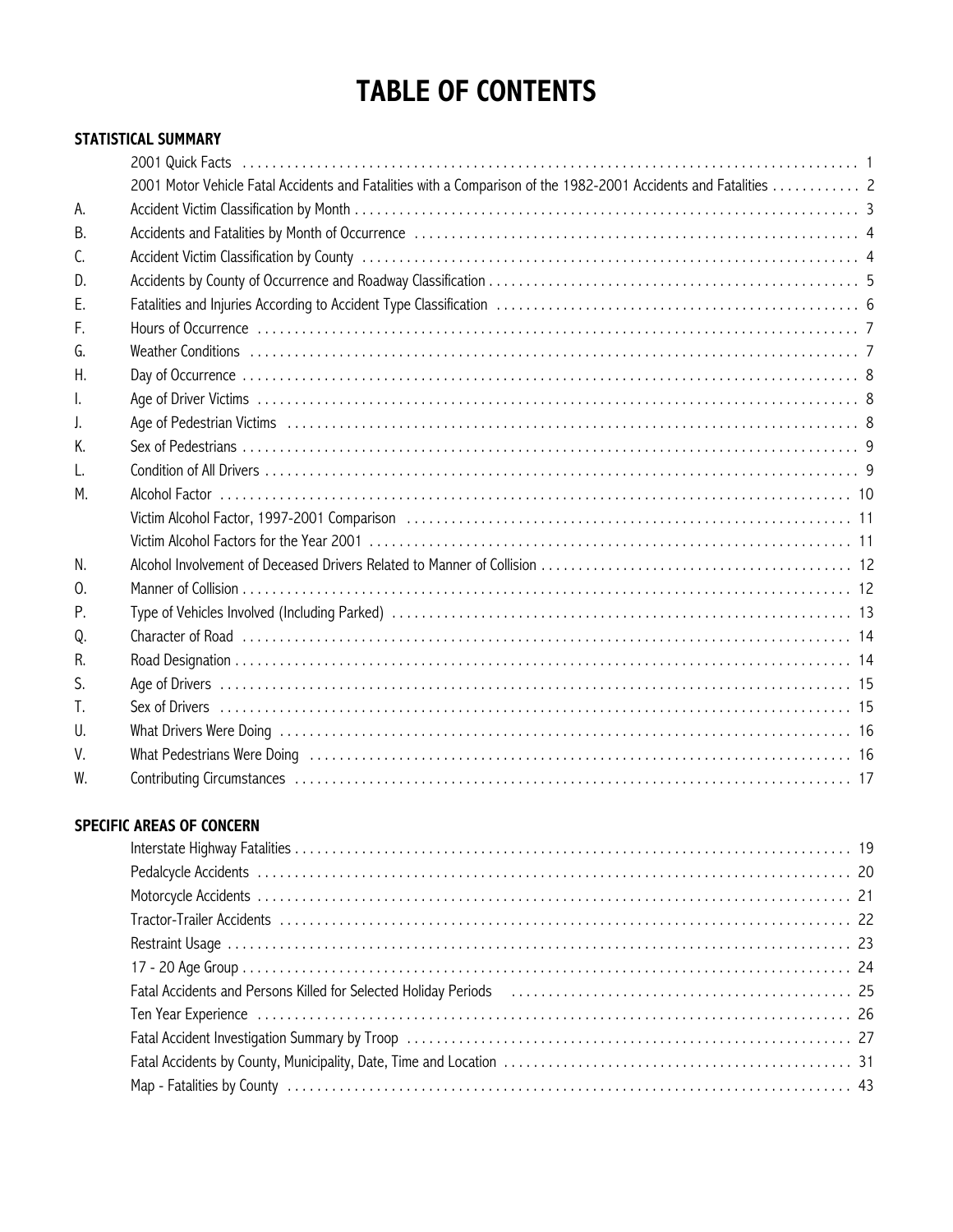# TABLE OF CONTENTS

## STATISTICAL SUMMARY

| | | |
|---|---|---|
| | 2001 Quick Facts | 1 |
| | 2001 Motor Vehicle Fatal Accidents and Fatalities with a Comparison of the 1982-2001 Accidents and Fatalities | 2 |
| A. | Accident Victim Classification by Month | 3 |
| B. | Accidents and Fatalities by Month of Occurrence | 4 |
| C. | Accident Victim Classification by County | 4 |
| D. | Accidents by County of Occurrence and Roadway Classification | 5 |
| E. | Fatalities and Injuries According to Accident Type Classification | 6 |
| F. | Hours of Occurrence | 7 |
| G. | Weather Conditions | 7 |
| H. | Day of Occurrence | 8 |
| I. | Age of Driver Victims | 8 |
| J. | Age of Pedestrian Victims | 8 |
| K. | Sex of Pedestrians | 9 |
| L. | Condition of All Drivers | 9 |
| M. | Alcohol Factor | 10 |
| | Victim Alcohol Factor, 1997-2001 Comparison | 11 |
| | Victim Alcohol Factors for the Year 2001 | 11 |
| N. | Alcohol Involvement of Deceased Drivers Related to Manner of Collision | 12 |
| O. | Manner of Collision | 12 |
| P. | Type of Vehicles Involved (Including Parked) | 13 |
| Q. | Character of Road | 14 |
| R. | Road Designation | 14 |
| S. | Age of Drivers | 15 |
| T. | Sex of Drivers | 15 |
| U. | What Drivers Were Doing | 16 |
| V. | What Pedestrians Were Doing | 16 |
| W. | Contributing Circumstances | 17 |

## SPECIFIC AREAS OF CONCERN

| | |
|---|---|
| Interstate Highway Fatalities | 19 |
| Pedalcycle Accidents | 20 |
| Motorcycle Accidents | 21 |
| Tractor-Trailer Accidents | 22 |
| Restraint Usage | 23 |
| 17 - 20 Age Group | 24 |
| Fatal Accidents and Persons Killed for Selected Holiday Periods | 25 |
| Ten Year Experience | 26 |
| Fatal Accident Investigation Summary by Troop | 27 |
| Fatal Accidents by County, Municipality, Date, Time and Location | 31 |
| Map - Fatalities by County | 43 |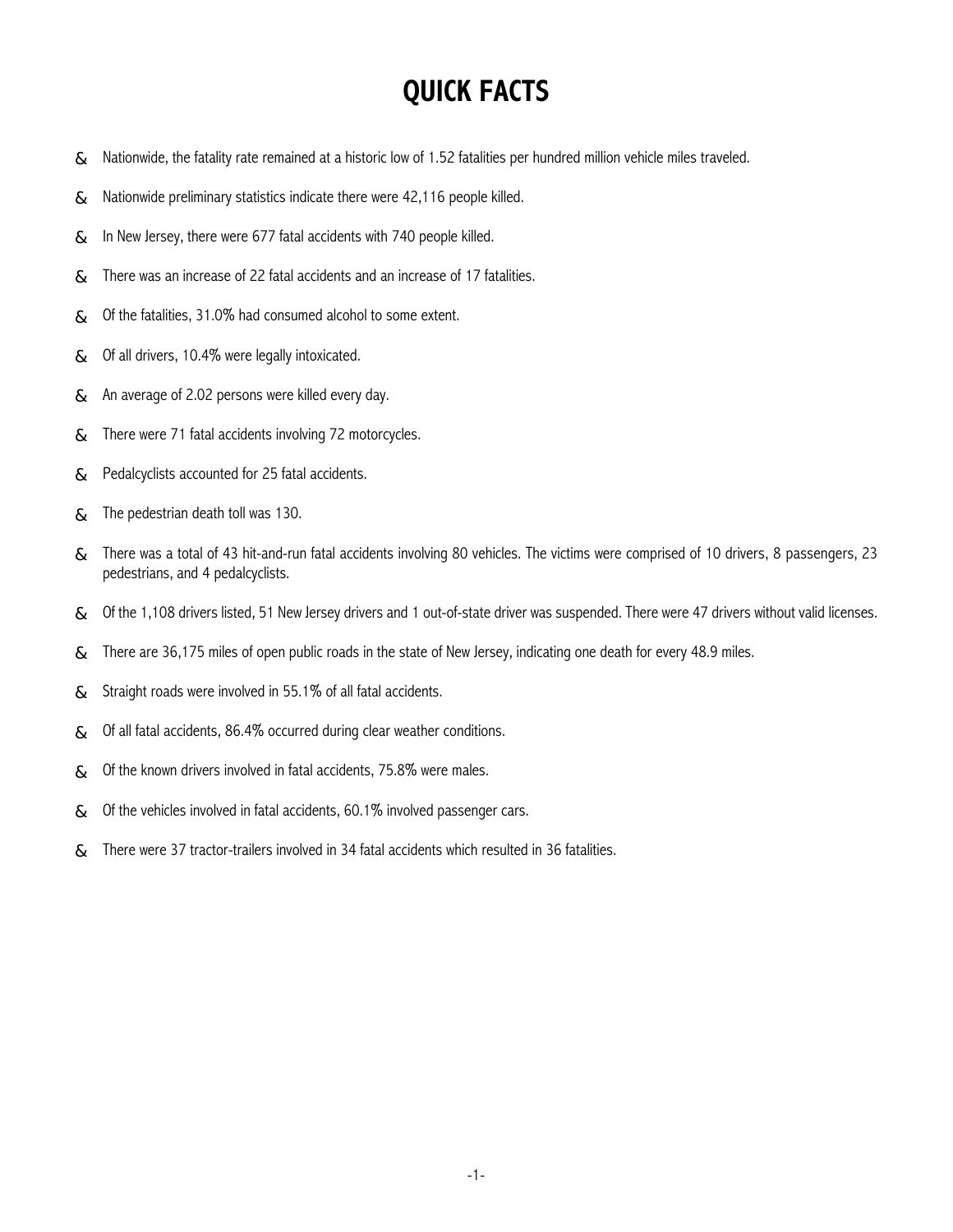# QUICK FACTS

- Nationwide, the fatality rate remained at a historic low of 1.52 fatalities per hundred million vehicle miles traveled.
- Nationwide preliminary statistics indicate there were 42,116 people killed.
- In New Jersey, there were 677 fatal accidents with 740 people killed.
- There was an increase of 22 fatal accidents and an increase of 17 fatalities.
- Of the fatalities, 31.0% had consumed alcohol to some extent.
- Of all drivers, 10.4% were legally intoxicated.
- An average of 2.02 persons were killed every day.
- There were 71 fatal accidents involving 72 motorcycles.
- Pedalcyclists accounted for 25 fatal accidents.
- The pedestrian death toll was 130.
- There was a total of 43 hit-and-run fatal accidents involving 80 vehicles. The victims were comprised of 10 drivers, 8 passengers, 23 pedestrians, and 4 pedalcyclists.
- Of the 1,108 drivers listed, 51 New Jersey drivers and 1 out-of-state driver was suspended. There were 47 drivers without valid licenses.
- There are 36,175 miles of open public roads in the state of New Jersey, indicating one death for every 48.9 miles.
- Straight roads were involved in 55.1% of all fatal accidents.
- Of all fatal accidents, 86.4% occurred during clear weather conditions.
- Of the known drivers involved in fatal accidents, 75.8% were males.
- Of the vehicles involved in fatal accidents, 60.1% involved passenger cars.
- There were 37 tractor-trailers involved in 34 fatal accidents which resulted in 36 fatalities.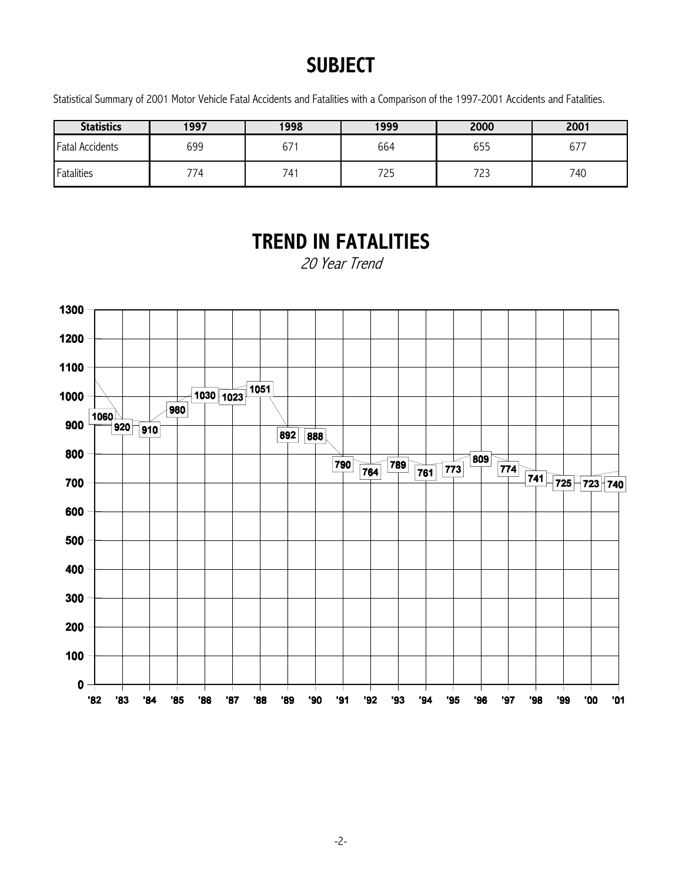# SUBJECT

Statistical Summary of 2001 Motor Vehicle Fatal Accidents and Fatalities with a Comparison of the 1997-2001 Accidents and Fatalities.

| Statistics | 1997 | 1998 | 1999 | 2000 | 2001 |
|---|---|---|---|---|---|
| Fatal Accidents | 699 | 671 | 664 | 655 | 677 |
| Fatalities | 774 | 741 | 725 | 723 | 740 |

# TREND IN FATALITIES

*20 Year Trend*

| Year | '82 | '83 | '84 | '85 | '86 | '87 | '88 | '89 | '90 | '91 | '92 | '93 | '94 | '95 | '96 | '97 | '98 | '99 | '00 | '01 |
|---|---|---|---|---|---|---|---|---|---|---|---|---|---|---|---|---|---|---|---|---|
| Fatalities | 1060 | 920 | 910 | 980 | 1030 | 1023 | 1051 | 892 | 888 | 790 | 764 | 789 | 761 | 773 | 809 | 774 | 741 | 725 | 723 | 740 |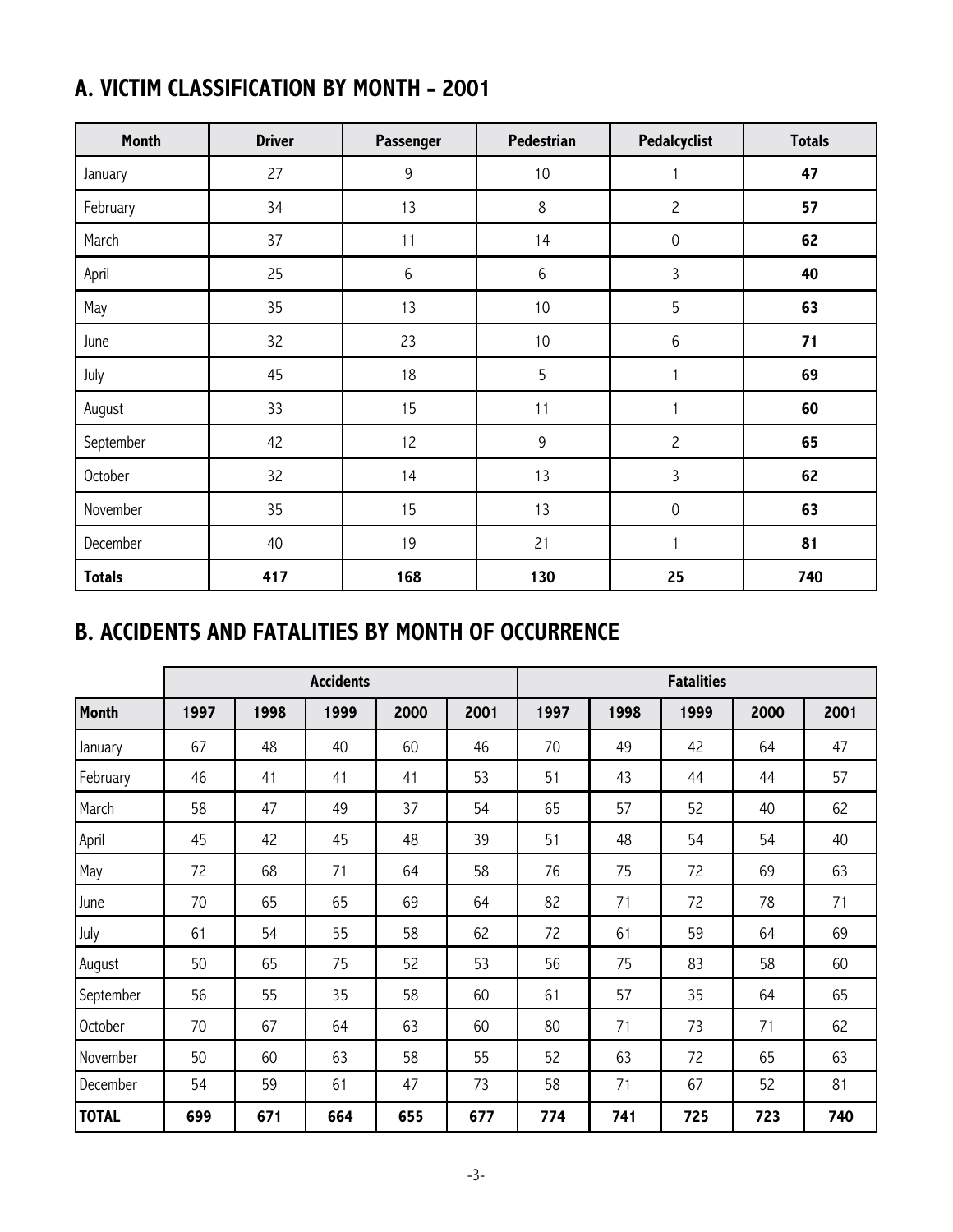## A. VICTIM CLASSIFICATION BY MONTH - 2001

| Month | Driver | Passenger | Pedestrian | Pedalcyclist | Totals |
|---|---|---|---|---|---|
| January | 27 | 9 | 10 | 1 | **47** |
| February | 34 | 13 | 8 | 2 | **57** |
| March | 37 | 11 | 14 | 0 | **62** |
| April | 25 | 6 | 6 | 3 | **40** |
| May | 35 | 13 | 10 | 5 | **63** |
| June | 32 | 23 | 10 | 6 | **71** |
| July | 45 | 18 | 5 | 1 | **69** |
| August | 33 | 15 | 11 | 1 | **60** |
| September | 42 | 12 | 9 | 2 | **65** |
| October | 32 | 14 | 13 | 3 | **62** |
| November | 35 | 15 | 13 | 0 | **63** |
| December | 40 | 19 | 21 | 1 | **81** |
| **Totals** | **417** | **168** | **130** | **25** | **740** |

## B. ACCIDENTS AND FATALITIES BY MONTH OF OCCURRENCE

| | Accidents | | | | | Fatalities | | | | |
|---|---|---|---|---|---|---|---|---|---|---|
| **Month** | **1997** | **1998** | **1999** | **2000** | **2001** | **1997** | **1998** | **1999** | **2000** | **2001** |
| January | 67 | 48 | 40 | 60 | 46 | 70 | 49 | 42 | 64 | 47 |
| February | 46 | 41 | 41 | 41 | 53 | 51 | 43 | 44 | 44 | 57 |
| March | 58 | 47 | 49 | 37 | 54 | 65 | 57 | 52 | 40 | 62 |
| April | 45 | 42 | 45 | 48 | 39 | 51 | 48 | 54 | 54 | 40 |
| May | 72 | 68 | 71 | 64 | 58 | 76 | 75 | 72 | 69 | 63 |
| June | 70 | 65 | 65 | 69 | 64 | 82 | 71 | 72 | 78 | 71 |
| July | 61 | 54 | 55 | 58 | 62 | 72 | 61 | 59 | 64 | 69 |
| August | 50 | 65 | 75 | 52 | 53 | 56 | 75 | 83 | 58 | 60 |
| September | 56 | 55 | 35 | 58 | 60 | 61 | 57 | 35 | 64 | 65 |
| October | 70 | 67 | 64 | 63 | 60 | 80 | 71 | 73 | 71 | 62 |
| November | 50 | 60 | 63 | 58 | 55 | 52 | 63 | 72 | 65 | 63 |
| December | 54 | 59 | 61 | 47 | 73 | 58 | 71 | 67 | 52 | 81 |
| **TOTAL** | **699** | **671** | **664** | **655** | **677** | **774** | **741** | **725** | **723** | **740** |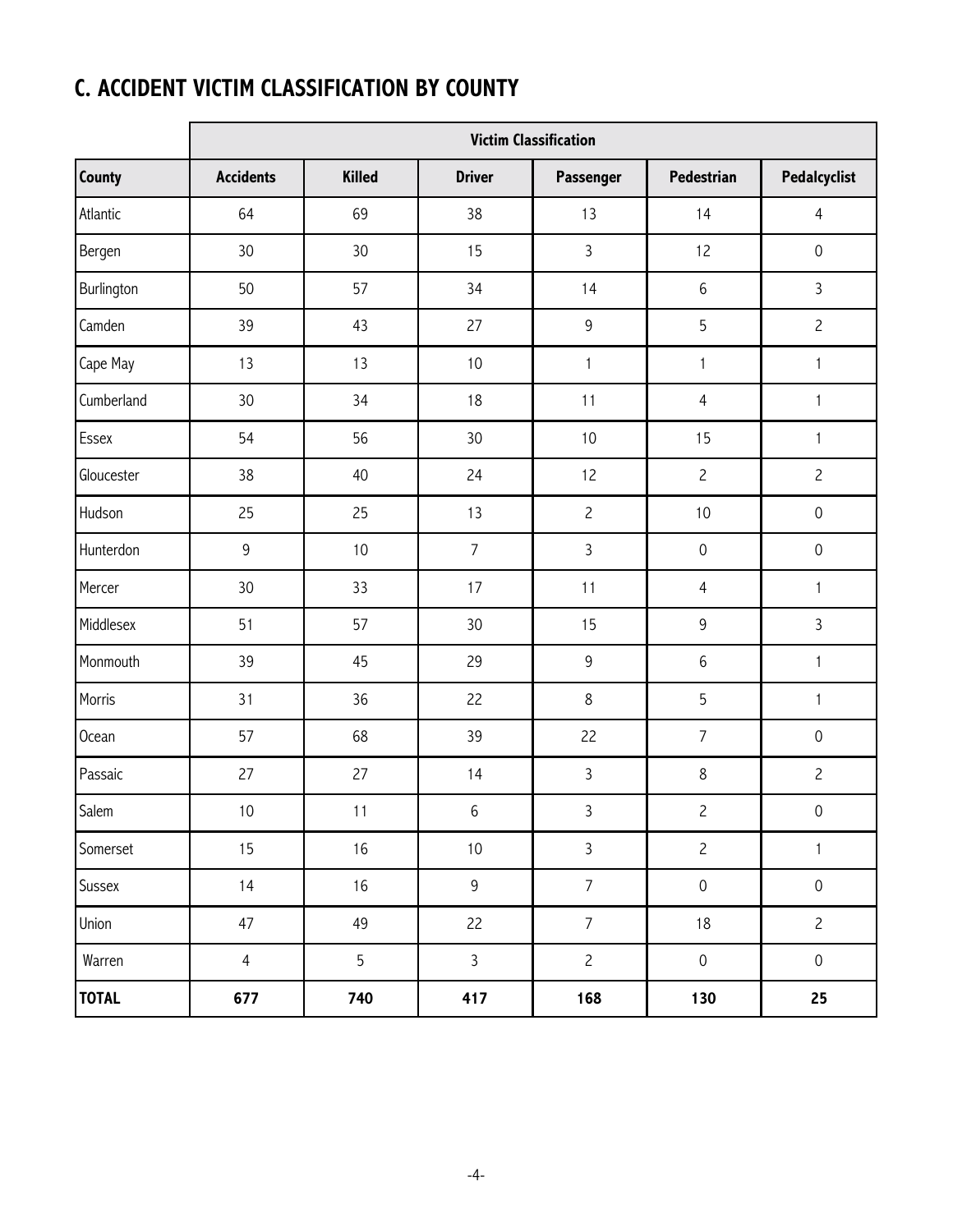## C. ACCIDENT VICTIM CLASSIFICATION BY COUNTY

| | Victim Classification | | | | | |
|---|---|---|---|---|---|---|
| **County** | **Accidents** | **Killed** | **Driver** | **Passenger** | **Pedestrian** | **Pedalcyclist** |
| Atlantic | 64 | 69 | 38 | 13 | 14 | 4 |
| Bergen | 30 | 30 | 15 | 3 | 12 | 0 |
| Burlington | 50 | 57 | 34 | 14 | 6 | 3 |
| Camden | 39 | 43 | 27 | 9 | 5 | 2 |
| Cape May | 13 | 13 | 10 | 1 | 1 | 1 |
| Cumberland | 30 | 34 | 18 | 11 | 4 | 1 |
| Essex | 54 | 56 | 30 | 10 | 15 | 1 |
| Gloucester | 38 | 40 | 24 | 12 | 2 | 2 |
| Hudson | 25 | 25 | 13 | 2 | 10 | 0 |
| Hunterdon | 9 | 10 | 7 | 3 | 0 | 0 |
| Mercer | 30 | 33 | 17 | 11 | 4 | 1 |
| Middlesex | 51 | 57 | 30 | 15 | 9 | 3 |
| Monmouth | 39 | 45 | 29 | 9 | 6 | 1 |
| Morris | 31 | 36 | 22 | 8 | 5 | 1 |
| Ocean | 57 | 68 | 39 | 22 | 7 | 0 |
| Passaic | 27 | 27 | 14 | 3 | 8 | 2 |
| Salem | 10 | 11 | 6 | 3 | 2 | 0 |
| Somerset | 15 | 16 | 10 | 3 | 2 | 1 |
| Sussex | 14 | 16 | 9 | 7 | 0 | 0 |
| Union | 47 | 49 | 22 | 7 | 18 | 2 |
| Warren | 4 | 5 | 3 | 2 | 0 | 0 |
| **TOTAL** | **677** | **740** | **417** | **168** | **130** | **25** |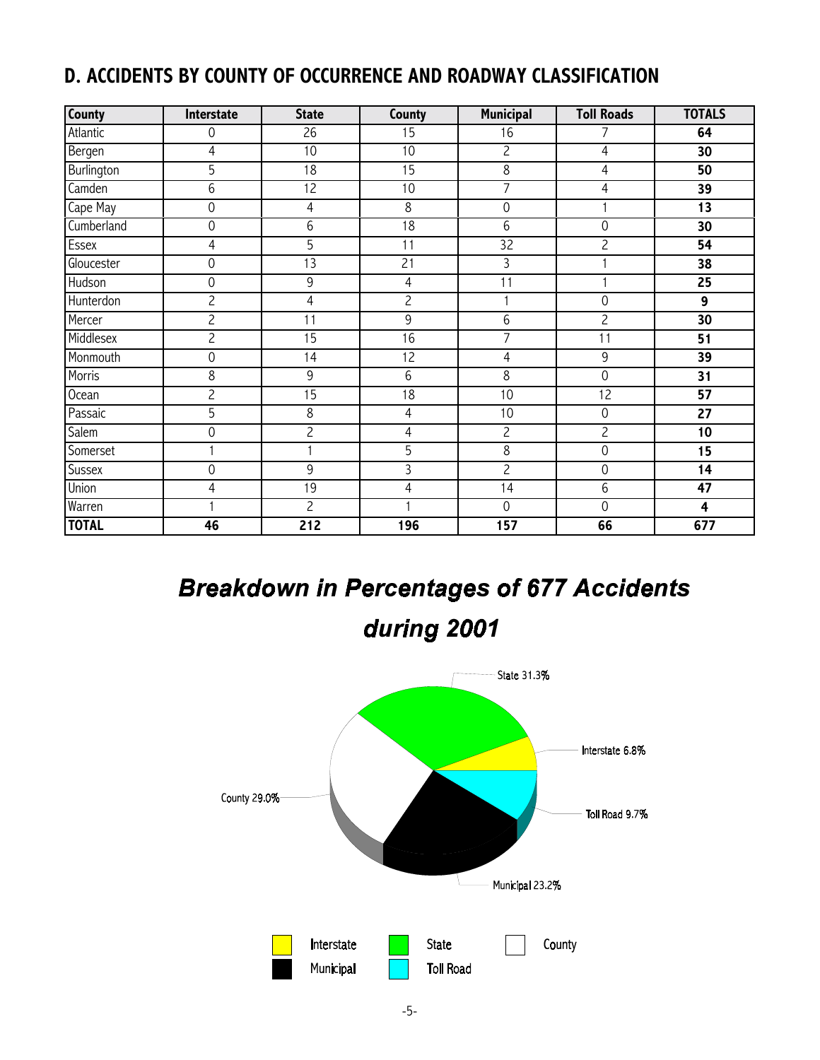## D. ACCIDENTS BY COUNTY OF OCCURRENCE AND ROADWAY CLASSIFICATION

| County | Interstate | State | County | Municipal | Toll Roads | TOTALS |
|---|---|---|---|---|---|---|
| Atlantic | 0 | 26 | 15 | 16 | 7 | **64** |
| Bergen | 4 | 10 | 10 | 2 | 4 | **30** |
| Burlington | 5 | 18 | 15 | 8 | 4 | **50** |
| Camden | 6 | 12 | 10 | 7 | 4 | **39** |
| Cape May | 0 | 4 | 8 | 0 | 1 | **13** |
| Cumberland | 0 | 6 | 18 | 6 | 0 | **30** |
| Essex | 4 | 5 | 11 | 32 | 2 | **54** |
| Gloucester | 0 | 13 | 21 | 3 | 1 | **38** |
| Hudson | 0 | 9 | 4 | 11 | 1 | **25** |
| Hunterdon | 2 | 4 | 2 | 1 | 0 | **9** |
| Mercer | 2 | 11 | 9 | 6 | 2 | **30** |
| Middlesex | 2 | 15 | 16 | 7 | 11 | **51** |
| Monmouth | 0 | 14 | 12 | 4 | 9 | **39** |
| Morris | 8 | 9 | 6 | 8 | 0 | **31** |
| Ocean | 2 | 15 | 18 | 10 | 12 | **57** |
| Passaic | 5 | 8 | 4 | 10 | 0 | **27** |
| Salem | 0 | 2 | 4 | 2 | 2 | **10** |
| Somerset | 1 | 1 | 5 | 8 | 0 | **15** |
| Sussex | 0 | 9 | 3 | 2 | 0 | **14** |
| Union | 4 | 19 | 4 | 14 | 6 | **47** |
| Warren | 1 | 2 | 1 | 0 | 0 | **4** |
| **TOTAL** | **46** | **212** | **196** | **157** | **66** | **677** |

## *Breakdown in Percentages of 677 Accidents during 2001*

State 31.3%

Interstate 6.8%

Toll Road 9.7%

Municipal 23.2%

County 29.0%

Interstate | State | County | Municipal | Toll Road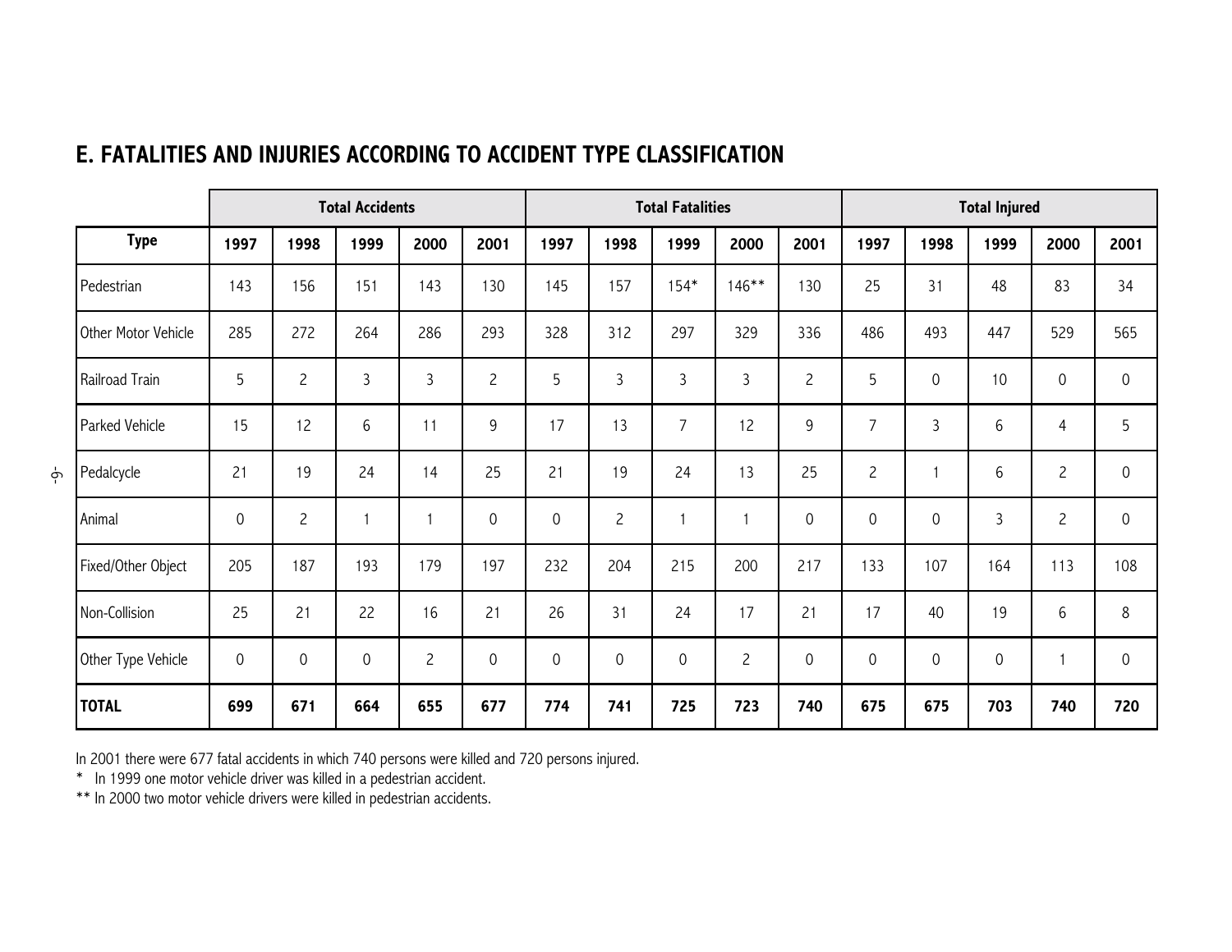## E. FATALITIES AND INJURIES ACCORDING TO ACCIDENT TYPE CLASSIFICATION

| | Total Accidents | | | | | Total Fatalities | | | | | Total Injured | | | | |
|---|---|---|---|---|---|---|---|---|---|---|---|---|---|---|---|
| **Type** | **1997** | **1998** | **1999** | **2000** | **2001** | **1997** | **1998** | **1999** | **2000** | **2001** | **1997** | **1998** | **1999** | **2000** | **2001** |
| Pedestrian | 143 | 156 | 151 | 143 | 130 | 145 | 157 | 154* | 146** | 130 | 25 | 31 | 48 | 83 | 34 |
| Other Motor Vehicle | 285 | 272 | 264 | 286 | 293 | 328 | 312 | 297 | 329 | 336 | 486 | 493 | 447 | 529 | 565 |
| Railroad Train | 5 | 2 | 3 | 3 | 2 | 5 | 3 | 3 | 3 | 2 | 5 | 0 | 10 | 0 | 0 |
| Parked Vehicle | 15 | 12 | 6 | 11 | 9 | 17 | 13 | 7 | 12 | 9 | 7 | 3 | 6 | 4 | 5 |
| Pedalcycle | 21 | 19 | 24 | 14 | 25 | 21 | 19 | 24 | 13 | 25 | 2 | 1 | 6 | 2 | 0 |
| Animal | 0 | 2 | 1 | 1 | 0 | 0 | 2 | 1 | 1 | 0 | 0 | 0 | 3 | 2 | 0 |
| Fixed/Other Object | 205 | 187 | 193 | 179 | 197 | 232 | 204 | 215 | 200 | 217 | 133 | 107 | 164 | 113 | 108 |
| Non-Collision | 25 | 21 | 22 | 16 | 21 | 26 | 31 | 24 | 17 | 21 | 17 | 40 | 19 | 6 | 8 |
| Other Type Vehicle | 0 | 0 | 0 | 2 | 0 | 0 | 0 | 0 | 2 | 0 | 0 | 0 | 0 | 1 | 0 |
| **TOTAL** | **699** | **671** | **664** | **655** | **677** | **774** | **741** | **725** | **723** | **740** | **675** | **675** | **703** | **740** | **720** |

In 2001 there were 677 fatal accidents in which 740 persons were killed and 720 persons injured.

* In 1999 one motor vehicle driver was killed in a pedestrian accident.

** In 2000 two motor vehicle drivers were killed in pedestrian accidents.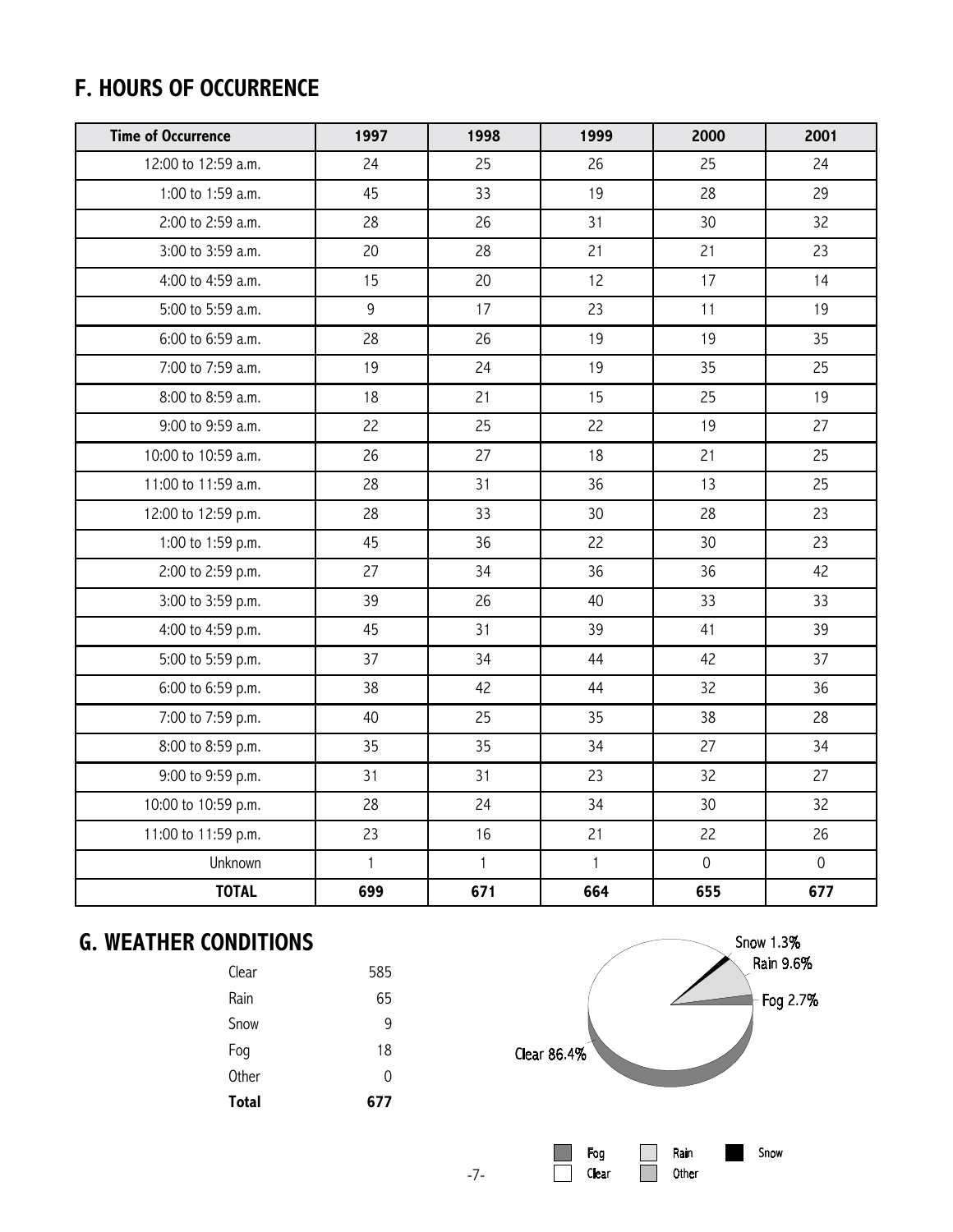## F. HOURS OF OCCURRENCE

| Time of Occurrence | 1997 | 1998 | 1999 | 2000 | 2001 |
|---|---|---|---|---|---|
| 12:00 to 12:59 a.m. | 24 | 25 | 26 | 25 | 24 |
| 1:00 to 1:59 a.m. | 45 | 33 | 19 | 28 | 29 |
| 2:00 to 2:59 a.m. | 28 | 26 | 31 | 30 | 32 |
| 3:00 to 3:59 a.m. | 20 | 28 | 21 | 21 | 23 |
| 4:00 to 4:59 a.m. | 15 | 20 | 12 | 17 | 14 |
| 5:00 to 5:59 a.m. | 9 | 17 | 23 | 11 | 19 |
| 6:00 to 6:59 a.m. | 28 | 26 | 19 | 19 | 35 |
| 7:00 to 7:59 a.m. | 19 | 24 | 19 | 35 | 25 |
| 8:00 to 8:59 a.m. | 18 | 21 | 15 | 25 | 19 |
| 9:00 to 9:59 a.m. | 22 | 25 | 22 | 19 | 27 |
| 10:00 to 10:59 a.m. | 26 | 27 | 18 | 21 | 25 |
| 11:00 to 11:59 a.m. | 28 | 31 | 36 | 13 | 25 |
| 12:00 to 12:59 p.m. | 28 | 33 | 30 | 28 | 23 |
| 1:00 to 1:59 p.m. | 45 | 36 | 22 | 30 | 23 |
| 2:00 to 2:59 p.m. | 27 | 34 | 36 | 36 | 42 |
| 3:00 to 3:59 p.m. | 39 | 26 | 40 | 33 | 33 |
| 4:00 to 4:59 p.m. | 45 | 31 | 39 | 41 | 39 |
| 5:00 to 5:59 p.m. | 37 | 34 | 44 | 42 | 37 |
| 6:00 to 6:59 p.m. | 38 | 42 | 44 | 32 | 36 |
| 7:00 to 7:59 p.m. | 40 | 25 | 35 | 38 | 28 |
| 8:00 to 8:59 p.m. | 35 | 35 | 34 | 27 | 34 |
| 9:00 to 9:59 p.m. | 31 | 31 | 23 | 32 | 27 |
| 10:00 to 10:59 p.m. | 28 | 24 | 34 | 30 | 32 |
| 11:00 to 11:59 p.m. | 23 | 16 | 21 | 22 | 26 |
| Unknown | 1 | 1 | 1 | 0 | 0 |
| **TOTAL** | **699** | **671** | **664** | **655** | **677** |

## G. WEATHER CONDITIONS

| | |
|---|---|
| Clear | 585 |
| Rain | 65 |
| Snow | 9 |
| Fog | 18 |
| Other | 0 |
| **Total** | **677** |

Snow 1.3%
Rain 9.6%
Fog 2.7%
Clear 86.4%

Fog, Rain, Snow, Clear, Other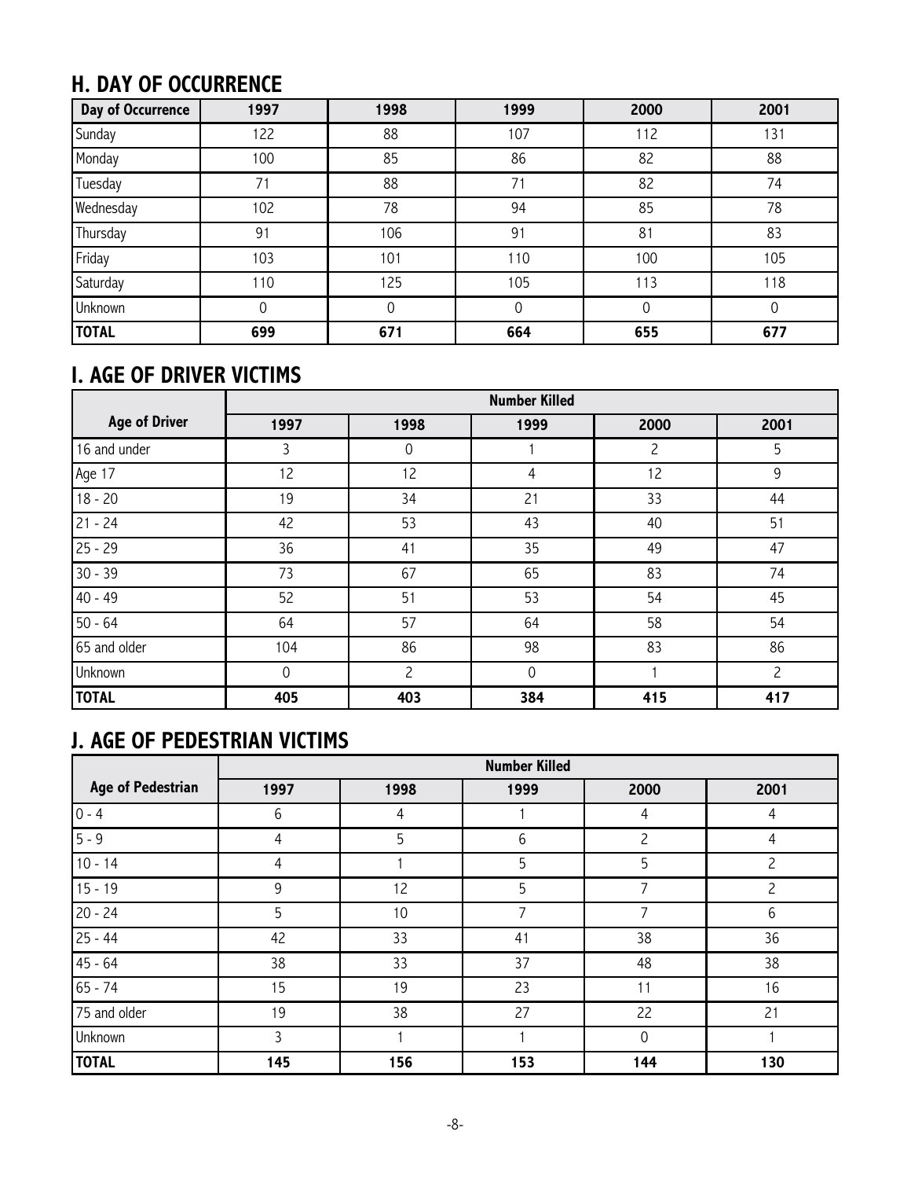## H. DAY OF OCCURRENCE

| Day of Occurrence | 1997 | 1998 | 1999 | 2000 | 2001 |
|---|---|---|---|---|---|
| Sunday | 122 | 88 | 107 | 112 | 131 |
| Monday | 100 | 85 | 86 | 82 | 88 |
| Tuesday | 71 | 88 | 71 | 82 | 74 |
| Wednesday | 102 | 78 | 94 | 85 | 78 |
| Thursday | 91 | 106 | 91 | 81 | 83 |
| Friday | 103 | 101 | 110 | 100 | 105 |
| Saturday | 110 | 125 | 105 | 113 | 118 |
| Unknown | 0 | 0 | 0 | 0 | 0 |
| **TOTAL** | **699** | **671** | **664** | **655** | **677** |

## I. AGE OF DRIVER VICTIMS

| | Number Killed | | | | |
|---|---|---|---|---|---|
| **Age of Driver** | **1997** | **1998** | **1999** | **2000** | **2001** |
| 16 and under | 3 | 0 | 1 | 2 | 5 |
| Age 17 | 12 | 12 | 4 | 12 | 9 |
| 18 - 20 | 19 | 34 | 21 | 33 | 44 |
| 21 - 24 | 42 | 53 | 43 | 40 | 51 |
| 25 - 29 | 36 | 41 | 35 | 49 | 47 |
| 30 - 39 | 73 | 67 | 65 | 83 | 74 |
| 40 - 49 | 52 | 51 | 53 | 54 | 45 |
| 50 - 64 | 64 | 57 | 64 | 58 | 54 |
| 65 and older | 104 | 86 | 98 | 83 | 86 |
| Unknown | 0 | 2 | 0 | 1 | 2 |
| **TOTAL** | **405** | **403** | **384** | **415** | **417** |

## J. AGE OF PEDESTRIAN VICTIMS

| | Number Killed | | | | |
|---|---|---|---|---|---|
| **Age of Pedestrian** | **1997** | **1998** | **1999** | **2000** | **2001** |
| 0 - 4 | 6 | 4 | 1 | 4 | 4 |
| 5 - 9 | 4 | 5 | 6 | 2 | 4 |
| 10 - 14 | 4 | 1 | 5 | 5 | 2 |
| 15 - 19 | 9 | 12 | 5 | 7 | 2 |
| 20 - 24 | 5 | 10 | 7 | 7 | 6 |
| 25 - 44 | 42 | 33 | 41 | 38 | 36 |
| 45 - 64 | 38 | 33 | 37 | 48 | 38 |
| 65 - 74 | 15 | 19 | 23 | 11 | 16 |
| 75 and older | 19 | 38 | 27 | 22 | 21 |
| Unknown | 3 | 1 | 1 | 0 | 1 |
| **TOTAL** | **145** | **156** | **153** | **144** | **130** |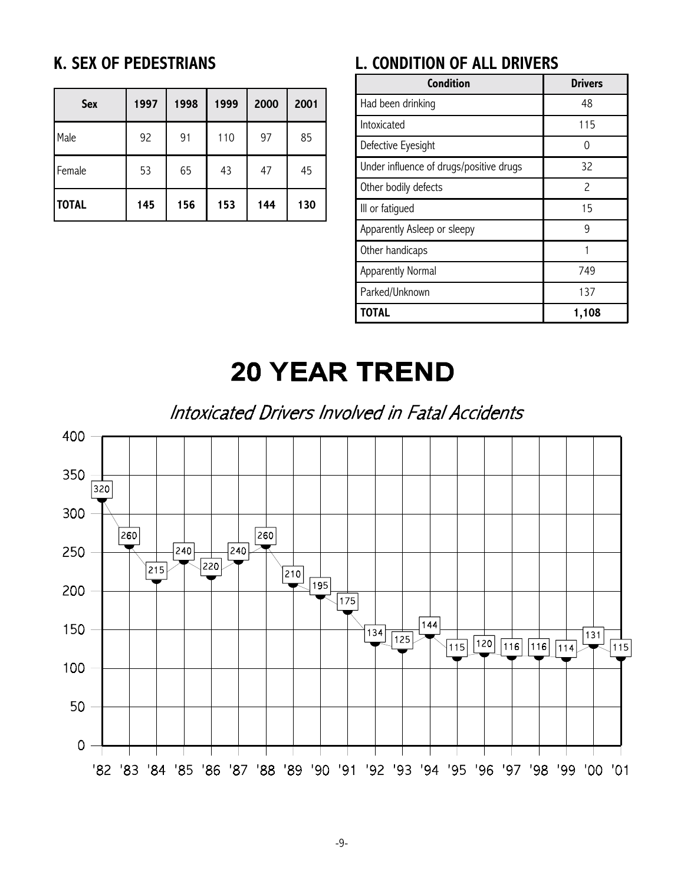## K. SEX OF PEDESTRIANS

| Sex | 1997 | 1998 | 1999 | 2000 | 2001 |
|---|---|---|---|---|---|
| Male | 92 | 91 | 110 | 97 | 85 |
| Female | 53 | 65 | 43 | 47 | 45 |
| **TOTAL** | **145** | **156** | **153** | **144** | **130** |

## L. CONDITION OF ALL DRIVERS

| Condition | Drivers |
|---|---|
| Had been drinking | 48 |
| Intoxicated | 115 |
| Defective Eyesight | 0 |
| Under influence of drugs/positive drugs | 32 |
| Other bodily defects | 2 |
| Ill or fatigued | 15 |
| Apparently Asleep or sleepy | 9 |
| Other handicaps | 1 |
| Apparently Normal | 749 |
| Parked/Unknown | 137 |
| **TOTAL** | **1,108** |

# 20 YEAR TREND

*Intoxicated Drivers Involved in Fatal Accidents*

| Year | '82 | '83 | '84 | '85 | '86 | '87 | '88 | '89 | '90 | '91 | '92 | '93 | '94 | '95 | '96 | '97 | '98 | '99 | '00 | '01 |
|---|---|---|---|---|---|---|---|---|---|---|---|---|---|---|---|---|---|---|---|---|
| Intoxicated Drivers | 320 | 260 | 215 | 240 | 220 | 240 | 260 | 210 | 195 | 175 | 134 | 125 | 144 | 115 | 120 | 116 | 116 | 114 | 131 | 115 |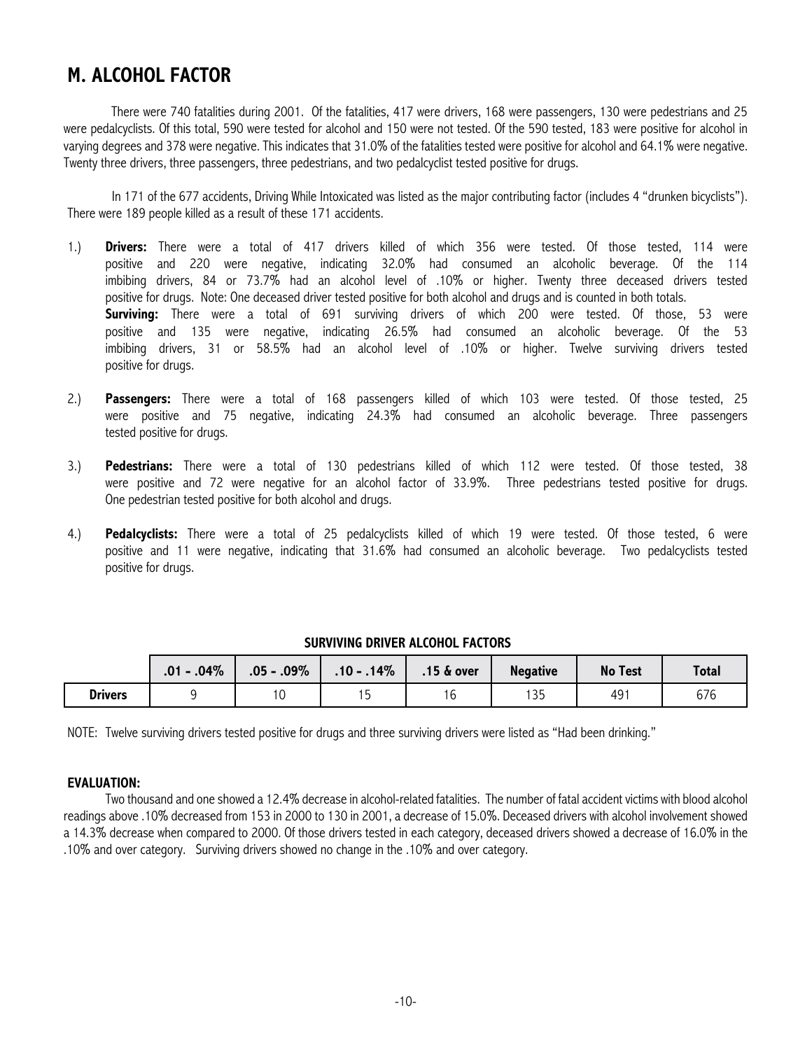# M. ALCOHOL FACTOR

There were 740 fatalities during 2001. Of the fatalities, 417 were drivers, 168 were passengers, 130 were pedestrians and 25 were pedalcyclists. Of this total, 590 were tested for alcohol and 150 were not tested. Of the 590 tested, 183 were positive for alcohol in varying degrees and 378 were negative. This indicates that 31.0% of the fatalities tested were positive for alcohol and 64.1% were negative. Twenty three drivers, three passengers, three pedestrians, and two pedalcyclist tested positive for drugs.

In 171 of the 677 accidents, Driving While Intoxicated was listed as the major contributing factor (includes 4 "drunken bicyclists"). There were 189 people killed as a result of these 171 accidents.

1.) **Drivers:** There were a total of 417 drivers killed of which 356 were tested. Of those tested, 114 were positive and 220 were negative, indicating 32.0% had consumed an alcoholic beverage. Of the 114 imbibing drivers, 84 or 73.7% had an alcohol level of .10% or higher. Twenty three deceased drivers tested positive for drugs. Note: One deceased driver tested positive for both alcohol and drugs and is counted in both totals.
   **Surviving:** There were a total of 691 surviving drivers of which 200 were tested. Of those, 53 were positive and 135 were negative, indicating 26.5% had consumed an alcoholic beverage. Of the 53 imbibing drivers, 31 or 58.5% had an alcohol level of .10% or higher. Twelve surviving drivers tested positive for drugs.

2.) **Passengers:** There were a total of 168 passengers killed of which 103 were tested. Of those tested, 25 were positive and 75 negative, indicating 24.3% had consumed an alcoholic beverage. Three passengers tested positive for drugs.

3.) **Pedestrians:** There were a total of 130 pedestrians killed of which 112 were tested. Of those tested, 38 were positive and 72 were negative for an alcohol factor of 33.9%. Three pedestrians tested positive for drugs. One pedestrian tested positive for both alcohol and drugs.

4.) **Pedalcyclists:** There were a total of 25 pedalcyclists killed of which 19 were tested. Of those tested, 6 were positive and 11 were negative, indicating that 31.6% had consumed an alcoholic beverage. Two pedalcyclists tested positive for drugs.

**SURVIVING DRIVER ALCOHOL FACTORS**

| | .01 - .04% | .05 - .09% | .10 - .14% | .15 & over | Negative | No Test | Total |
|---|---|---|---|---|---|---|---|
| **Drivers** | 9 | 10 | 15 | 16 | 135 | 491 | 676 |

NOTE: Twelve surviving drivers tested positive for drugs and three surviving drivers were listed as "Had been drinking."

**EVALUATION:**

Two thousand and one showed a 12.4% decrease in alcohol-related fatalities. The number of fatal accident victims with blood alcohol readings above .10% decreased from 153 in 2000 to 130 in 2001, a decrease of 15.0%. Deceased drivers with alcohol involvement showed a 14.3% decrease when compared to 2000. Of those drivers tested in each category, deceased drivers showed a decrease of 16.0% in the .10% and over category. Surviving drivers showed no change in the .10% and over category.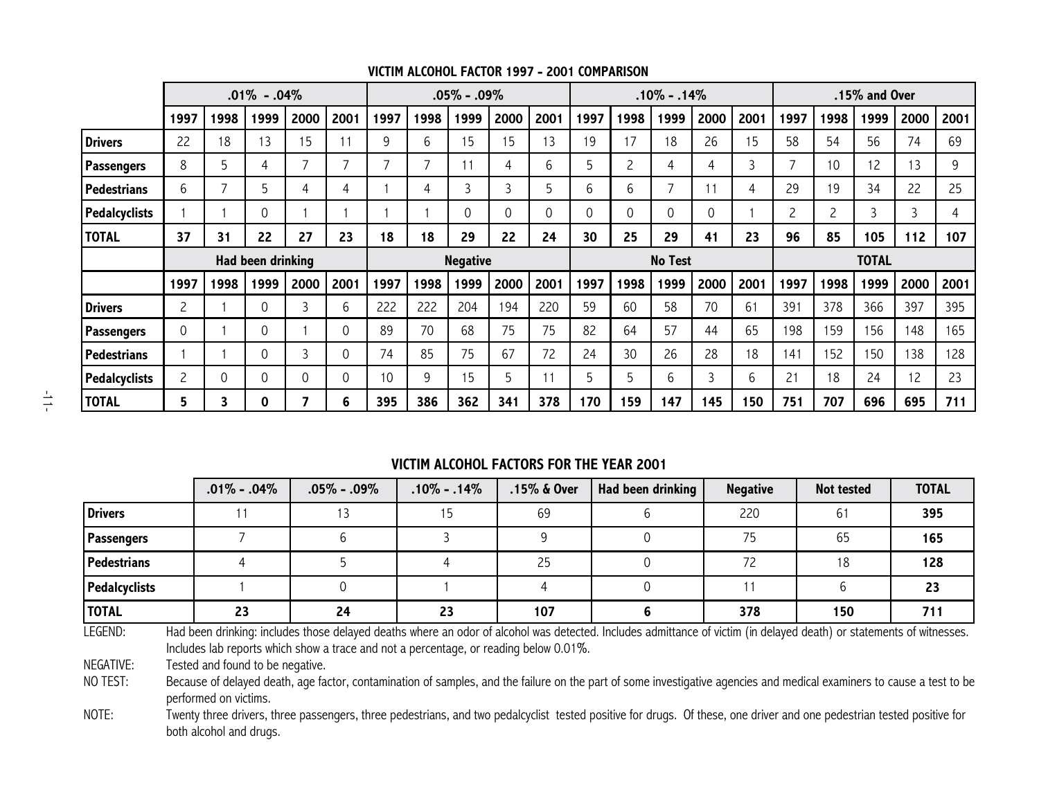## VICTIM ALCOHOL FACTOR 1997 - 2001 COMPARISON

| | .01% - .04% | | | | | .05% - .09% | | | | | .10% - .14% | | | | | .15% and Over | | | | |
|---|---|---|---|---|---|---|---|---|---|---|---|---|---|---|---|---|---|---|---|---|
| | 1997 | 1998 | 1999 | 2000 | 2001 | 1997 | 1998 | 1999 | 2000 | 2001 | 1997 | 1998 | 1999 | 2000 | 2001 | 1997 | 1998 | 1999 | 2000 | 2001 |
| **Drivers** | 22 | 18 | 13 | 15 | 11 | 9 | 6 | 15 | 15 | 13 | 19 | 17 | 18 | 26 | 15 | 58 | 54 | 56 | 74 | 69 |
| **Passengers** | 8 | 5 | 4 | 7 | 7 | 7 | 7 | 11 | 4 | 6 | 5 | 2 | 4 | 4 | 3 | 7 | 10 | 12 | 13 | 9 |
| **Pedestrians** | 6 | 7 | 5 | 4 | 4 | 1 | 4 | 3 | 3 | 5 | 6 | 6 | 7 | 11 | 4 | 29 | 19 | 34 | 22 | 25 |
| **Pedalcyclists** | 1 | 1 | 0 | 1 | 1 | 1 | 1 | 0 | 0 | 0 | 0 | 0 | 0 | 0 | 1 | 2 | 2 | 3 | 3 | 4 |
| **TOTAL** | **37** | **31** | **22** | **27** | **23** | **18** | **18** | **29** | **22** | **24** | **30** | **25** | **29** | **41** | **23** | **96** | **85** | **105** | **112** | **107** |
| | **Had been drinking** | | | | | **Negative** | | | | | **No Test** | | | | | **TOTAL** | | | | |
| | 1997 | 1998 | 1999 | 2000 | 2001 | 1997 | 1998 | 1999 | 2000 | 2001 | 1997 | 1998 | 1999 | 2000 | 2001 | 1997 | 1998 | 1999 | 2000 | 2001 |
| **Drivers** | 2 | 1 | 0 | 3 | 6 | 222 | 222 | 204 | 194 | 220 | 59 | 60 | 58 | 70 | 61 | 391 | 378 | 366 | 397 | 395 |
| **Passengers** | 0 | 1 | 0 | 1 | 0 | 89 | 70 | 68 | 75 | 75 | 82 | 64 | 57 | 44 | 65 | 198 | 159 | 156 | 148 | 165 |
| **Pedestrians** | 1 | 1 | 0 | 3 | 0 | 74 | 85 | 75 | 67 | 72 | 24 | 30 | 26 | 28 | 18 | 141 | 152 | 150 | 138 | 128 |
| **Pedalcyclists** | 2 | 0 | 0 | 0 | 0 | 10 | 9 | 15 | 5 | 11 | 5 | 5 | 6 | 3 | 6 | 21 | 18 | 24 | 12 | 23 |
| **TOTAL** | **5** | **3** | **0** | **7** | **6** | **395** | **386** | **362** | **341** | **378** | **170** | **159** | **147** | **145** | **150** | **751** | **707** | **696** | **695** | **711** |

## VICTIM ALCOHOL FACTORS FOR THE YEAR 2001

| | .01% - .04% | .05% - .09% | .10% - .14% | .15% & Over | Had been drinking | Negative | Not tested | TOTAL |
|---|---|---|---|---|---|---|---|---|
| **Drivers** | 11 | 13 | 15 | 69 | 6 | 220 | 61 | **395** |
| **Passengers** | 7 | 6 | 3 | 9 | 0 | 75 | 65 | **165** |
| **Pedestrians** | 4 | 5 | 4 | 25 | 0 | 72 | 18 | **128** |
| **Pedalcyclists** | 1 | 0 | 1 | 4 | 0 | 11 | 6 | **23** |
| **TOTAL** | **23** | **24** | **23** | **107** | **6** | **378** | **150** | **711** |

LEGEND: Had been drinking: includes those delayed deaths where an odor of alcohol was detected. Includes admittance of victim (in delayed death) or statements of witnesses. Includes lab reports which show a trace and not a percentage, or reading below 0.01%.

NEGATIVE: Tested and found to be negative.

NO TEST: Because of delayed death, age factor, contamination of samples, and the failure on the part of some investigative agencies and medical examiners to cause a test to be performed on victims.

NOTE: Twenty three drivers, three passengers, three pedestrians, and two pedalcyclist tested positive for drugs. Of these, one driver and one pedestrian tested positive for both alcohol and drugs.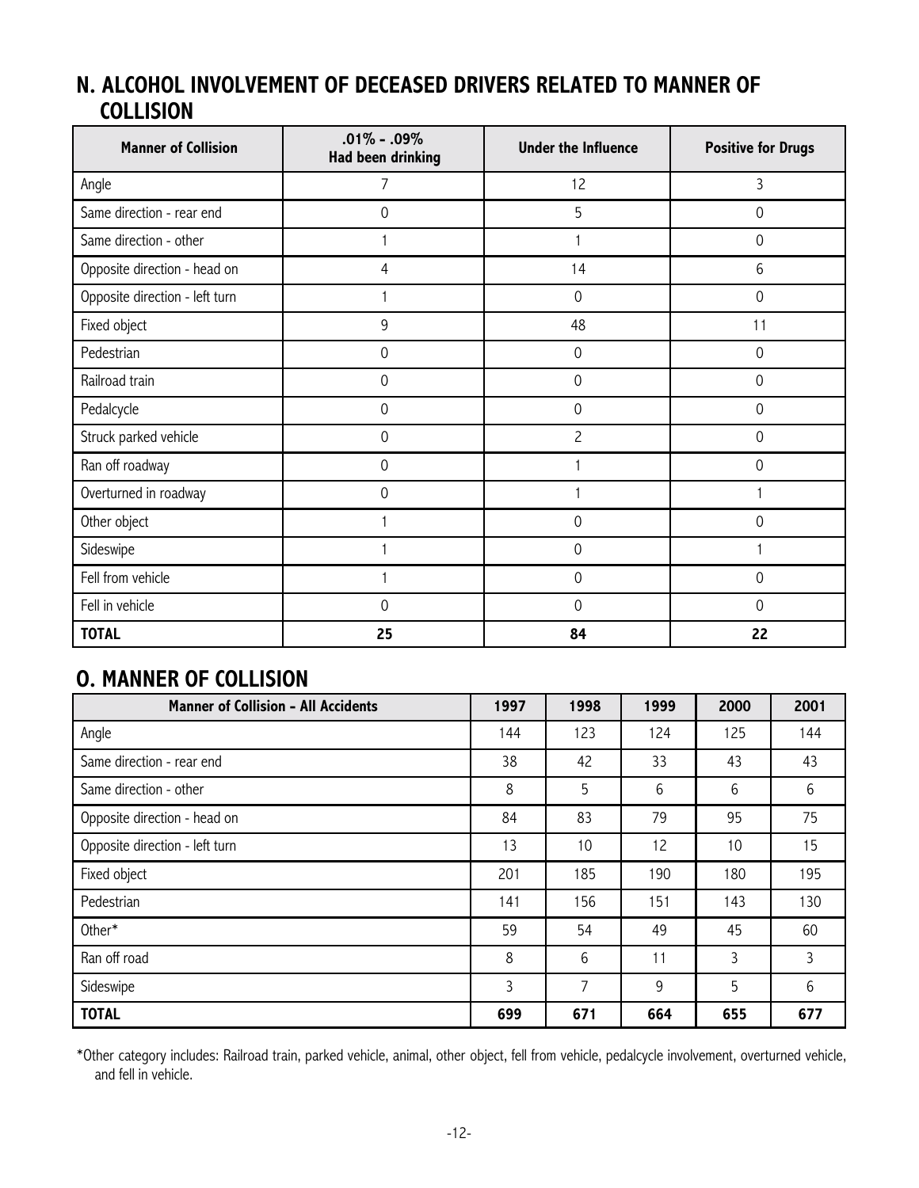## N. ALCOHOL INVOLVEMENT OF DECEASED DRIVERS RELATED TO MANNER OF COLLISION

| Manner of Collision | .01% - .09% Had been drinking | Under the Influence | Positive for Drugs |
|---|---|---|---|
| Angle | 7 | 12 | 3 |
| Same direction - rear end | 0 | 5 | 0 |
| Same direction - other | 1 | 1 | 0 |
| Opposite direction - head on | 4 | 14 | 6 |
| Opposite direction - left turn | 1 | 0 | 0 |
| Fixed object | 9 | 48 | 11 |
| Pedestrian | 0 | 0 | 0 |
| Railroad train | 0 | 0 | 0 |
| Pedalcycle | 0 | 0 | 0 |
| Struck parked vehicle | 0 | 2 | 0 |
| Ran off roadway | 0 | 1 | 0 |
| Overturned in roadway | 0 | 1 | 1 |
| Other object | 1 | 0 | 0 |
| Sideswipe | 1 | 0 | 1 |
| Fell from vehicle | 1 | 0 | 0 |
| Fell in vehicle | 0 | 0 | 0 |
| **TOTAL** | **25** | **84** | **22** |

## O. MANNER OF COLLISION

| Manner of Collision - All Accidents | 1997 | 1998 | 1999 | 2000 | 2001 |
|---|---|---|---|---|---|
| Angle | 144 | 123 | 124 | 125 | 144 |
| Same direction - rear end | 38 | 42 | 33 | 43 | 43 |
| Same direction - other | 8 | 5 | 6 | 6 | 6 |
| Opposite direction - head on | 84 | 83 | 79 | 95 | 75 |
| Opposite direction - left turn | 13 | 10 | 12 | 10 | 15 |
| Fixed object | 201 | 185 | 190 | 180 | 195 |
| Pedestrian | 141 | 156 | 151 | 143 | 130 |
| Other* | 59 | 54 | 49 | 45 | 60 |
| Ran off road | 8 | 6 | 11 | 3 | 3 |
| Sideswipe | 3 | 7 | 9 | 5 | 6 |
| **TOTAL** | **699** | **671** | **664** | **655** | **677** |

*Other category includes: Railroad train, parked vehicle, animal, other object, fell from vehicle, pedalcycle involvement, overturned vehicle, and fell in vehicle.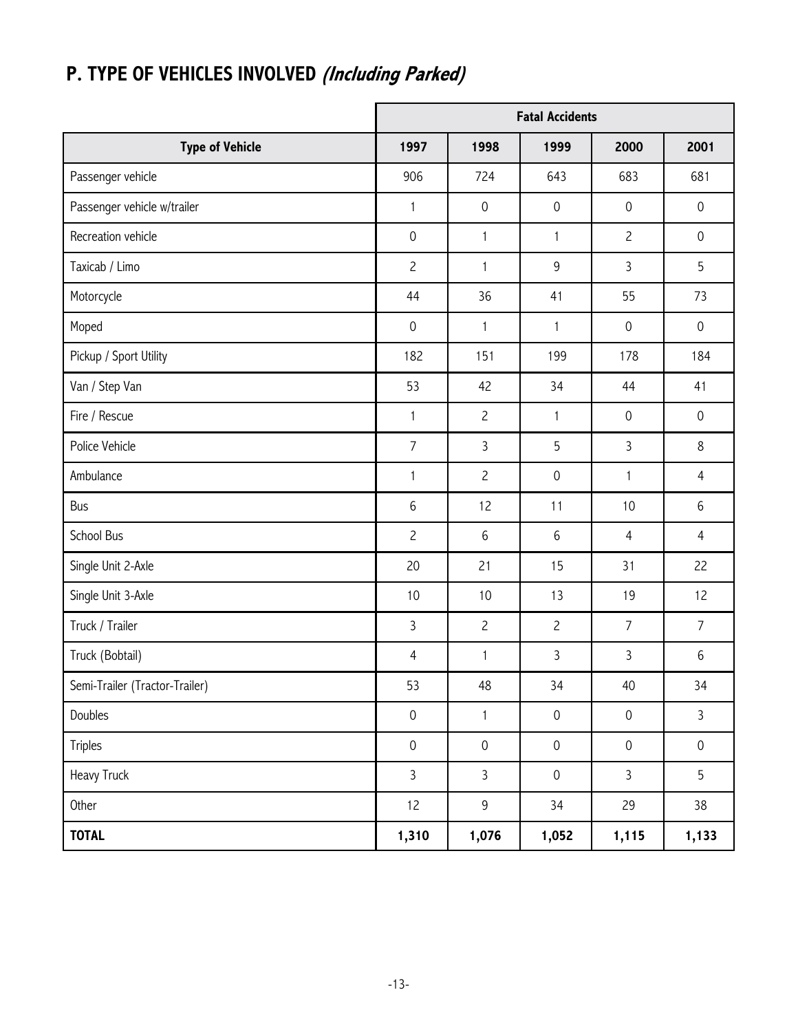## P. TYPE OF VEHICLES INVOLVED *(Including Parked)*

| | Fatal Accidents | | | | |
|---|---|---|---|---|---|
| **Type of Vehicle** | **1997** | **1998** | **1999** | **2000** | **2001** |
| Passenger vehicle | 906 | 724 | 643 | 683 | 681 |
| Passenger vehicle w/trailer | 1 | 0 | 0 | 0 | 0 |
| Recreation vehicle | 0 | 1 | 1 | 2 | 0 |
| Taxicab / Limo | 2 | 1 | 9 | 3 | 5 |
| Motorcycle | 44 | 36 | 41 | 55 | 73 |
| Moped | 0 | 1 | 1 | 0 | 0 |
| Pickup / Sport Utility | 182 | 151 | 199 | 178 | 184 |
| Van / Step Van | 53 | 42 | 34 | 44 | 41 |
| Fire / Rescue | 1 | 2 | 1 | 0 | 0 |
| Police Vehicle | 7 | 3 | 5 | 3 | 8 |
| Ambulance | 1 | 2 | 0 | 1 | 4 |
| Bus | 6 | 12 | 11 | 10 | 6 |
| School Bus | 2 | 6 | 6 | 4 | 4 |
| Single Unit 2-Axle | 20 | 21 | 15 | 31 | 22 |
| Single Unit 3-Axle | 10 | 10 | 13 | 19 | 12 |
| Truck / Trailer | 3 | 2 | 2 | 7 | 7 |
| Truck (Bobtail) | 4 | 1 | 3 | 3 | 6 |
| Semi-Trailer (Tractor-Trailer) | 53 | 48 | 34 | 40 | 34 |
| Doubles | 0 | 1 | 0 | 0 | 3 |
| Triples | 0 | 0 | 0 | 0 | 0 |
| Heavy Truck | 3 | 3 | 0 | 3 | 5 |
| Other | 12 | 9 | 34 | 29 | 38 |
| **TOTAL** | **1,310** | **1,076** | **1,052** | **1,115** | **1,133** |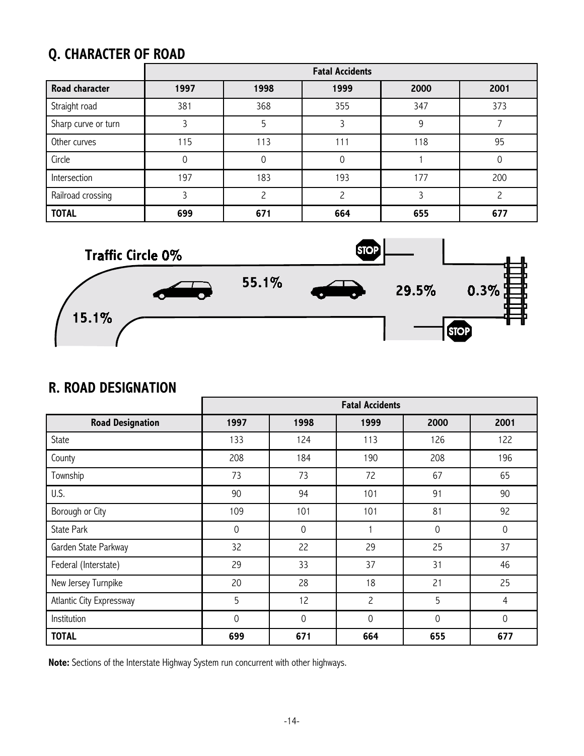## Q. CHARACTER OF ROAD

| | Fatal Accidents | | | | |
|---|---|---|---|---|---|
| **Road character** | **1997** | **1998** | **1999** | **2000** | **2001** |
| Straight road | 381 | 368 | 355 | 347 | 373 |
| Sharp curve or turn | 3 | 5 | 3 | 9 | 7 |
| Other curves | 115 | 113 | 111 | 118 | 95 |
| Circle | 0 | 0 | 0 | 1 | 0 |
| Intersection | 197 | 183 | 193 | 177 | 200 |
| Railroad crossing | 3 | 2 | 2 | 3 | 2 |
| **TOTAL** | **699** | **671** | **664** | **655** | **677** |

Traffic Circle 0%

15.1%

55.1%

29.5%

0.3%

## R. ROAD DESIGNATION

| | Fatal Accidents | | | | |
|---|---|---|---|---|---|
| **Road Designation** | **1997** | **1998** | **1999** | **2000** | **2001** |
| State | 133 | 124 | 113 | 126 | 122 |
| County | 208 | 184 | 190 | 208 | 196 |
| Township | 73 | 73 | 72 | 67 | 65 |
| U.S. | 90 | 94 | 101 | 91 | 90 |
| Borough or City | 109 | 101 | 101 | 81 | 92 |
| State Park | 0 | 0 | 1 | 0 | 0 |
| Garden State Parkway | 32 | 22 | 29 | 25 | 37 |
| Federal (Interstate) | 29 | 33 | 37 | 31 | 46 |
| New Jersey Turnpike | 20 | 28 | 18 | 21 | 25 |
| Atlantic City Expressway | 5 | 12 | 2 | 5 | 4 |
| Institution | 0 | 0 | 0 | 0 | 0 |
| **TOTAL** | **699** | **671** | **664** | **655** | **677** |

**Note:** Sections of the Interstate Highway System run concurrent with other highways.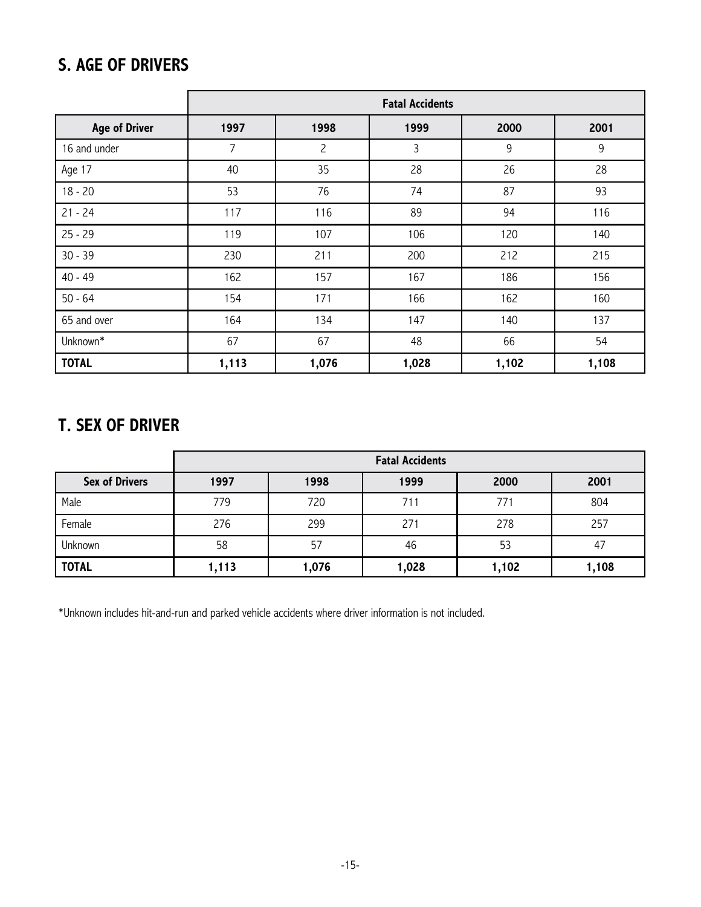## S. AGE OF DRIVERS

| | Fatal Accidents | | | | |
|---|---|---|---|---|---|
| **Age of Driver** | **1997** | **1998** | **1999** | **2000** | **2001** |
| 16 and under | 7 | 2 | 3 | 9 | 9 |
| Age 17 | 40 | 35 | 28 | 26 | 28 |
| 18 - 20 | 53 | 76 | 74 | 87 | 93 |
| 21 - 24 | 117 | 116 | 89 | 94 | 116 |
| 25 - 29 | 119 | 107 | 106 | 120 | 140 |
| 30 - 39 | 230 | 211 | 200 | 212 | 215 |
| 40 - 49 | 162 | 157 | 167 | 186 | 156 |
| 50 - 64 | 154 | 171 | 166 | 162 | 160 |
| 65 and over | 164 | 134 | 147 | 140 | 137 |
| Unknown* | 67 | 67 | 48 | 66 | 54 |
| **TOTAL** | **1,113** | **1,076** | **1,028** | **1,102** | **1,108** |

## T. SEX OF DRIVER

| | Fatal Accidents | | | | |
|---|---|---|---|---|---|
| **Sex of Drivers** | **1997** | **1998** | **1999** | **2000** | **2001** |
| Male | 779 | 720 | 711 | 771 | 804 |
| Female | 276 | 299 | 271 | 278 | 257 |
| Unknown | 58 | 57 | 46 | 53 | 47 |
| **TOTAL** | **1,113** | **1,076** | **1,028** | **1,102** | **1,108** |

*Unknown includes hit-and-run and parked vehicle accidents where driver information is not included.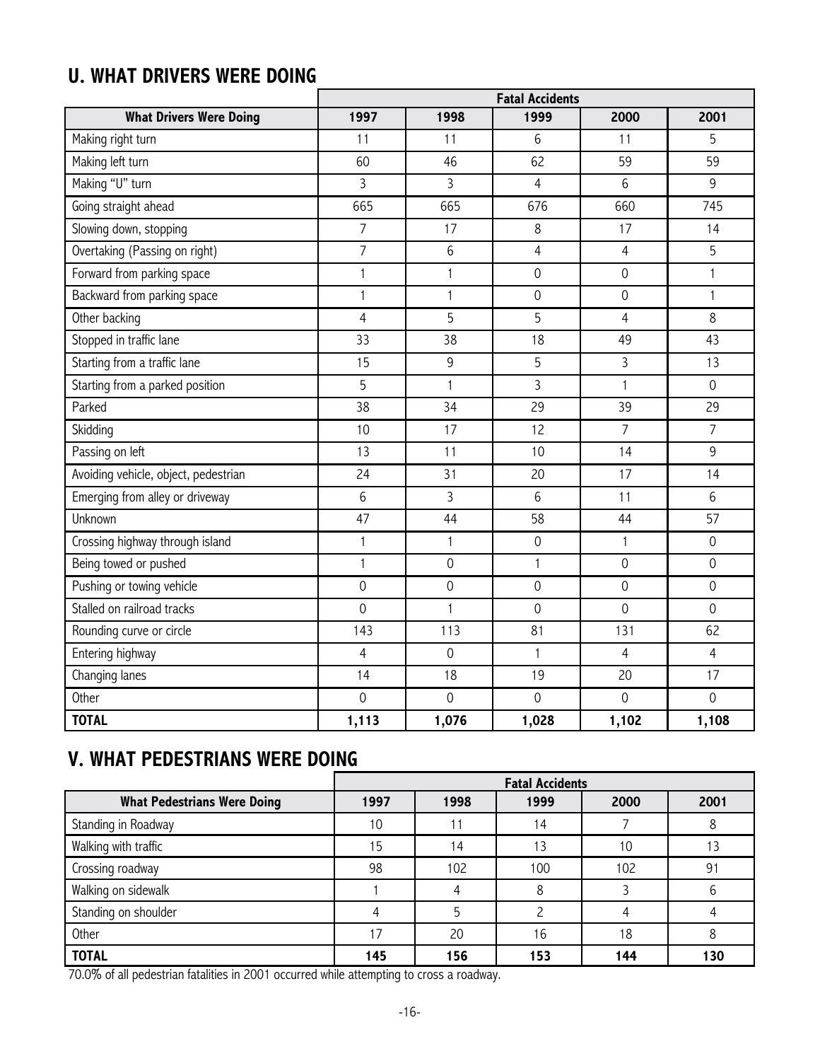## U. WHAT DRIVERS WERE DOING

| | Fatal Accidents | | | | |
|---|---|---|---|---|---|
| **What Drivers Were Doing** | **1997** | **1998** | **1999** | **2000** | **2001** |
| Making right turn | 11 | 11 | 6 | 11 | 5 |
| Making left turn | 60 | 46 | 62 | 59 | 59 |
| Making "U" turn | 3 | 3 | 4 | 6 | 9 |
| Going straight ahead | 665 | 665 | 676 | 660 | 745 |
| Slowing down, stopping | 7 | 17 | 8 | 17 | 14 |
| Overtaking (Passing on right) | 7 | 6 | 4 | 4 | 5 |
| Forward from parking space | 1 | 1 | 0 | 0 | 1 |
| Backward from parking space | 1 | 1 | 0 | 0 | 1 |
| Other backing | 4 | 5 | 5 | 4 | 8 |
| Stopped in traffic lane | 33 | 38 | 18 | 49 | 43 |
| Starting from a traffic lane | 15 | 9 | 5 | 3 | 13 |
| Starting from a parked position | 5 | 1 | 3 | 1 | 0 |
| Parked | 38 | 34 | 29 | 39 | 29 |
| Skidding | 10 | 17 | 12 | 7 | 7 |
| Passing on left | 13 | 11 | 10 | 14 | 9 |
| Avoiding vehicle, object, pedestrian | 24 | 31 | 20 | 17 | 14 |
| Emerging from alley or driveway | 6 | 3 | 6 | 11 | 6 |
| Unknown | 47 | 44 | 58 | 44 | 57 |
| Crossing highway through island | 1 | 1 | 0 | 1 | 0 |
| Being towed or pushed | 1 | 0 | 1 | 0 | 0 |
| Pushing or towing vehicle | 0 | 0 | 0 | 0 | 0 |
| Stalled on railroad tracks | 0 | 1 | 0 | 0 | 0 |
| Rounding curve or circle | 143 | 113 | 81 | 131 | 62 |
| Entering highway | 4 | 0 | 1 | 4 | 4 |
| Changing lanes | 14 | 18 | 19 | 20 | 17 |
| Other | 0 | 0 | 0 | 0 | 0 |
| **TOTAL** | **1,113** | **1,076** | **1,028** | **1,102** | **1,108** |

## V. WHAT PEDESTRIANS WERE DOING

| | Fatal Accidents | | | | |
|---|---|---|---|---|---|
| **What Pedestrians Were Doing** | **1997** | **1998** | **1999** | **2000** | **2001** |
| Standing in Roadway | 10 | 11 | 14 | 7 | 8 |
| Walking with traffic | 15 | 14 | 13 | 10 | 13 |
| Crossing roadway | 98 | 102 | 100 | 102 | 91 |
| Walking on sidewalk | 1 | 4 | 8 | 3 | 6 |
| Standing on shoulder | 4 | 5 | 2 | 4 | 4 |
| Other | 17 | 20 | 16 | 18 | 8 |
| **TOTAL** | **145** | **156** | **153** | **144** | **130** |

70.0% of all pedestrian fatalities in 2001 occurred while attempting to cross a roadway.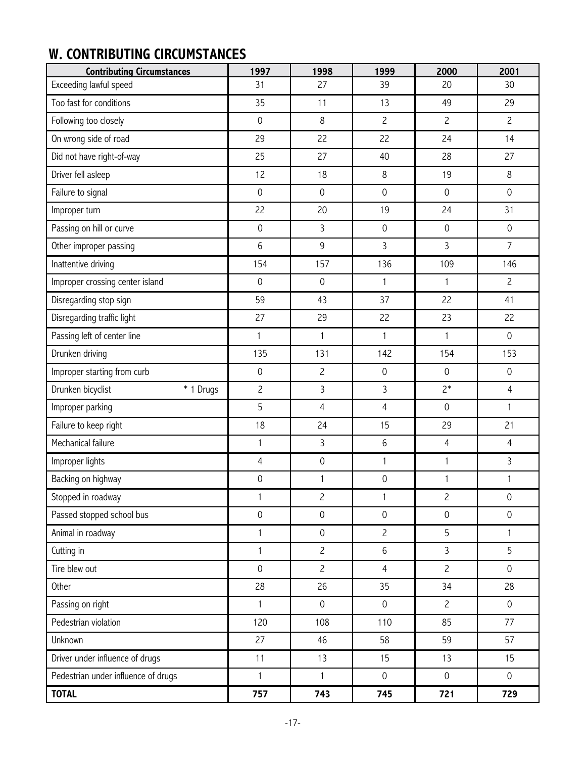## W. CONTRIBUTING CIRCUMSTANCES

| Contributing Circumstances | 1997 | 1998 | 1999 | 2000 | 2001 |
|---|---|---|---|---|---|
| Exceeding lawful speed | 31 | 27 | 39 | 20 | 30 |
| Too fast for conditions | 35 | 11 | 13 | 49 | 29 |
| Following too closely | 0 | 8 | 2 | 2 | 2 |
| On wrong side of road | 29 | 22 | 22 | 24 | 14 |
| Did not have right-of-way | 25 | 27 | 40 | 28 | 27 |
| Driver fell asleep | 12 | 18 | 8 | 19 | 8 |
| Failure to signal | 0 | 0 | 0 | 0 | 0 |
| Improper turn | 22 | 20 | 19 | 24 | 31 |
| Passing on hill or curve | 0 | 3 | 0 | 0 | 0 |
| Other improper passing | 6 | 9 | 3 | 3 | 7 |
| Inattentive driving | 154 | 157 | 136 | 109 | 146 |
| Improper crossing center island | 0 | 0 | 1 | 1 | 2 |
| Disregarding stop sign | 59 | 43 | 37 | 22 | 41 |
| Disregarding traffic light | 27 | 29 | 22 | 23 | 22 |
| Passing left of center line | 1 | 1 | 1 | 1 | 0 |
| Drunken driving | 135 | 131 | 142 | 154 | 153 |
| Improper starting from curb | 0 | 2 | 0 | 0 | 0 |
| Drunken bicyclist * 1 Drugs | 2 | 3 | 3 | 2* | 4 |
| Improper parking | 5 | 4 | 4 | 0 | 1 |
| Failure to keep right | 18 | 24 | 15 | 29 | 21 |
| Mechanical failure | 1 | 3 | 6 | 4 | 4 |
| Improper lights | 4 | 0 | 1 | 1 | 3 |
| Backing on highway | 0 | 1 | 0 | 1 | 1 |
| Stopped in roadway | 1 | 2 | 1 | 2 | 0 |
| Passed stopped school bus | 0 | 0 | 0 | 0 | 0 |
| Animal in roadway | 1 | 0 | 2 | 5 | 1 |
| Cutting in | 1 | 2 | 6 | 3 | 5 |
| Tire blew out | 0 | 2 | 4 | 2 | 0 |
| Other | 28 | 26 | 35 | 34 | 28 |
| Passing on right | 1 | 0 | 0 | 2 | 0 |
| Pedestrian violation | 120 | 108 | 110 | 85 | 77 |
| Unknown | 27 | 46 | 58 | 59 | 57 |
| Driver under influence of drugs | 11 | 13 | 15 | 13 | 15 |
| Pedestrian under influence of drugs | 1 | 1 | 0 | 0 | 0 |
| **TOTAL** | **757** | **743** | **745** | **721** | **729** |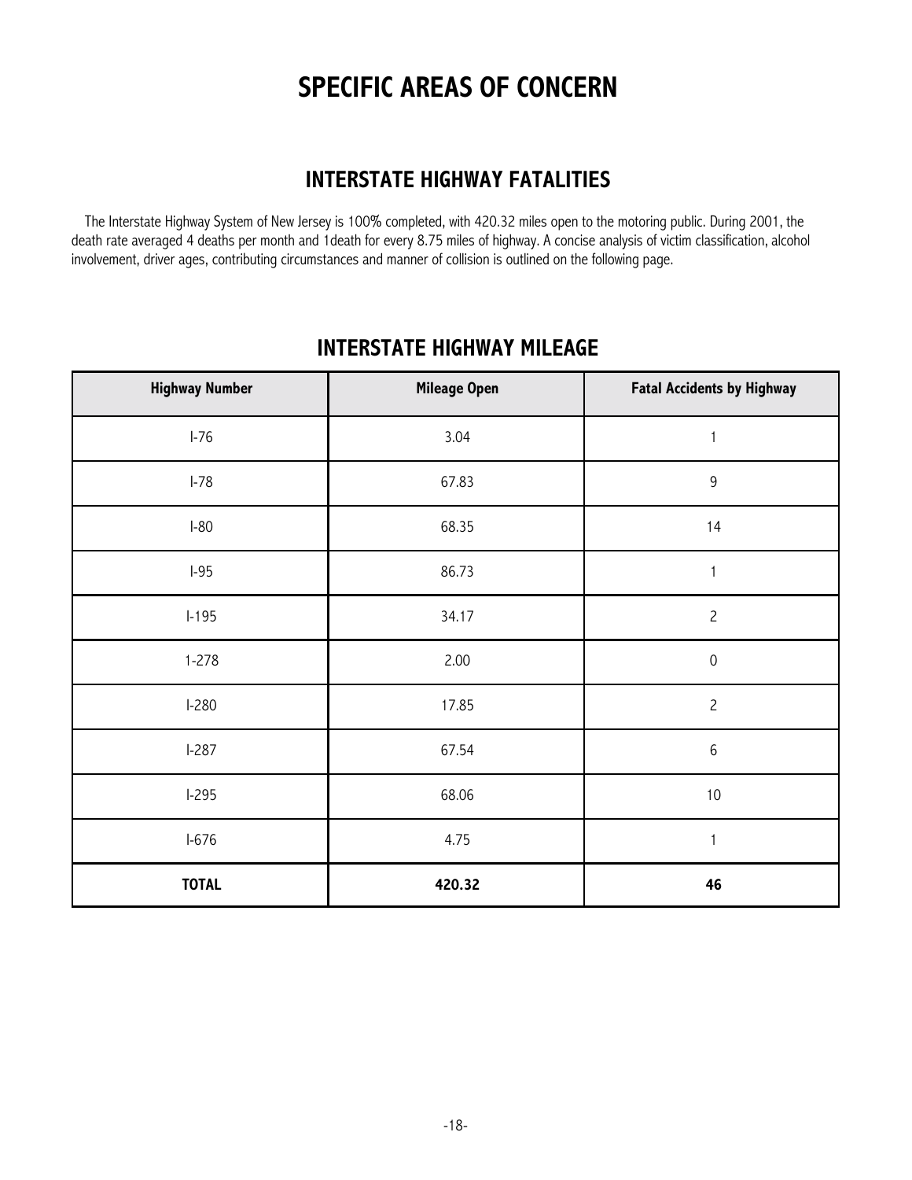# SPECIFIC AREAS OF CONCERN

## INTERSTATE HIGHWAY FATALITIES

The Interstate Highway System of New Jersey is 100% completed, with 420.32 miles open to the motoring public. During 2001, the death rate averaged 4 deaths per month and 1death for every 8.75 miles of highway. A concise analysis of victim classification, alcohol involvement, driver ages, contributing circumstances and manner of collision is outlined on the following page.

## INTERSTATE HIGHWAY MILEAGE

| Highway Number | Mileage Open | Fatal Accidents by Highway |
|---|---|---|
| I-76 | 3.04 | 1 |
| I-78 | 67.83 | 9 |
| I-80 | 68.35 | 14 |
| I-95 | 86.73 | 1 |
| I-195 | 34.17 | 2 |
| 1-278 | 2.00 | 0 |
| I-280 | 17.85 | 2 |
| I-287 | 67.54 | 6 |
| I-295 | 68.06 | 10 |
| I-676 | 4.75 | 1 |
| **TOTAL** | **420.32** | **46** |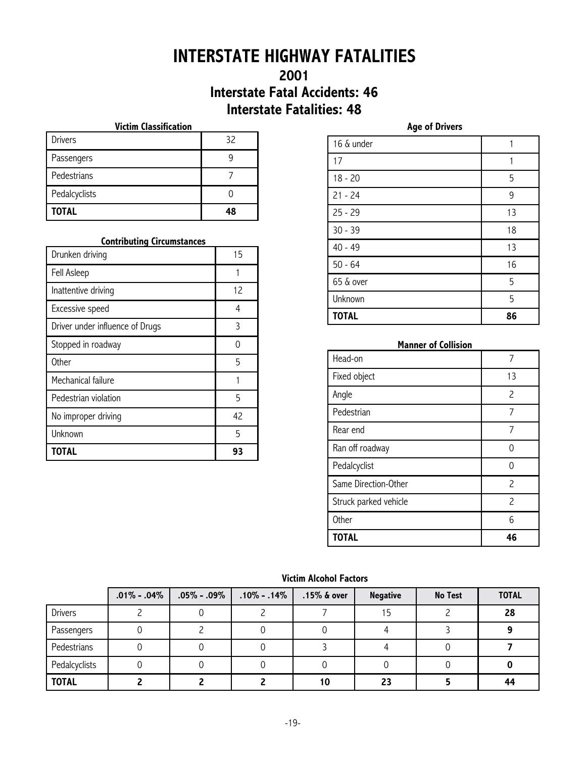# INTERSTATE HIGHWAY FATALITIES

## 2001

## Interstate Fatal Accidents: 46

## Interstate Fatalities: 48

**Victim Classification**

| Victim Classification | |
|---|---|
| Drivers | 32 |
| Passengers | 9 |
| Pedestrians | 7 |
| Pedalcyclists | 0 |
| **TOTAL** | **48** |

**Contributing Circumstances**

| Contributing Circumstances | |
|---|---|
| Drunken driving | 15 |
| Fell Asleep | 1 |
| Inattentive driving | 12 |
| Excessive speed | 4 |
| Driver under influence of Drugs | 3 |
| Stopped in roadway | 0 |
| Other | 5 |
| Mechanical failure | 1 |
| Pedestrian violation | 5 |
| No improper driving | 42 |
| Unknown | 5 |
| **TOTAL** | **93** |

**Age of Drivers**

| Age of Drivers | |
|---|---|
| 16 & under | 1 |
| 17 | 1 |
| 18 - 20 | 5 |
| 21 - 24 | 9 |
| 25 - 29 | 13 |
| 30 - 39 | 18 |
| 40 - 49 | 13 |
| 50 - 64 | 16 |
| 65 & over | 5 |
| Unknown | 5 |
| **TOTAL** | **86** |

**Manner of Collision**

| Manner of Collision | |
|---|---|
| Head-on | 7 |
| Fixed object | 13 |
| Angle | 2 |
| Pedestrian | 7 |
| Rear end | 7 |
| Ran off roadway | 0 |
| Pedalcyclist | 0 |
| Same Direction-Other | 2 |
| Struck parked vehicle | 2 |
| Other | 6 |
| **TOTAL** | **46** |

**Victim Alcohol Factors**

| | .01% - .04% | .05% - .09% | .10% - .14% | .15% & over | Negative | No Test | TOTAL |
|---|---|---|---|---|---|---|---|
| Drivers | 2 | 0 | 2 | 7 | 15 | 2 | **28** |
| Passengers | 0 | 2 | 0 | 0 | 4 | 3 | **9** |
| Pedestrians | 0 | 0 | 0 | 3 | 4 | 0 | **7** |
| Pedalcyclists | 0 | 0 | 0 | 0 | 0 | 0 | **0** |
| **TOTAL** | **2** | **2** | **2** | **10** | **23** | **5** | **44** |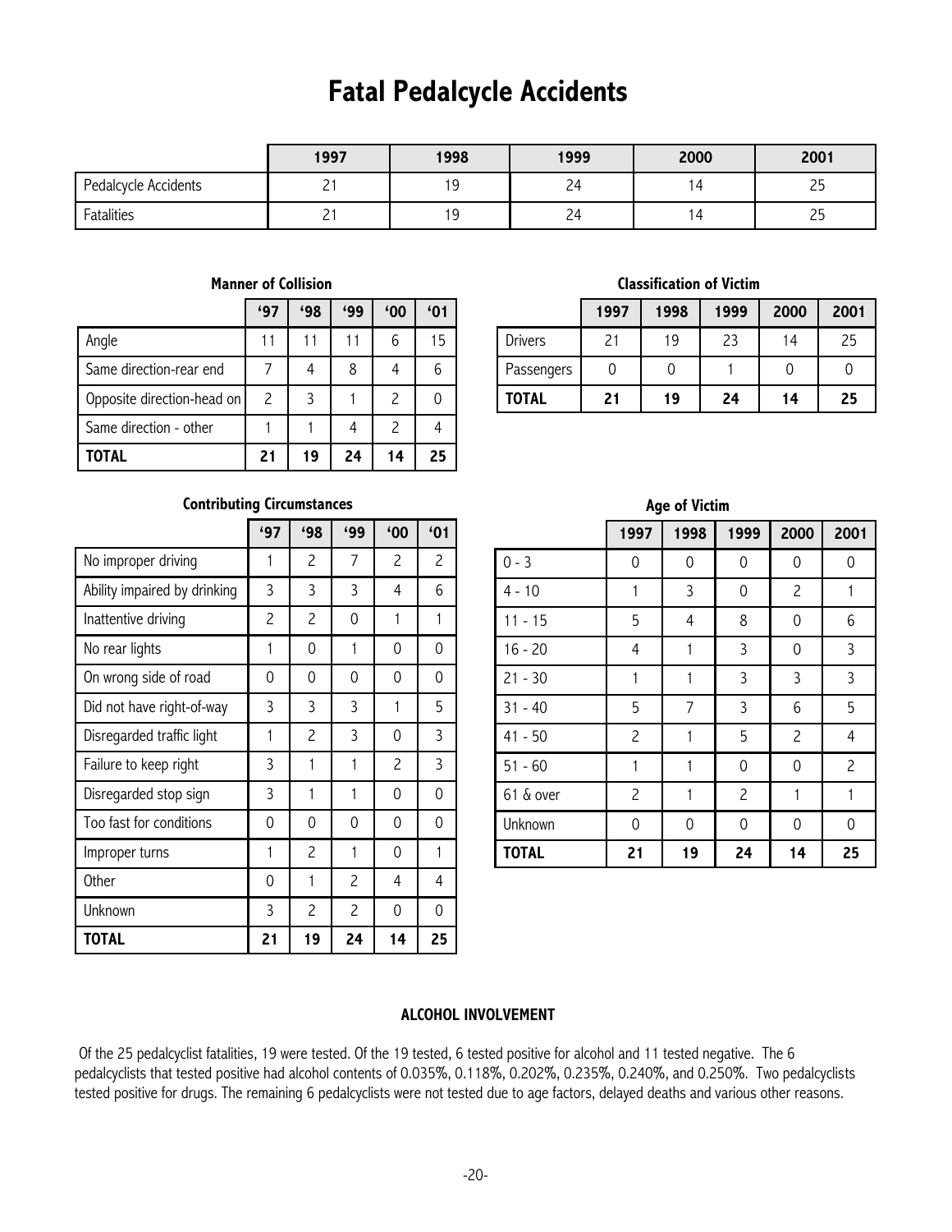# Fatal Pedalcycle Accidents

| | 1997 | 1998 | 1999 | 2000 | 2001 |
|---|---|---|---|---|---|
| Pedalcycle Accidents | 21 | 19 | 24 | 14 | 25 |
| Fatalities | 21 | 19 | 24 | 14 | 25 |

### Manner of Collision

| | '97 | '98 | '99 | '00 | '01 |
|---|---|---|---|---|---|
| Angle | 11 | 11 | 11 | 6 | 15 |
| Same direction-rear end | 7 | 4 | 8 | 4 | 6 |
| Opposite direction-head on | 2 | 3 | 1 | 2 | 0 |
| Same direction - other | 1 | 1 | 4 | 2 | 4 |
| **TOTAL** | **21** | **19** | **24** | **14** | **25** |

### Classification of Victim

| | 1997 | 1998 | 1999 | 2000 | 2001 |
|---|---|---|---|---|---|
| Drivers | 21 | 19 | 23 | 14 | 25 |
| Passengers | 0 | 0 | 1 | 0 | 0 |
| **TOTAL** | **21** | **19** | **24** | **14** | **25** |

### Contributing Circumstances

| | '97 | '98 | '99 | '00 | '01 |
|---|---|---|---|---|---|
| No improper driving | 1 | 2 | 7 | 2 | 2 |
| Ability impaired by drinking | 3 | 3 | 3 | 4 | 6 |
| Inattentive driving | 2 | 2 | 0 | 1 | 1 |
| No rear lights | 1 | 0 | 1 | 0 | 0 |
| On wrong side of road | 0 | 0 | 0 | 0 | 0 |
| Did not have right-of-way | 3 | 3 | 3 | 1 | 5 |
| Disregarded traffic light | 1 | 2 | 3 | 0 | 3 |
| Failure to keep right | 3 | 1 | 1 | 2 | 3 |
| Disregarded stop sign | 3 | 1 | 1 | 0 | 0 |
| Too fast for conditions | 0 | 0 | 0 | 0 | 0 |
| Improper turns | 1 | 2 | 1 | 0 | 1 |
| Other | 0 | 1 | 2 | 4 | 4 |
| Unknown | 3 | 2 | 2 | 0 | 0 |
| **TOTAL** | **21** | **19** | **24** | **14** | **25** |

### Age of Victim

| | 1997 | 1998 | 1999 | 2000 | 2001 |
|---|---|---|---|---|---|
| 0 - 3 | 0 | 0 | 0 | 0 | 0 |
| 4 - 10 | 1 | 3 | 0 | 2 | 1 |
| 11 - 15 | 5 | 4 | 8 | 0 | 6 |
| 16 - 20 | 4 | 1 | 3 | 0 | 3 |
| 21 - 30 | 1 | 1 | 3 | 3 | 3 |
| 31 - 40 | 5 | 7 | 3 | 6 | 5 |
| 41 - 50 | 2 | 1 | 5 | 2 | 4 |
| 51 - 60 | 1 | 1 | 0 | 0 | 2 |
| 61 & over | 2 | 1 | 2 | 1 | 1 |
| Unknown | 0 | 0 | 0 | 0 | 0 |
| **TOTAL** | **21** | **19** | **24** | **14** | **25** |

### ALCOHOL INVOLVEMENT

Of the 25 pedalcyclist fatalities, 19 were tested. Of the 19 tested, 6 tested positive for alcohol and 11 tested negative. The 6 pedalcyclists that tested positive had alcohol contents of 0.035%, 0.118%, 0.202%, 0.235%, 0.240%, and 0.250%. Two pedalcyclists tested positive for drugs. The remaining 6 pedalcyclists were not tested due to age factors, delayed deaths and various other reasons.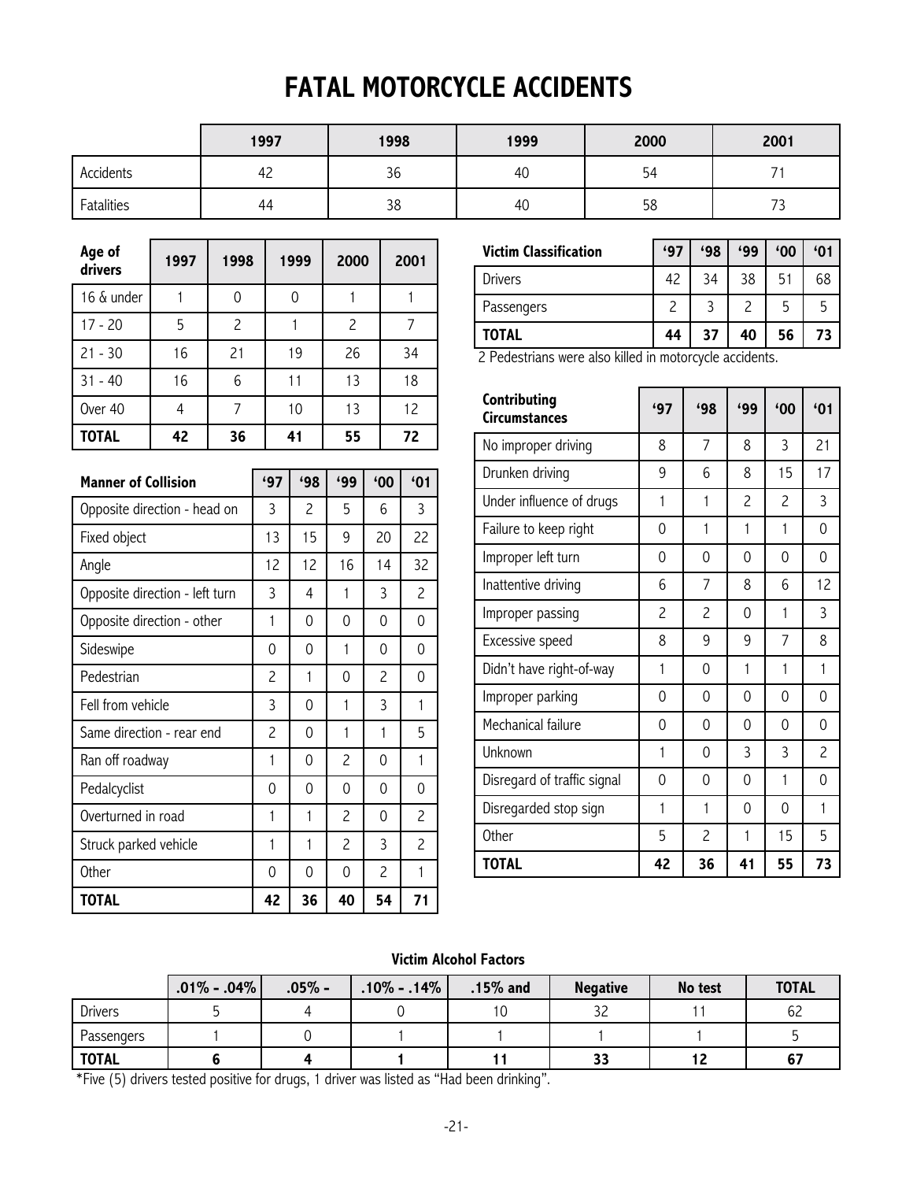# FATAL MOTORCYCLE ACCIDENTS

| | 1997 | 1998 | 1999 | 2000 | 2001 |
|---|---|---|---|---|---|
| Accidents | 42 | 36 | 40 | 54 | 71 |
| Fatalities | 44 | 38 | 40 | 58 | 73 |

| Age of drivers | 1997 | 1998 | 1999 | 2000 | 2001 |
|---|---|---|---|---|---|
| 16 & under | 1 | 0 | 0 | 1 | 1 |
| 17 - 20 | 5 | 2 | 1 | 2 | 7 |
| 21 - 30 | 16 | 21 | 19 | 26 | 34 |
| 31 - 40 | 16 | 6 | 11 | 13 | 18 |
| Over 40 | 4 | 7 | 10 | 13 | 12 |
| **TOTAL** | **42** | **36** | **41** | **55** | **72** |

| Manner of Collision | '97 | '98 | '99 | '00 | '01 |
|---|---|---|---|---|---|
| Opposite direction - head on | 3 | 2 | 5 | 6 | 3 |
| Fixed object | 13 | 15 | 9 | 20 | 22 |
| Angle | 12 | 12 | 16 | 14 | 32 |
| Opposite direction - left turn | 3 | 4 | 1 | 3 | 2 |
| Opposite direction - other | 1 | 0 | 0 | 0 | 0 |
| Sideswipe | 0 | 0 | 1 | 0 | 0 |
| Pedestrian | 2 | 1 | 0 | 2 | 0 |
| Fell from vehicle | 3 | 0 | 1 | 3 | 1 |
| Same direction - rear end | 2 | 0 | 1 | 1 | 5 |
| Ran off roadway | 1 | 0 | 2 | 0 | 1 |
| Pedalcyclist | 0 | 0 | 0 | 0 | 0 |
| Overturned in road | 1 | 1 | 2 | 0 | 2 |
| Struck parked vehicle | 1 | 1 | 2 | 3 | 2 |
| Other | 0 | 0 | 0 | 2 | 1 |
| **TOTAL** | **42** | **36** | **40** | **54** | **71** |

| Victim Classification | '97 | '98 | '99 | '00 | '01 |
|---|---|---|---|---|---|
| Drivers | 42 | 34 | 38 | 51 | 68 |
| Passengers | 2 | 3 | 2 | 5 | 5 |
| **TOTAL** | **44** | **37** | **40** | **56** | **73** |

2 Pedestrians were also killed in motorcycle accidents.

| Contributing Circumstances | '97 | '98 | '99 | '00 | '01 |
|---|---|---|---|---|---|
| No improper driving | 8 | 7 | 8 | 3 | 21 |
| Drunken driving | 9 | 6 | 8 | 15 | 17 |
| Under influence of drugs | 1 | 1 | 2 | 2 | 3 |
| Failure to keep right | 0 | 1 | 1 | 1 | 0 |
| Improper left turn | 0 | 0 | 0 | 0 | 0 |
| Inattentive driving | 6 | 7 | 8 | 6 | 12 |
| Improper passing | 2 | 2 | 0 | 1 | 3 |
| Excessive speed | 8 | 9 | 9 | 7 | 8 |
| Didn't have right-of-way | 1 | 0 | 1 | 1 | 1 |
| Improper parking | 0 | 0 | 0 | 0 | 0 |
| Mechanical failure | 0 | 0 | 0 | 0 | 0 |
| Unknown | 1 | 0 | 3 | 3 | 2 |
| Disregard of traffic signal | 0 | 0 | 0 | 1 | 0 |
| Disregarded stop sign | 1 | 1 | 0 | 0 | 1 |
| Other | 5 | 2 | 1 | 15 | 5 |
| **TOTAL** | **42** | **36** | **41** | **55** | **73** |

**Victim Alcohol Factors**

| | .01% - .04% | .05% - | .10% - .14% | .15% and | Negative | No test | TOTAL |
|---|---|---|---|---|---|---|---|
| Drivers | 5 | 4 | 0 | 10 | 32 | 11 | 62 |
| Passengers | 1 | 0 | 1 | 1 | 1 | 1 | 5 |
| **TOTAL** | **6** | **4** | **1** | **11** | **33** | **12** | **67** |

*Five (5) drivers tested positive for drugs, 1 driver was listed as "Had been drinking".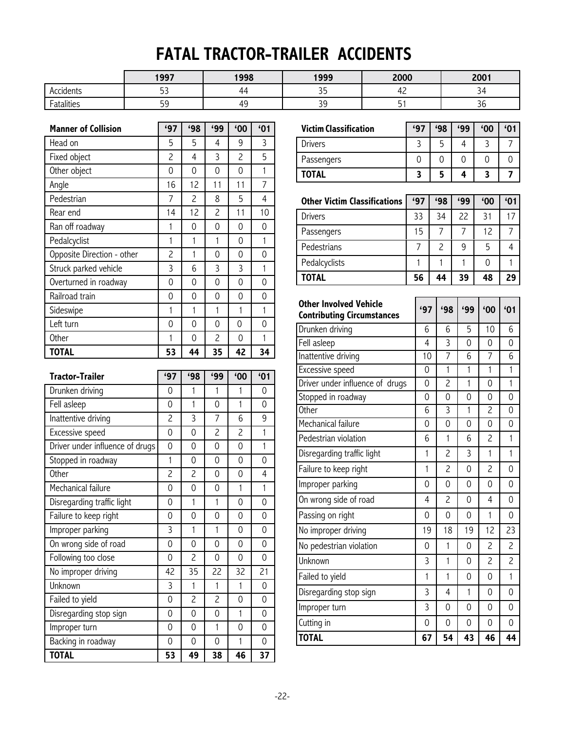# FATAL TRACTOR-TRAILER ACCIDENTS

| | 1997 | 1998 | 1999 | 2000 | 2001 |
|---|---|---|---|---|---|
| Accidents | 53 | 44 | 35 | 42 | 34 |
| Fatalities | 59 | 49 | 39 | 51 | 36 |

| Manner of Collision | '97 | '98 | '99 | '00 | '01 |
|---|---|---|---|---|---|
| Head on | 5 | 5 | 4 | 9 | 3 |
| Fixed object | 2 | 4 | 3 | 2 | 5 |
| Other object | 0 | 0 | 0 | 0 | 1 |
| Angle | 16 | 12 | 11 | 11 | 7 |
| Pedestrian | 7 | 2 | 8 | 5 | 4 |
| Rear end | 14 | 12 | 2 | 11 | 10 |
| Ran off roadway | 1 | 0 | 0 | 0 | 0 |
| Pedalcyclist | 1 | 1 | 1 | 0 | 1 |
| Opposite Direction - other | 2 | 1 | 0 | 0 | 0 |
| Struck parked vehicle | 3 | 6 | 3 | 3 | 1 |
| Overturned in roadway | 0 | 0 | 0 | 0 | 0 |
| Railroad train | 0 | 0 | 0 | 0 | 0 |
| Sideswipe | 1 | 1 | 1 | 1 | 1 |
| Left turn | 0 | 0 | 0 | 0 | 0 |
| Other | 1 | 0 | 2 | 0 | 1 |
| **TOTAL** | **53** | **44** | **35** | **42** | **34** |

| Tractor-Trailer | '97 | '98 | '99 | '00 | '01 |
|---|---|---|---|---|---|
| Drunken driving | 0 | 1 | 1 | 1 | 0 |
| Fell asleep | 0 | 1 | 0 | 1 | 0 |
| Inattentive driving | 2 | 3 | 7 | 6 | 9 |
| Excessive speed | 0 | 0 | 2 | 2 | 1 |
| Driver under influence of drugs | 0 | 0 | 0 | 0 | 1 |
| Stopped in roadway | 1 | 0 | 0 | 0 | 0 |
| Other | 2 | 2 | 0 | 0 | 4 |
| Mechanical failure | 0 | 0 | 0 | 1 | 1 |
| Disregarding traffic light | 0 | 1 | 1 | 0 | 0 |
| Failure to keep right | 0 | 0 | 0 | 0 | 0 |
| Improper parking | 3 | 1 | 1 | 0 | 0 |
| On wrong side of road | 0 | 0 | 0 | 0 | 0 |
| Following too close | 0 | 2 | 0 | 0 | 0 |
| No improper driving | 42 | 35 | 22 | 32 | 21 |
| Unknown | 3 | 1 | 1 | 1 | 0 |
| Failed to yield | 0 | 2 | 2 | 0 | 0 |
| Disregarding stop sign | 0 | 0 | 0 | 1 | 0 |
| Improper turn | 0 | 0 | 1 | 0 | 0 |
| Backing in roadway | 0 | 0 | 0 | 1 | 0 |
| **TOTAL** | **53** | **49** | **38** | **46** | **37** |

| Victim Classification | '97 | '98 | '99 | '00 | '01 |
|---|---|---|---|---|---|
| Drivers | 3 | 5 | 4 | 3 | 7 |
| Passengers | 0 | 0 | 0 | 0 | 0 |
| **TOTAL** | **3** | **5** | **4** | **3** | **7** |

| Other Victim Classifications | '97 | '98 | '99 | '00 | '01 |
|---|---|---|---|---|---|
| Drivers | 33 | 34 | 22 | 31 | 17 |
| Passengers | 15 | 7 | 7 | 12 | 7 |
| Pedestrians | 7 | 2 | 9 | 5 | 4 |
| Pedalcyclists | 1 | 1 | 1 | 0 | 1 |
| **TOTAL** | **56** | **44** | **39** | **48** | **29** |

| Other Involved Vehicle Contributing Circumstances | '97 | '98 | '99 | '00 | '01 |
|---|---|---|---|---|---|
| Drunken driving | 6 | 6 | 5 | 10 | 6 |
| Fell asleep | 4 | 3 | 0 | 0 | 0 |
| Inattentive driving | 10 | 7 | 6 | 7 | 6 |
| Excessive speed | 0 | 1 | 1 | 1 | 1 |
| Driver under influence of drugs | 0 | 2 | 1 | 0 | 1 |
| Stopped in roadway | 0 | 0 | 0 | 0 | 0 |
| Other | 6 | 3 | 1 | 2 | 0 |
| Mechanical failure | 0 | 0 | 0 | 0 | 0 |
| Pedestrian violation | 6 | 1 | 6 | 2 | 1 |
| Disregarding traffic light | 1 | 2 | 3 | 1 | 1 |
| Failure to keep right | 1 | 2 | 0 | 2 | 0 |
| Improper parking | 0 | 0 | 0 | 0 | 0 |
| On wrong side of road | 4 | 2 | 0 | 4 | 0 |
| Passing on right | 0 | 0 | 0 | 1 | 0 |
| No improper driving | 19 | 18 | 19 | 12 | 23 |
| No pedestrian violation | 0 | 1 | 0 | 2 | 2 |
| Unknown | 3 | 1 | 0 | 2 | 2 |
| Failed to yield | 1 | 1 | 0 | 0 | 1 |
| Disregarding stop sign | 3 | 4 | 1 | 0 | 0 |
| Improper turn | 3 | 0 | 0 | 0 | 0 |
| Cutting in | 0 | 0 | 0 | 0 | 0 |
| **TOTAL** | **67** | **54** | **43** | **46** | **44** |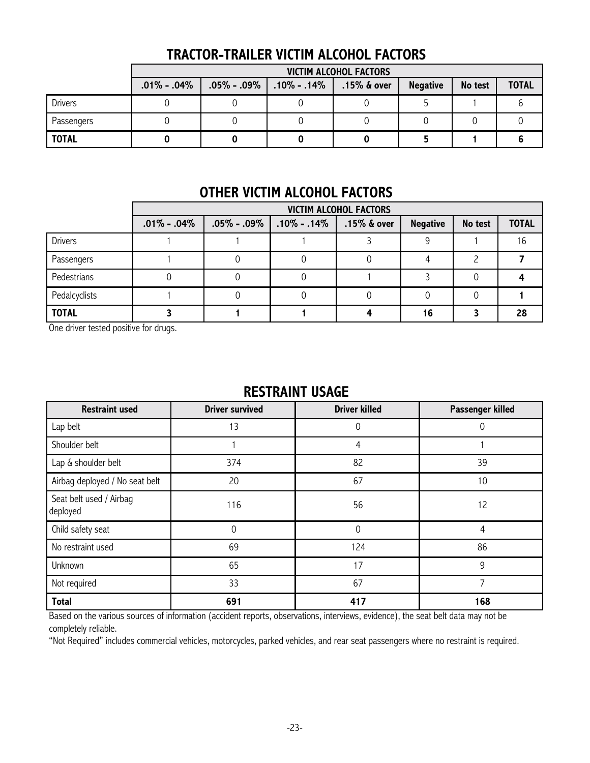## TRACTOR-TRAILER VICTIM ALCOHOL FACTORS

| | VICTIM ALCOHOL FACTORS | | | | | | |
|---|---|---|---|---|---|---|---|
| | .01% - .04% | .05% - .09% | .10% - .14% | .15% & over | Negative | No test | TOTAL |
| Drivers | 0 | 0 | 0 | 0 | 5 | 1 | 6 |
| Passengers | 0 | 0 | 0 | 0 | 0 | 0 | 0 |
| **TOTAL** | **0** | **0** | **0** | **0** | **5** | **1** | **6** |

## OTHER VICTIM ALCOHOL FACTORS

| | VICTIM ALCOHOL FACTORS | | | | | | |
|---|---|---|---|---|---|---|---|
| | .01% - .04% | .05% - .09% | .10% - .14% | .15% & over | Negative | No test | TOTAL |
| Drivers | 1 | 1 | 1 | 3 | 9 | 1 | 16 |
| Passengers | 1 | 0 | 0 | 0 | 4 | 2 | **7** |
| Pedestrians | 0 | 0 | 0 | 1 | 3 | 0 | **4** |
| Pedalcyclists | 1 | 0 | 0 | 0 | 0 | 0 | **1** |
| **TOTAL** | **3** | **1** | **1** | **4** | **16** | **3** | **28** |

One driver tested positive for drugs.

## RESTRAINT USAGE

| Restraint used | Driver survived | Driver killed | Passenger killed |
|---|---|---|---|
| Lap belt | 13 | 0 | 0 |
| Shoulder belt | 1 | 4 | 1 |
| Lap & shoulder belt | 374 | 82 | 39 |
| Airbag deployed / No seat belt | 20 | 67 | 10 |
| Seat belt used / Airbag deployed | 116 | 56 | 12 |
| Child safety seat | 0 | 0 | 4 |
| No restraint used | 69 | 124 | 86 |
| Unknown | 65 | 17 | 9 |
| Not required | 33 | 67 | 7 |
| **Total** | **691** | **417** | **168** |

Based on the various sources of information (accident reports, observations, interviews, evidence), the seat belt data may not be completely reliable.

"Not Required" includes commercial vehicles, motorcycles, parked vehicles, and rear seat passengers where no restraint is required.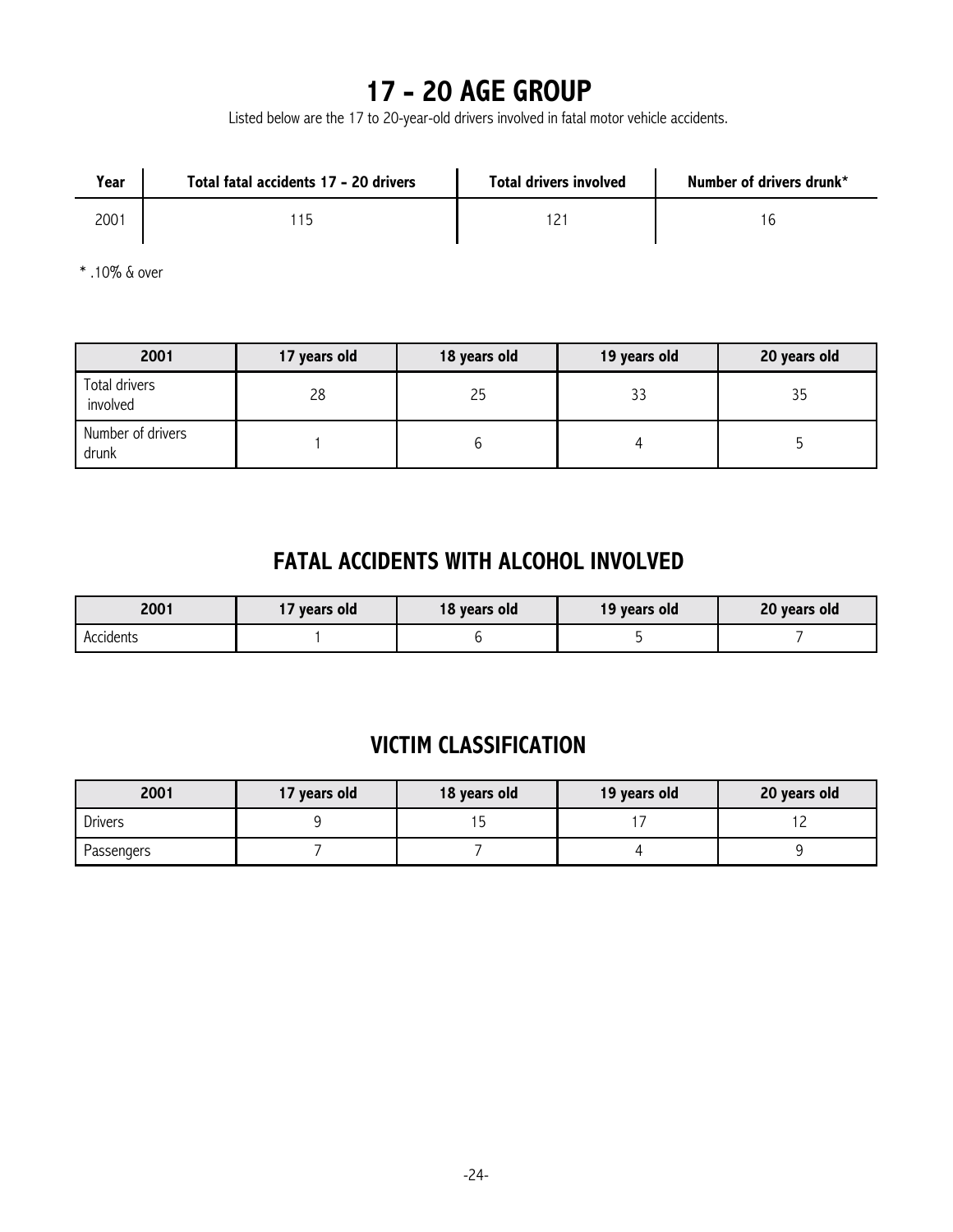# 17 - 20 AGE GROUP

Listed below are the 17 to 20-year-old drivers involved in fatal motor vehicle accidents.

| Year | Total fatal accidents 17 - 20 drivers | Total drivers involved | Number of drivers drunk* |
|---|---|---|---|
| 2001 | 115 | 121 | 16 |

* .10% & over

| 2001 | 17 years old | 18 years old | 19 years old | 20 years old |
|---|---|---|---|---|
| Total drivers involved | 28 | 25 | 33 | 35 |
| Number of drivers drunk | 1 | 6 | 4 | 5 |

## FATAL ACCIDENTS WITH ALCOHOL INVOLVED

| 2001 | 17 years old | 18 years old | 19 years old | 20 years old |
|---|---|---|---|---|
| Accidents | 1 | 6 | 5 | 7 |

## VICTIM CLASSIFICATION

| 2001 | 17 years old | 18 years old | 19 years old | 20 years old |
|---|---|---|---|---|
| Drivers | 9 | 15 | 17 | 12 |
| Passengers | 7 | 7 | 4 | 9 |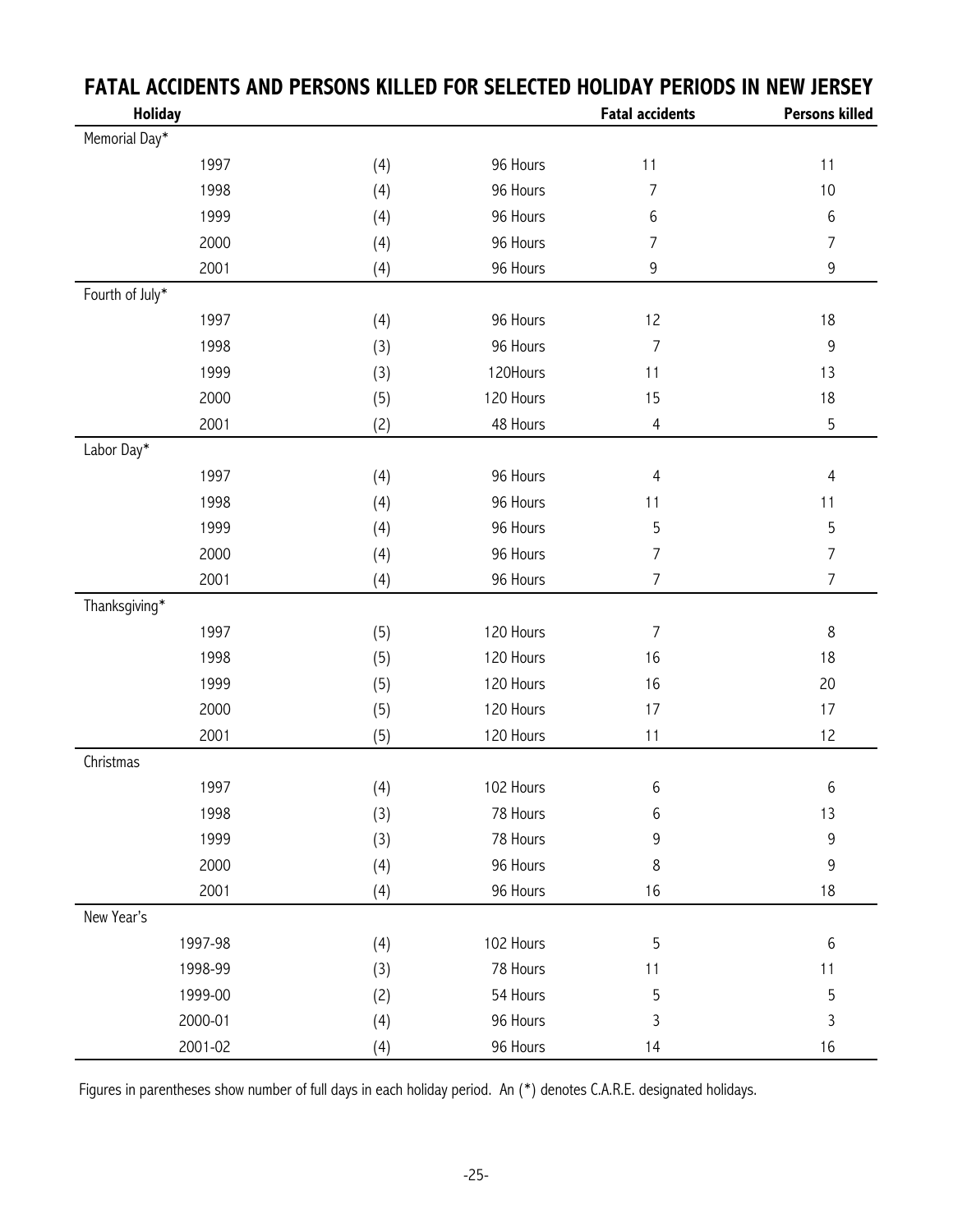## FATAL ACCIDENTS AND PERSONS KILLED FOR SELECTED HOLIDAY PERIODS IN NEW JERSEY

| Holiday | | | Fatal accidents | Persons killed |
|---|---|---|---|---|
| Memorial Day* | | | | |
| 1997 | (4) | 96 Hours | 11 | 11 |
| 1998 | (4) | 96 Hours | 7 | 10 |
| 1999 | (4) | 96 Hours | 6 | 6 |
| 2000 | (4) | 96 Hours | 7 | 7 |
| 2001 | (4) | 96 Hours | 9 | 9 |
| Fourth of July* | | | | |
| 1997 | (4) | 96 Hours | 12 | 18 |
| 1998 | (3) | 96 Hours | 7 | 9 |
| 1999 | (3) | 120Hours | 11 | 13 |
| 2000 | (5) | 120 Hours | 15 | 18 |
| 2001 | (2) | 48 Hours | 4 | 5 |
| Labor Day* | | | | |
| 1997 | (4) | 96 Hours | 4 | 4 |
| 1998 | (4) | 96 Hours | 11 | 11 |
| 1999 | (4) | 96 Hours | 5 | 5 |
| 2000 | (4) | 96 Hours | 7 | 7 |
| 2001 | (4) | 96 Hours | 7 | 7 |
| Thanksgiving* | | | | |
| 1997 | (5) | 120 Hours | 7 | 8 |
| 1998 | (5) | 120 Hours | 16 | 18 |
| 1999 | (5) | 120 Hours | 16 | 20 |
| 2000 | (5) | 120 Hours | 17 | 17 |
| 2001 | (5) | 120 Hours | 11 | 12 |
| Christmas | | | | |
| 1997 | (4) | 102 Hours | 6 | 6 |
| 1998 | (3) | 78 Hours | 6 | 13 |
| 1999 | (3) | 78 Hours | 9 | 9 |
| 2000 | (4) | 96 Hours | 8 | 9 |
| 2001 | (4) | 96 Hours | 16 | 18 |
| New Year's | | | | |
| 1997-98 | (4) | 102 Hours | 5 | 6 |
| 1998-99 | (3) | 78 Hours | 11 | 11 |
| 1999-00 | (2) | 54 Hours | 5 | 5 |
| 2000-01 | (4) | 96 Hours | 3 | 3 |
| 2001-02 | (4) | 96 Hours | 14 | 16 |

Figures in parentheses show number of full days in each holiday period. An (*) denotes C.A.R.E. designated holidays.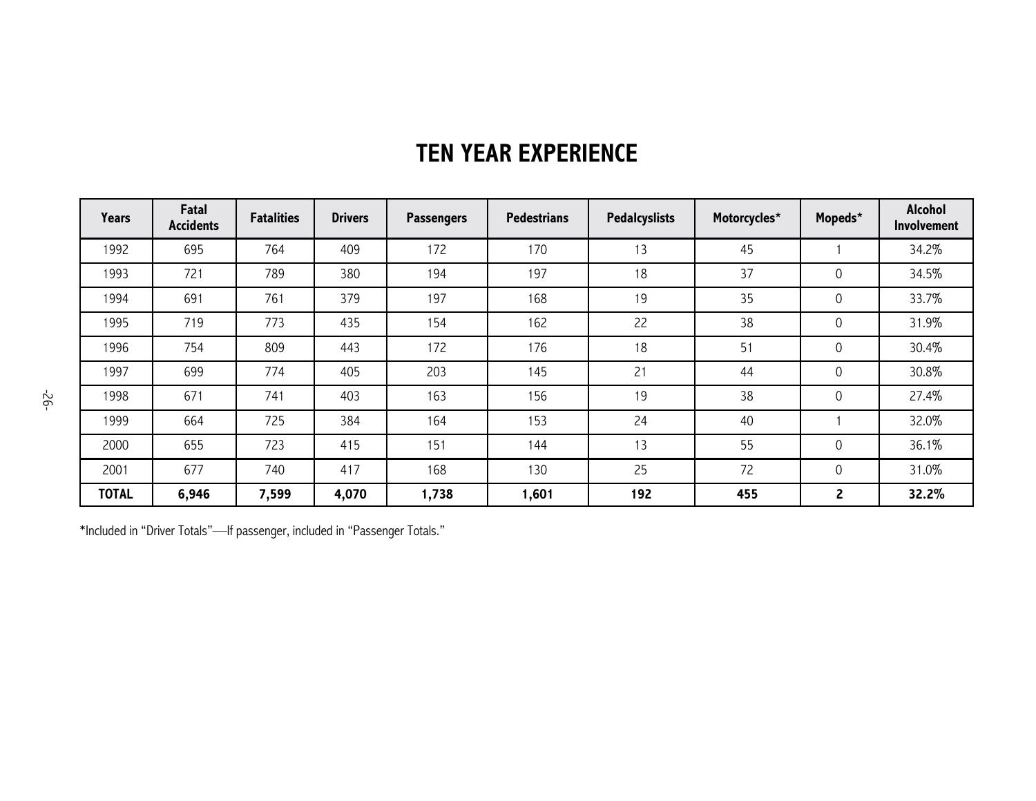# TEN YEAR EXPERIENCE

| Years | Fatal Accidents | Fatalities | Drivers | Passengers | Pedestrians | Pedalcyslists | Motorcycles* | Mopeds* | Alcohol Involvement |
|---|---|---|---|---|---|---|---|---|---|
| 1992 | 695 | 764 | 409 | 172 | 170 | 13 | 45 | 1 | 34.2% |
| 1993 | 721 | 789 | 380 | 194 | 197 | 18 | 37 | 0 | 34.5% |
| 1994 | 691 | 761 | 379 | 197 | 168 | 19 | 35 | 0 | 33.7% |
| 1995 | 719 | 773 | 435 | 154 | 162 | 22 | 38 | 0 | 31.9% |
| 1996 | 754 | 809 | 443 | 172 | 176 | 18 | 51 | 0 | 30.4% |
| 1997 | 699 | 774 | 405 | 203 | 145 | 21 | 44 | 0 | 30.8% |
| 1998 | 671 | 741 | 403 | 163 | 156 | 19 | 38 | 0 | 27.4% |
| 1999 | 664 | 725 | 384 | 164 | 153 | 24 | 40 | 1 | 32.0% |
| 2000 | 655 | 723 | 415 | 151 | 144 | 13 | 55 | 0 | 36.1% |
| 2001 | 677 | 740 | 417 | 168 | 130 | 25 | 72 | 0 | 31.0% |
| **TOTAL** | **6,946** | **7,599** | **4,070** | **1,738** | **1,601** | **192** | **455** | **2** | **32.2%** |

*Included in "Driver Totals"—If passenger, included in "Passenger Totals."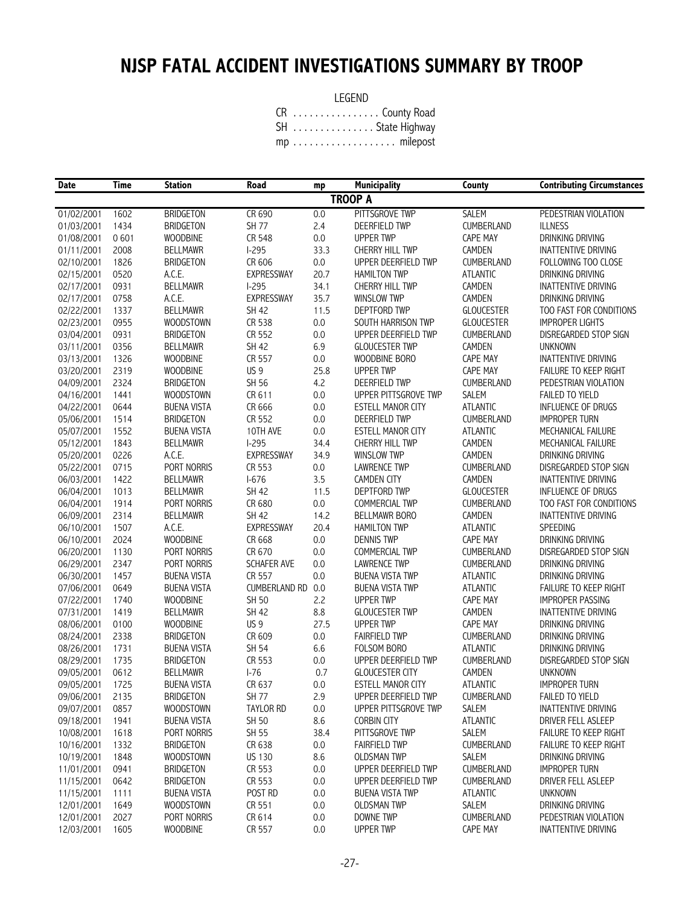# NJSP FATAL ACCIDENT INVESTIGATIONS SUMMARY BY TROOP

LEGEND

CR . . . . . . . . . . . . . . . . County Road
SH . . . . . . . . . . . . . . . State Highway
mp . . . . . . . . . . . . . . . . . . milepost

| Date | Time | Station | Road | mp | Municipality | County | Contributing Circumstances |
|---|---|---|---|---|---|---|---|
| | | | | | **TROOP A** | | |
| 01/02/2001 | 1602 | BRIDGETON | CR 690 | 0.0 | PITTSGROVE TWP | SALEM | PEDESTRIAN VIOLATION |
| 01/03/2001 | 1434 | BRIDGETON | SH 77 | 2.4 | DEERFIELD TWP | CUMBERLAND | ILLNESS |
| 01/08/2001 | 0 601 | WOODBINE | CR 548 | 0.0 | UPPER TWP | CAPE MAY | DRINKING DRIVING |
| 01/11/2001 | 2008 | BELLMAWR | I-295 | 33.3 | CHERRY HILL TWP | CAMDEN | INATTENTIVE DRIVING |
| 02/10/2001 | 1826 | BRIDGETON | CR 606 | 0.0 | UPPER DEERFIELD TWP | CUMBERLAND | FOLLOWING TOO CLOSE |
| 02/15/2001 | 0520 | A.C.E. | EXPRESSWAY | 20.7 | HAMILTON TWP | ATLANTIC | DRINKING DRIVING |
| 02/17/2001 | 0931 | BELLMAWR | I-295 | 34.1 | CHERRY HILL TWP | CAMDEN | INATTENTIVE DRIVING |
| 02/17/2001 | 0758 | A.C.E. | EXPRESSWAY | 35.7 | WINSLOW TWP | CAMDEN | DRINKING DRIVING |
| 02/22/2001 | 1337 | BELLMAWR | SH 42 | 11.5 | DEPTFORD TWP | GLOUCESTER | TOO FAST FOR CONDITIONS |
| 02/23/2001 | 0955 | WOODSTOWN | CR 538 | 0.0 | SOUTH HARRISON TWP | GLOUCESTER | IMPROPER LIGHTS |
| 03/04/2001 | 0931 | BRIDGETON | CR 552 | 0.0 | UPPER DEERFIELD TWP | CUMBERLAND | DISREGARDED STOP SIGN |
| 03/11/2001 | 0356 | BELLMAWR | SH 42 | 6.9 | GLOUCESTER TWP | CAMDEN | UNKNOWN |
| 03/13/2001 | 1326 | WOODBINE | CR 557 | 0.0 | WOODBINE BORO | CAPE MAY | INATTENTIVE DRIVING |
| 03/20/2001 | 2319 | WOODBINE | US 9 | 25.8 | UPPER TWP | CAPE MAY | FAILURE TO KEEP RIGHT |
| 04/09/2001 | 2324 | BRIDGETON | SH 56 | 4.2 | DEERFIELD TWP | CUMBERLAND | PEDESTRIAN VIOLATION |
| 04/16/2001 | 1441 | WOODSTOWN | CR 611 | 0.0 | UPPER PITTSGROVE TWP | SALEM | FAILED TO YIELD |
| 04/22/2001 | 0644 | BUENA VISTA | CR 666 | 0.0 | ESTELL MANOR CITY | ATLANTIC | INFLUENCE OF DRUGS |
| 05/06/2001 | 1514 | BRIDGETON | CR 552 | 0.0 | DEERFIELD TWP | CUMBERLAND | IMPROPER TURN |
| 05/07/2001 | 1552 | BUENA VISTA | 10TH AVE | 0.0 | ESTELL MANOR CITY | ATLANTIC | MECHANICAL FAILURE |
| 05/12/2001 | 1843 | BELLMAWR | I-295 | 34.4 | CHERRY HILL TWP | CAMDEN | MECHANICAL FAILURE |
| 05/20/2001 | 0226 | A.C.E. | EXPRESSWAY | 34.9 | WINSLOW TWP | CAMDEN | DRINKING DRIVING |
| 05/22/2001 | 0715 | PORT NORRIS | CR 553 | 0.0 | LAWRENCE TWP | CUMBERLAND | DISREGARDED STOP SIGN |
| 06/03/2001 | 1422 | BELLMAWR | I-676 | 3.5 | CAMDEN CITY | CAMDEN | INATTENTIVE DRIVING |
| 06/04/2001 | 1013 | BELLMAWR | SH 42 | 11.5 | DEPTFORD TWP | GLOUCESTER | INFLUENCE OF DRUGS |
| 06/04/2001 | 1914 | PORT NORRIS | CR 680 | 0.0 | COMMERCIAL TWP | CUMBERLAND | TOO FAST FOR CONDITIONS |
| 06/09/2001 | 2314 | BELLMAWR | SH 42 | 14.2 | BELLMAWR BORO | CAMDEN | INATTENTIVE DRIVING |
| 06/10/2001 | 1507 | A.C.E. | EXPRESSWAY | 20.4 | HAMILTON TWP | ATLANTIC | SPEEDING |
| 06/10/2001 | 2024 | WOODBINE | CR 668 | 0.0 | DENNIS TWP | CAPE MAY | DRINKING DRIVING |
| 06/20/2001 | 1130 | PORT NORRIS | CR 670 | 0.0 | COMMERCIAL TWP | CUMBERLAND | DISREGARDED STOP SIGN |
| 06/29/2001 | 2347 | PORT NORRIS | SCHAFER AVE | 0.0 | LAWRENCE TWP | CUMBERLAND | DRINKING DRIVING |
| 06/30/2001 | 1457 | BUENA VISTA | CR 557 | 0.0 | BUENA VISTA TWP | ATLANTIC | DRINKING DRIVING |
| 07/06/2001 | 0649 | BUENA VISTA | CUMBERLAND RD | 0.0 | BUENA VISTA TWP | ATLANTIC | FAILURE TO KEEP RIGHT |
| 07/22/2001 | 1740 | WOODBINE | SH 50 | 2.2 | UPPER TWP | CAPE MAY | IMPROPER PASSING |
| 07/31/2001 | 1419 | BELLMAWR | SH 42 | 8.8 | GLOUCESTER TWP | CAMDEN | INATTENTIVE DRIVING |
| 08/06/2001 | 0100 | WOODBINE | US 9 | 27.5 | UPPER TWP | CAPE MAY | DRINKING DRIVING |
| 08/24/2001 | 2338 | BRIDGETON | CR 609 | 0.0 | FAIRFIELD TWP | CUMBERLAND | DRINKING DRIVING |
| 08/26/2001 | 1731 | BUENA VISTA | SH 54 | 6.6 | FOLSOM BORO | ATLANTIC | DRINKING DRIVING |
| 08/29/2001 | 1735 | BRIDGETON | CR 553 | 0.0 | UPPER DEERFIELD TWP | CUMBERLAND | DISREGARDED STOP SIGN |
| 09/05/2001 | 0612 | BELLMAWR | I-76 | 0.7 | GLOUCESTER CITY | CAMDEN | UNKNOWN |
| 09/05/2001 | 1725 | BUENA VISTA | CR 637 | 0.0 | ESTELL MANOR CITY | ATLANTIC | IMPROPER TURN |
| 09/06/2001 | 2135 | BRIDGETON | SH 77 | 2.9 | UPPER DEERFIELD TWP | CUMBERLAND | FAILED TO YIELD |
| 09/07/2001 | 0857 | WOODSTOWN | TAYLOR RD | 0.0 | UPPER PITTSGROVE TWP | SALEM | INATTENTIVE DRIVING |
| 09/18/2001 | 1941 | BUENA VISTA | SH 50 | 8.6 | CORBIN CITY | ATLANTIC | DRIVER FELL ASLEEP |
| 10/08/2001 | 1618 | PORT NORRIS | SH 55 | 38.4 | PITTSGROVE TWP | SALEM | FAILURE TO KEEP RIGHT |
| 10/16/2001 | 1332 | BRIDGETON | CR 638 | 0.0 | FAIRFIELD TWP | CUMBERLAND | FAILURE TO KEEP RIGHT |
| 10/19/2001 | 1848 | WOODSTOWN | US 130 | 8.6 | OLDSMAN TWP | SALEM | DRINKING DRIVING |
| 11/01/2001 | 0941 | BRIDGETON | CR 553 | 0.0 | UPPER DEERFIELD TWP | CUMBERLAND | IMPROPER TURN |
| 11/15/2001 | 0642 | BRIDGETON | CR 553 | 0.0 | UPPER DEERFIELD TWP | CUMBERLAND | DRIVER FELL ASLEEP |
| 11/15/2001 | 1111 | BUENA VISTA | POST RD | 0.0 | BUENA VISTA TWP | ATLANTIC | UNKNOWN |
| 12/01/2001 | 1649 | WOODSTOWN | CR 551 | 0.0 | OLDSMAN TWP | SALEM | DRINKING DRIVING |
| 12/01/2001 | 2027 | PORT NORRIS | CR 614 | 0.0 | DOWNE TWP | CUMBERLAND | PEDESTRIAN VIOLATION |
| 12/03/2001 | 1605 | WOODBINE | CR 557 | 0.0 | UPPER TWP | CAPE MAY | INATTENTIVE DRIVING |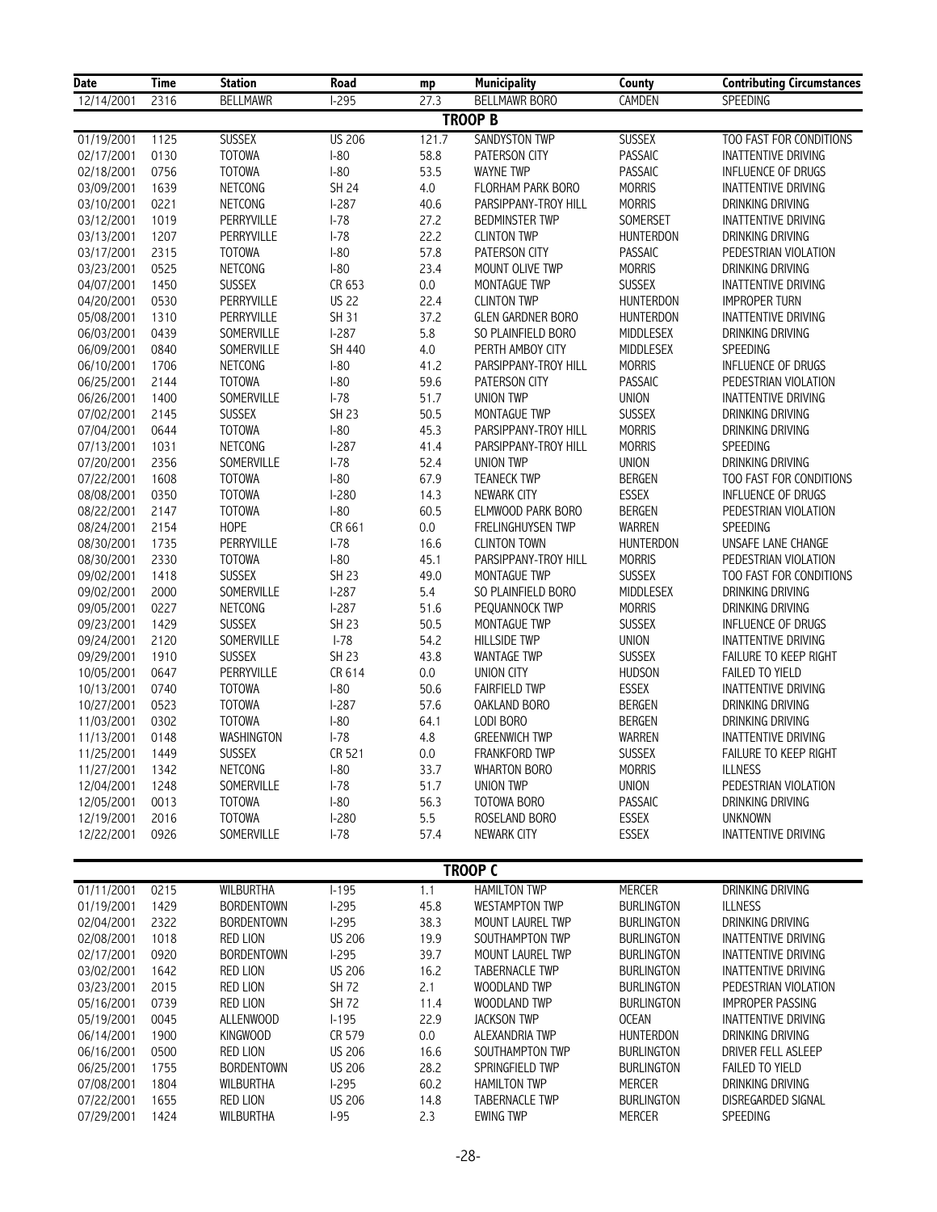| Date | Time | Station | Road | mp | Municipality | County | Contributing Circumstances |
|---|---|---|---|---|---|---|---|
| 12/14/2001 | 2316 | BELLMAWR | I-295 | 27.3 | BELLMAWR BORO | CAMDEN | SPEEDING |

## TROOP B

| Date | Time | Station | Road | mp | Municipality | County | Contributing Circumstances |
|---|---|---|---|---|---|---|---|
| 01/19/2001 | 1125 | SUSSEX | US 206 | 121.7 | SANDYSTON TWP | SUSSEX | TOO FAST FOR CONDITIONS |
| 02/17/2001 | 0130 | TOTOWA | I-80 | 58.8 | PATERSON CITY | PASSAIC | INATTENTIVE DRIVING |
| 02/18/2001 | 0756 | TOTOWA | I-80 | 53.5 | WAYNE TWP | PASSAIC | INFLUENCE OF DRUGS |
| 03/09/2001 | 1639 | NETCONG | SH 24 | 4.0 | FLORHAM PARK BORO | MORRIS | INATTENTIVE DRIVING |
| 03/10/2001 | 0221 | NETCONG | I-287 | 40.6 | PARSIPPANY-TROY HILL | MORRIS | DRINKING DRIVING |
| 03/12/2001 | 1019 | PERRYVILLE | I-78 | 27.2 | BEDMINSTER TWP | SOMERSET | INATTENTIVE DRIVING |
| 03/13/2001 | 1207 | PERRYVILLE | I-78 | 22.2 | CLINTON TWP | HUNTERDON | DRINKING DRIVING |
| 03/17/2001 | 2315 | TOTOWA | I-80 | 57.8 | PATERSON CITY | PASSAIC | PEDESTRIAN VIOLATION |
| 03/23/2001 | 0525 | NETCONG | I-80 | 23.4 | MOUNT OLIVE TWP | MORRIS | DRINKING DRIVING |
| 04/07/2001 | 1450 | SUSSEX | CR 653 | 0.0 | MONTAGUE TWP | SUSSEX | INATTENTIVE DRIVING |
| 04/20/2001 | 0530 | PERRYVILLE | US 22 | 22.4 | CLINTON TWP | HUNTERDON | IMPROPER TURN |
| 05/08/2001 | 1310 | PERRYVILLE | SH 31 | 37.2 | GLEN GARDNER BORO | HUNTERDON | INATTENTIVE DRIVING |
| 06/03/2001 | 0439 | SOMERVILLE | I-287 | 5.8 | SO PLAINFIELD BORO | MIDDLESEX | DRINKING DRIVING |
| 06/09/2001 | 0840 | SOMERVILLE | SH 440 | 4.0 | PERTH AMBOY CITY | MIDDLESEX | SPEEDING |
| 06/10/2001 | 1706 | NETCONG | I-80 | 41.2 | PARSIPPANY-TROY HILL | MORRIS | INFLUENCE OF DRUGS |
| 06/25/2001 | 2144 | TOTOWA | I-80 | 59.6 | PATERSON CITY | PASSAIC | PEDESTRIAN VIOLATION |
| 06/26/2001 | 1400 | SOMERVILLE | I-78 | 51.7 | UNION TWP | UNION | INATTENTIVE DRIVING |
| 07/02/2001 | 2145 | SUSSEX | SH 23 | 50.5 | MONTAGUE TWP | SUSSEX | DRINKING DRIVING |
| 07/04/2001 | 0644 | TOTOWA | I-80 | 45.3 | PARSIPPANY-TROY HILL | MORRIS | DRINKING DRIVING |
| 07/13/2001 | 1031 | NETCONG | I-287 | 41.4 | PARSIPPANY-TROY HILL | MORRIS | SPEEDING |
| 07/20/2001 | 2356 | SOMERVILLE | I-78 | 52.4 | UNION TWP | UNION | DRINKING DRIVING |
| 07/22/2001 | 1608 | TOTOWA | I-80 | 67.9 | TEANECK TWP | BERGEN | TOO FAST FOR CONDITIONS |
| 08/08/2001 | 0350 | TOTOWA | I-280 | 14.3 | NEWARK CITY | ESSEX | INFLUENCE OF DRUGS |
| 08/22/2001 | 2147 | TOTOWA | I-80 | 60.5 | ELMWOOD PARK BORO | BERGEN | PEDESTRIAN VIOLATION |
| 08/24/2001 | 2154 | HOPE | CR 661 | 0.0 | FRELINGHUYSEN TWP | WARREN | SPEEDING |
| 08/30/2001 | 1735 | PERRYVILLE | I-78 | 16.6 | CLINTON TOWN | HUNTERDON | UNSAFE LANE CHANGE |
| 08/30/2001 | 2330 | TOTOWA | I-80 | 45.1 | PARSIPPANY-TROY HILL | MORRIS | PEDESTRIAN VIOLATION |
| 09/02/2001 | 1418 | SUSSEX | SH 23 | 49.0 | MONTAGUE TWP | SUSSEX | TOO FAST FOR CONDITIONS |
| 09/02/2001 | 2000 | SOMERVILLE | I-287 | 5.4 | SO PLAINFIELD BORO | MIDDLESEX | DRINKING DRIVING |
| 09/05/2001 | 0227 | NETCONG | I-287 | 51.6 | PEQUANNOCK TWP | MORRIS | DRINKING DRIVING |
| 09/23/2001 | 1429 | SUSSEX | SH 23 | 50.5 | MONTAGUE TWP | SUSSEX | INFLUENCE OF DRUGS |
| 09/24/2001 | 2120 | SOMERVILLE | I-78 | 54.2 | HILLSIDE TWP | UNION | INATTENTIVE DRIVING |
| 09/29/2001 | 1910 | SUSSEX | SH 23 | 43.8 | WANTAGE TWP | SUSSEX | FAILURE TO KEEP RIGHT |
| 10/05/2001 | 0647 | PERRYVILLE | CR 614 | 0.0 | UNION CITY | HUDSON | FAILED TO YIELD |
| 10/13/2001 | 0740 | TOTOWA | I-80 | 50.6 | FAIRFIELD TWP | ESSEX | INATTENTIVE DRIVING |
| 10/27/2001 | 0523 | TOTOWA | I-287 | 57.6 | OAKLAND BORO | BERGEN | DRINKING DRIVING |
| 11/03/2001 | 0302 | TOTOWA | I-80 | 64.1 | LODI BORO | BERGEN | DRINKING DRIVING |
| 11/13/2001 | 0148 | WASHINGTON | I-78 | 4.8 | GREENWICH TWP | WARREN | INATTENTIVE DRIVING |
| 11/25/2001 | 1449 | SUSSEX | CR 521 | 0.0 | FRANKFORD TWP | SUSSEX | FAILURE TO KEEP RIGHT |
| 11/27/2001 | 1342 | NETCONG | I-80 | 33.7 | WHARTON BORO | MORRIS | ILLNESS |
| 12/04/2001 | 1248 | SOMERVILLE | I-78 | 51.7 | UNION TWP | UNION | PEDESTRIAN VIOLATION |
| 12/05/2001 | 0013 | TOTOWA | I-80 | 56.3 | TOTOWA BORO | PASSAIC | DRINKING DRIVING |
| 12/19/2001 | 2016 | TOTOWA | I-280 | 5.5 | ROSELAND BORO | ESSEX | UNKNOWN |
| 12/22/2001 | 0926 | SOMERVILLE | I-78 | 57.4 | NEWARK CITY | ESSEX | INATTENTIVE DRIVING |

## TROOP C

| Date | Time | Station | Road | mp | Municipality | County | Contributing Circumstances |
|---|---|---|---|---|---|---|---|
| 01/11/2001 | 0215 | WILBURTHA | I-195 | 1.1 | HAMILTON TWP | MERCER | DRINKING DRIVING |
| 01/19/2001 | 1429 | BORDENTOWN | I-295 | 45.8 | WESTAMPTON TWP | BURLINGTON | ILLNESS |
| 02/04/2001 | 2322 | BORDENTOWN | I-295 | 38.3 | MOUNT LAUREL TWP | BURLINGTON | DRINKING DRIVING |
| 02/08/2001 | 1018 | RED LION | US 206 | 19.9 | SOUTHAMPTON TWP | BURLINGTON | INATTENTIVE DRIVING |
| 02/17/2001 | 0920 | BORDENTOWN | I-295 | 39.7 | MOUNT LAUREL TWP | BURLINGTON | INATTENTIVE DRIVING |
| 03/02/2001 | 1642 | RED LION | US 206 | 16.2 | TABERNACLE TWP | BURLINGTON | INATTENTIVE DRIVING |
| 03/23/2001 | 2015 | RED LION | SH 72 | 2.1 | WOODLAND TWP | BURLINGTON | PEDESTRIAN VIOLATION |
| 05/16/2001 | 0739 | RED LION | SH 72 | 11.4 | WOODLAND TWP | BURLINGTON | IMPROPER PASSING |
| 05/19/2001 | 0045 | ALLENWOOD | I-195 | 22.9 | JACKSON TWP | OCEAN | INATTENTIVE DRIVING |
| 06/14/2001 | 1900 | KINGWOOD | CR 579 | 0.0 | ALEXANDRIA TWP | HUNTERDON | DRINKING DRIVING |
| 06/16/2001 | 0500 | RED LION | US 206 | 16.6 | SOUTHAMPTON TWP | BURLINGTON | DRIVER FELL ASLEEP |
| 06/25/2001 | 1755 | BORDENTOWN | US 206 | 28.2 | SPRINGFIELD TWP | BURLINGTON | FAILED TO YIELD |
| 07/08/2001 | 1804 | WILBURTHA | I-295 | 60.2 | HAMILTON TWP | MERCER | DRINKING DRIVING |
| 07/22/2001 | 1655 | RED LION | US 206 | 14.8 | TABERNACLE TWP | BURLINGTON | DISREGARDED SIGNAL |
| 07/29/2001 | 1424 | WILBURTHA | I-95 | 2.3 | EWING TWP | MERCER | SPEEDING |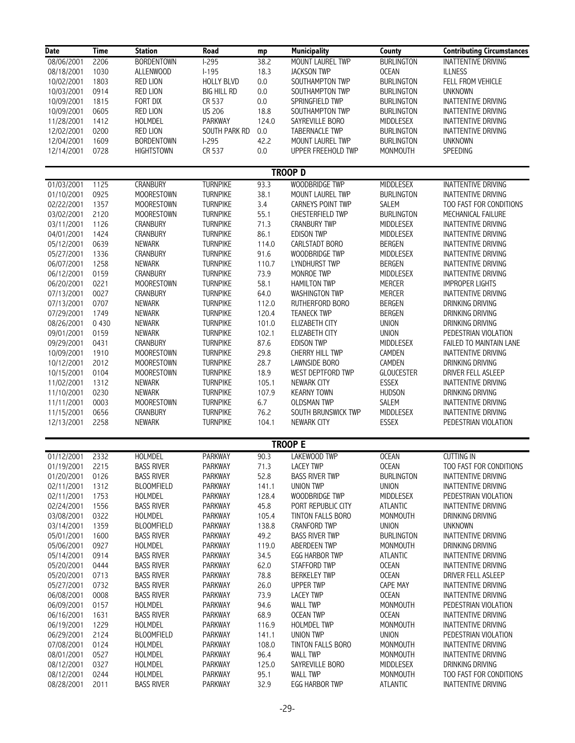| Date | Time | Station | Road | mp | Municipality | County | Contributing Circumstances |
|---|---|---|---|---|---|---|---|
| 08/06/2001 | 2206 | BORDENTOWN | I-295 | 38.2 | MOUNT LAUREL TWP | BURLINGTON | INATTENTIVE DRIVING |
| 08/18/2001 | 1030 | ALLENWOOD | I-195 | 18.3 | JACKSON TWP | OCEAN | ILLNESS |
| 10/02/2001 | 1803 | RED LION | HOLLY BLVD | 0.0 | SOUTHAMPTON TWP | BURLINGTON | FELL FROM VEHICLE |
| 10/03/2001 | 0914 | RED LION | BIG HILL RD | 0.0 | SOUTHAMPTON TWP | BURLINGTON | UNKNOWN |
| 10/09/2001 | 1815 | FORT DIX | CR 537 | 0.0 | SPRINGFIELD TWP | BURLINGTON | INATTENTIVE DRIVING |
| 10/09/2001 | 0605 | RED LION | US 206 | 18.8 | SOUTHAMPTON TWP | BURLINGTON | INATTENTIVE DRIVING |
| 11/28/2001 | 1412 | HOLMDEL | PARKWAY | 124.0 | SAYREVILLE BORO | MIDDLESEX | INATTENTIVE DRIVING |
| 12/02/2001 | 0200 | RED LION | SOUTH PARK RD | 0.0 | TABERNACLE TWP | BURLINGTON | INATTENTIVE DRIVING |
| 12/04/2001 | 1609 | BORDENTOWN | I-295 | 42.2 | MOUNT LAUREL TWP | BURLINGTON | UNKNOWN |
| 12/14/2001 | 0728 | HIGHTSTOWN | CR 537 | 0.0 | UPPER FREEHOLD TWP | MONMOUTH | SPEEDING |

## TROOP D

| Date | Time | Station | Road | mp | Municipality | County | Contributing Circumstances |
|---|---|---|---|---|---|---|---|
| 01/03/2001 | 1125 | CRANBURY | TURNPIKE | 93.3 | WOODBRIDGE TWP | MIDDLESEX | INATTENTIVE DRIVING |
| 01/10/2001 | 0925 | MOORESTOWN | TURNPIKE | 38.1 | MOUNT LAUREL TWP | BURLINGTON | INATTENTIVE DRIVING |
| 02/22/2001 | 1357 | MOORESTOWN | TURNPIKE | 3.4 | CARNEYS POINT TWP | SALEM | TOO FAST FOR CONDITIONS |
| 03/02/2001 | 2120 | MOORESTOWN | TURNPIKE | 55.1 | CHESTERFIELD TWP | BURLINGTON | MECHANICAL FAILURE |
| 03/11/2001 | 1126 | CRANBURY | TURNPIKE | 71.3 | CRANBURY TWP | MIDDLESEX | INATTENTIVE DRIVING |
| 04/01/2001 | 1424 | CRANBURY | TURNPIKE | 86.1 | EDISON TWP | MIDDLESEX | INATTENTIVE DRIVING |
| 05/12/2001 | 0639 | NEWARK | TURNPIKE | 114.0 | CARLSTADT BORO | BERGEN | INATTENTIVE DRIVING |
| 05/27/2001 | 1336 | CRANBURY | TURNPIKE | 91.6 | WOODBRIDGE TWP | MIDDLESEX | INATTENTIVE DRIVING |
| 06/07/2001 | 1258 | NEWARK | TURNPIKE | 110.7 | LYNDHURST TWP | BERGEN | INATTENTIVE DRIVING |
| 06/12/2001 | 0159 | CRANBURY | TURNPIKE | 73.9 | MONROE TWP | MIDDLESEX | INATTENTIVE DRIVING |
| 06/20/2001 | 0221 | MOORESTOWN | TURNPIKE | 58.1 | HAMILTON TWP | MERCER | IMPROPER LIGHTS |
| 07/13/2001 | 0027 | CRANBURY | TURNPIKE | 64.0 | WASHINGTON TWP | MERCER | INATTENTIVE DRIVING |
| 07/13/2001 | 0707 | NEWARK | TURNPIKE | 112.0 | RUTHERFORD BORO | BERGEN | DRINKING DRIVING |
| 07/29/2001 | 1749 | NEWARK | TURNPIKE | 120.4 | TEANECK TWP | BERGEN | DRINKING DRIVING |
| 08/26/2001 | 0 430 | NEWARK | TURNPIKE | 101.0 | ELIZABETH CITY | UNION | DRINKING DRIVING |
| 09/01/2001 | 0159 | NEWARK | TURNPIKE | 102.1 | ELIZABETH CITY | UNION | PEDESTRIAN VIOLATION |
| 09/29/2001 | 0431 | CRANBURY | TURNPIKE | 87.6 | EDISON TWP | MIDDLESEX | FAILED TO MAINTAIN LANE |
| 10/09/2001 | 1910 | MOORESTOWN | TURNPIKE | 29.8 | CHERRY HILL TWP | CAMDEN | INATTENTIVE DRIVING |
| 10/12/2001 | 2012 | MOORESTOWN | TURNPIKE | 28.7 | LAWNSIDE BORO | CAMDEN | DRINKING DRIVING |
| 10/15/2001 | 0104 | MOORESTOWN | TURNPIKE | 18.9 | WEST DEPTFORD TWP | GLOUCESTER | DRIVER FELL ASLEEP |
| 11/02/2001 | 1312 | NEWARK | TURNPIKE | 105.1 | NEWARK CITY | ESSEX | INATTENTIVE DRIVING |
| 11/10/2001 | 0230 | NEWARK | TURNPIKE | 107.9 | KEARNY TOWN | HUDSON | DRINKING DRIVING |
| 11/11/2001 | 0003 | MOORESTOWN | TURNPIKE | 6.7 | OLDSMAN TWP | SALEM | INATTENTIVE DRIVING |
| 11/15/2001 | 0656 | CRANBURY | TURNPIKE | 76.2 | SOUTH BRUNSWICK TWP | MIDDLESEX | INATTENTIVE DRIVING |
| 12/13/2001 | 2258 | NEWARK | TURNPIKE | 104.1 | NEWARK CITY | ESSEX | PEDESTRIAN VIOLATION |

## TROOP E

| Date | Time | Station | Road | mp | Municipality | County | Contributing Circumstances |
|---|---|---|---|---|---|---|---|
| 01/12/2001 | 2332 | HOLMDEL | PARKWAY | 90.3 | LAKEWOOD TWP | OCEAN | CUTTING IN |
| 01/19/2001 | 2215 | BASS RIVER | PARKWAY | 71.3 | LACEY TWP | OCEAN | TOO FAST FOR CONDITIONS |
| 01/20/2001 | 0126 | BASS RIVER | PARKWAY | 52.8 | BASS RIVER TWP | BURLINGTON | INATTENTIVE DRIVING |
| 02/11/2001 | 1312 | BLOOMFIELD | PARKWAY | 141.1 | UNION TWP | UNION | INATTENTIVE DRIVING |
| 02/11/2001 | 1753 | HOLMDEL | PARKWAY | 128.4 | WOODBRIDGE TWP | MIDDLESEX | PEDESTRIAN VIOLATION |
| 02/24/2001 | 1556 | BASS RIVER | PARKWAY | 45.8 | PORT REPUBLIC CITY | ATLANTIC | INATTENTIVE DRIVING |
| 03/08/2001 | 0322 | HOLMDEL | PARKWAY | 105.4 | TINTON FALLS BORO | MONMOUTH | DRINKING DRIVING |
| 03/14/2001 | 1359 | BLOOMFIELD | PARKWAY | 138.8 | CRANFORD TWP | UNION | UNKNOWN |
| 05/01/2001 | 1600 | BASS RIVER | PARKWAY | 49.2 | BASS RIVER TWP | BURLINGTON | INATTENTIVE DRIVING |
| 05/06/2001 | 0927 | HOLMDEL | PARKWAY | 119.0 | ABERDEEN TWP | MONMOUTH | DRINKING DRIVING |
| 05/14/2001 | 0914 | BASS RIVER | PARKWAY | 34.5 | EGG HARBOR TWP | ATLANTIC | INATTENTIVE DRIVING |
| 05/20/2001 | 0444 | BASS RIVER | PARKWAY | 62.0 | STAFFORD TWP | OCEAN | INATTENTIVE DRIVING |
| 05/20/2001 | 0713 | BASS RIVER | PARKWAY | 78.8 | BERKELEY TWP | OCEAN | DRIVER FELL ASLEEP |
| 05/27/2001 | 0732 | BASS RIVER | PARKWAY | 26.0 | UPPER TWP | CAPE MAY | INATTENTIVE DRIVING |
| 06/08/2001 | 0008 | BASS RIVER | PARKWAY | 73.9 | LACEY TWP | OCEAN | INATTENTIVE DRIVING |
| 06/09/2001 | 0157 | HOLMDEL | PARKWAY | 94.6 | WALL TWP | MONMOUTH | PEDESTRIAN VIOLATION |
| 06/16/2001 | 1631 | BASS RIVER | PARKWAY | 68.9 | OCEAN TWP | OCEAN | INATTENTIVE DRIVING |
| 06/19/2001 | 1229 | HOLMDEL | PARKWAY | 116.9 | HOLMDEL TWP | MONMOUTH | INATTENTIVE DRIVING |
| 06/29/2001 | 2124 | BLOOMFIELD | PARKWAY | 141.1 | UNION TWP | UNION | PEDESTRIAN VIOLATION |
| 07/08/2001 | 0124 | HOLMDEL | PARKWAY | 108.0 | TINTON FALLS BORO | MONMOUTH | INATTENTIVE DRIVING |
| 08/01/2001 | 0527 | HOLMDEL | PARKWAY | 96.4 | WALL TWP | MONMOUTH | INATTENTIVE DRIVING |
| 08/12/2001 | 0327 | HOLMDEL | PARKWAY | 125.0 | SAYREVILLE BORO | MIDDLESEX | DRINKING DRIVING |
| 08/12/2001 | 0244 | HOLMDEL | PARKWAY | 95.1 | WALL TWP | MONMOUTH | TOO FAST FOR CONDITIONS |
| 08/28/2001 | 2011 | BASS RIVER | PARKWAY | 32.9 | EGG HARBOR TWP | ATLANTIC | INATTENTIVE DRIVING |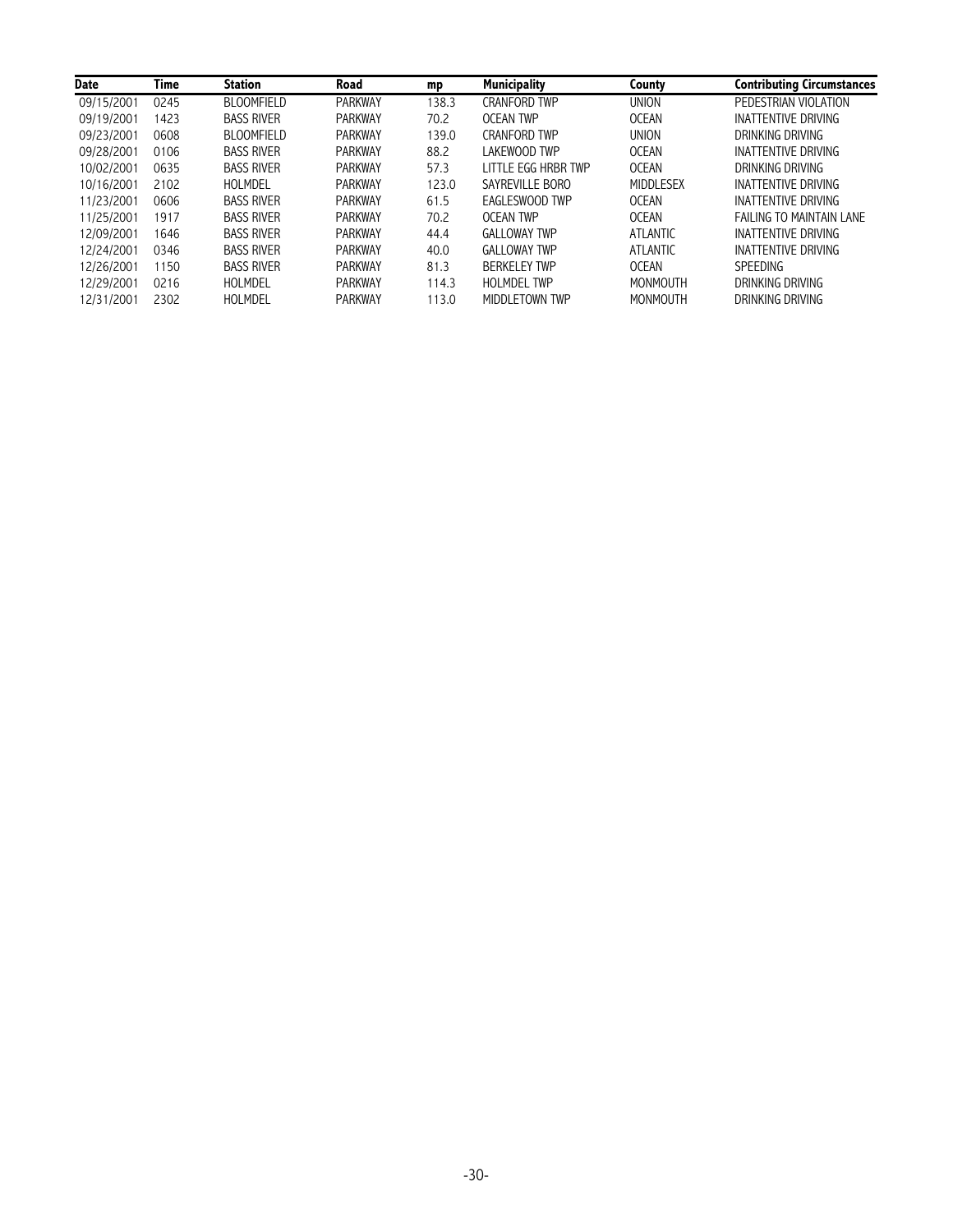| Date | Time | Station | Road | mp | Municipality | County | Contributing Circumstances |
|---|---|---|---|---|---|---|---|
| 09/15/2001 | 0245 | BLOOMFIELD | PARKWAY | 138.3 | CRANFORD TWP | UNION | PEDESTRIAN VIOLATION |
| 09/19/2001 | 1423 | BASS RIVER | PARKWAY | 70.2 | OCEAN TWP | OCEAN | INATTENTIVE DRIVING |
| 09/23/2001 | 0608 | BLOOMFIELD | PARKWAY | 139.0 | CRANFORD TWP | UNION | DRINKING DRIVING |
| 09/28/2001 | 0106 | BASS RIVER | PARKWAY | 88.2 | LAKEWOOD TWP | OCEAN | INATTENTIVE DRIVING |
| 10/02/2001 | 0635 | BASS RIVER | PARKWAY | 57.3 | LITTLE EGG HRBR TWP | OCEAN | DRINKING DRIVING |
| 10/16/2001 | 2102 | HOLMDEL | PARKWAY | 123.0 | SAYREVILLE BORO | MIDDLESEX | INATTENTIVE DRIVING |
| 11/23/2001 | 0606 | BASS RIVER | PARKWAY | 61.5 | EAGLESWOOD TWP | OCEAN | INATTENTIVE DRIVING |
| 11/25/2001 | 1917 | BASS RIVER | PARKWAY | 70.2 | OCEAN TWP | OCEAN | FAILING TO MAINTAIN LANE |
| 12/09/2001 | 1646 | BASS RIVER | PARKWAY | 44.4 | GALLOWAY TWP | ATLANTIC | INATTENTIVE DRIVING |
| 12/24/2001 | 0346 | BASS RIVER | PARKWAY | 40.0 | GALLOWAY TWP | ATLANTIC | INATTENTIVE DRIVING |
| 12/26/2001 | 1150 | BASS RIVER | PARKWAY | 81.3 | BERKELEY TWP | OCEAN | SPEEDING |
| 12/29/2001 | 0216 | HOLMDEL | PARKWAY | 114.3 | HOLMDEL TWP | MONMOUTH | DRINKING DRIVING |
| 12/31/2001 | 2302 | HOLMDEL | PARKWAY | 113.0 | MIDDLETOWN TWP | MONMOUTH | DRINKING DRIVING |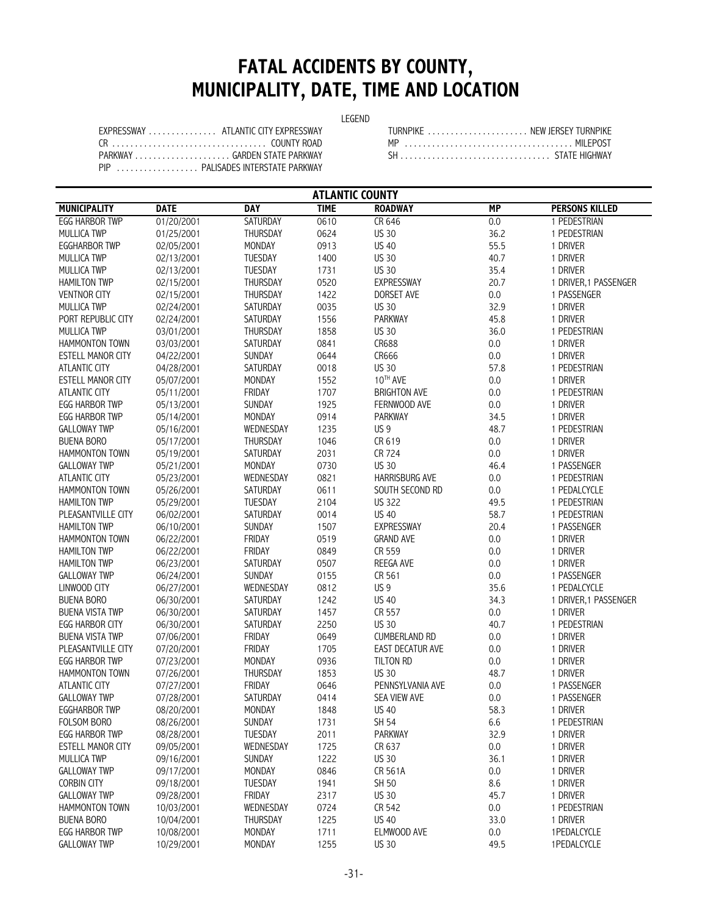# FATAL ACCIDENTS BY COUNTY, MUNICIPALITY, DATE, TIME AND LOCATION

LEGEND

| | | | |
|---|---|---|---|
| EXPRESSWAY | ATLANTIC CITY EXPRESSWAY | TURNPIKE | NEW JERSEY TURNPIKE |
| CR | COUNTY ROAD | MP | MILEPOST |
| PARKWAY | GARDEN STATE PARKWAY | SH | STATE HIGHWAY |
| PIP | PALISADES INTERSTATE PARKWAY | | |

## ATLANTIC COUNTY

| MUNICIPALITY | DATE | DAY | TIME | ROADWAY | MP | PERSONS KILLED |
|---|---|---|---|---|---|---|
| EGG HARBOR TWP | 01/20/2001 | SATURDAY | 0610 | CR 646 | 0.0 | 1 PEDESTRIAN |
| MULLICA TWP | 01/25/2001 | THURSDAY | 0624 | US 30 | 36.2 | 1 PEDESTRIAN |
| EGGHARBOR TWP | 02/05/2001 | MONDAY | 0913 | US 40 | 55.5 | 1 DRIVER |
| MULLICA TWP | 02/13/2001 | TUESDAY | 1400 | US 30 | 40.7 | 1 DRIVER |
| MULLICA TWP | 02/13/2001 | TUESDAY | 1731 | US 30 | 35.4 | 1 DRIVER |
| HAMILTON TWP | 02/15/2001 | THURSDAY | 0520 | EXPRESSWAY | 20.7 | 1 DRIVER,1 PASSENGER |
| VENTNOR CITY | 02/15/2001 | THURSDAY | 1422 | DORSET AVE | 0.0 | 1 PASSENGER |
| MULLICA TWP | 02/24/2001 | SATURDAY | 0035 | US 30 | 32.9 | 1 DRIVER |
| PORT REPUBLIC CITY | 02/24/2001 | SATURDAY | 1556 | PARKWAY | 45.8 | 1 DRIVER |
| MULLICA TWP | 03/01/2001 | THURSDAY | 1858 | US 30 | 36.0 | 1 PEDESTRIAN |
| HAMMONTON TOWN | 03/03/2001 | SATURDAY | 0841 | CR688 | 0.0 | 1 DRIVER |
| ESTELL MANOR CITY | 04/22/2001 | SUNDAY | 0644 | CR666 | 0.0 | 1 DRIVER |
| ATLANTIC CITY | 04/28/2001 | SATURDAY | 0018 | US 30 | 57.8 | 1 PEDESTRIAN |
| ESTELL MANOR CITY | 05/07/2001 | MONDAY | 1552 | 10TH AVE | 0.0 | 1 DRIVER |
| ATLANTIC CITY | 05/11/2001 | FRIDAY | 1707 | BRIGHTON AVE | 0.0 | 1 PEDESTRIAN |
| EGG HARBOR TWP | 05/13/2001 | SUNDAY | 1925 | FERNWOOD AVE | 0.0 | 1 DRIVER |
| EGG HARBOR TWP | 05/14/2001 | MONDAY | 0914 | PARKWAY | 34.5 | 1 DRIVER |
| GALLOWAY TWP | 05/16/2001 | WEDNESDAY | 1235 | US 9 | 48.7 | 1 PEDESTRIAN |
| BUENA BORO | 05/17/2001 | THURSDAY | 1046 | CR 619 | 0.0 | 1 DRIVER |
| HAMMONTON TOWN | 05/19/2001 | SATURDAY | 2031 | CR 724 | 0.0 | 1 DRIVER |
| GALLOWAY TWP | 05/21/2001 | MONDAY | 0730 | US 30 | 46.4 | 1 PASSENGER |
| ATLANTIC CITY | 05/23/2001 | WEDNESDAY | 0821 | HARRISBURG AVE | 0.0 | 1 PEDESTRIAN |
| HAMMONTON TOWN | 05/26/2001 | SATURDAY | 0611 | SOUTH SECOND RD | 0.0 | 1 PEDALCYCLE |
| HAMILTON TWP | 05/29/2001 | TUESDAY | 2104 | US 322 | 49.5 | 1 PEDESTRIAN |
| PLEASANTVILLE CITY | 06/02/2001 | SATURDAY | 0014 | US 40 | 58.7 | 1 PEDESTRIAN |
| HAMILTON TWP | 06/10/2001 | SUNDAY | 1507 | EXPRESSWAY | 20.4 | 1 PASSENGER |
| HAMMONTON TOWN | 06/22/2001 | FRIDAY | 0519 | GRAND AVE | 0.0 | 1 DRIVER |
| HAMILTON TWP | 06/22/2001 | FRIDAY | 0849 | CR 559 | 0.0 | 1 DRIVER |
| HAMILTON TWP | 06/23/2001 | SATURDAY | 0507 | REEGA AVE | 0.0 | 1 DRIVER |
| GALLOWAY TWP | 06/24/2001 | SUNDAY | 0155 | CR 561 | 0.0 | 1 PASSENGER |
| LINWOOD CITY | 06/27/2001 | WEDNESDAY | 0812 | US 9 | 35.6 | 1 PEDALCYCLE |
| BUENA BORO | 06/30/2001 | SATURDAY | 1242 | US 40 | 34.3 | 1 DRIVER,1 PASSENGER |
| BUENA VISTA TWP | 06/30/2001 | SATURDAY | 1457 | CR 557 | 0.0 | 1 DRIVER |
| EGG HARBOR CITY | 06/30/2001 | SATURDAY | 2250 | US 30 | 40.7 | 1 PEDESTRIAN |
| BUENA VISTA TWP | 07/06/2001 | FRIDAY | 0649 | CUMBERLAND RD | 0.0 | 1 DRIVER |
| PLEASANTVILLE CITY | 07/20/2001 | FRIDAY | 1705 | EAST DECATUR AVE | 0.0 | 1 DRIVER |
| EGG HARBOR TWP | 07/23/2001 | MONDAY | 0936 | TILTON RD | 0.0 | 1 DRIVER |
| HAMMONTON TOWN | 07/26/2001 | THURSDAY | 1853 | US 30 | 48.7 | 1 DRIVER |
| ATLANTIC CITY | 07/27/2001 | FRIDAY | 0646 | PENNSYLVANIA AVE | 0.0 | 1 PASSENGER |
| GALLOWAY TWP | 07/28/2001 | SATURDAY | 0414 | SEA VIEW AVE | 0.0 | 1 PASSENGER |
| EGGHARBOR TWP | 08/20/2001 | MONDAY | 1848 | US 40 | 58.3 | 1 DRIVER |
| FOLSOM BORO | 08/26/2001 | SUNDAY | 1731 | SH 54 | 6.6 | 1 PEDESTRIAN |
| EGG HARBOR TWP | 08/28/2001 | TUESDAY | 2011 | PARKWAY | 32.9 | 1 DRIVER |
| ESTELL MANOR CITY | 09/05/2001 | WEDNESDAY | 1725 | CR 637 | 0.0 | 1 DRIVER |
| MULLICA TWP | 09/16/2001 | SUNDAY | 1222 | US 30 | 36.1 | 1 DRIVER |
| GALLOWAY TWP | 09/17/2001 | MONDAY | 0846 | CR 561A | 0.0 | 1 DRIVER |
| CORBIN CITY | 09/18/2001 | TUESDAY | 1941 | SH 50 | 8.6 | 1 DRIVER |
| GALLOWAY TWP | 09/28/2001 | FRIDAY | 2317 | US 30 | 45.7 | 1 DRIVER |
| HAMMONTON TOWN | 10/03/2001 | WEDNESDAY | 0724 | CR 542 | 0.0 | 1 PEDESTRIAN |
| BUENA BORO | 10/04/2001 | THURSDAY | 1225 | US 40 | 33.0 | 1 DRIVER |
| EGG HARBOR TWP | 10/08/2001 | MONDAY | 1711 | ELMWOOD AVE | 0.0 | 1PEDALCYCLE |
| GALLOWAY TWP | 10/29/2001 | MONDAY | 1255 | US 30 | 49.5 | 1PEDALCYCLE |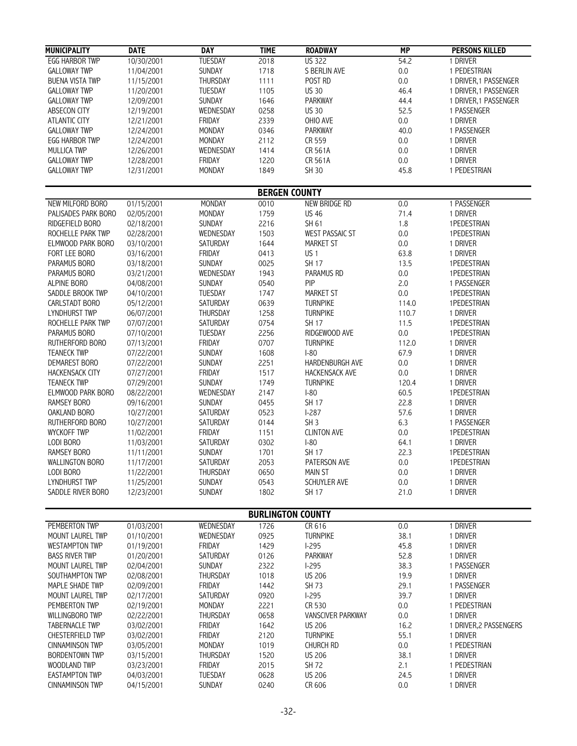| MUNICIPALITY | DATE | DAY | TIME | ROADWAY | MP | PERSONS KILLED |
|---|---|---|---|---|---|---|
| EGG HARBOR TWP | 10/30/2001 | TUESDAY | 2018 | US 322 | 54.2 | 1 DRIVER |
| GALLOWAY TWP | 11/04/2001 | SUNDAY | 1718 | S BERLIN AVE | 0.0 | 1 PEDESTRIAN |
| BUENA VISTA TWP | 11/15/2001 | THURSDAY | 1111 | POST RD | 0.0 | 1 DRIVER,1 PASSENGER |
| GALLOWAY TWP | 11/20/2001 | TUESDAY | 1105 | US 30 | 46.4 | 1 DRIVER,1 PASSENGER |
| GALLOWAY TWP | 12/09/2001 | SUNDAY | 1646 | PARKWAY | 44.4 | 1 DRIVER,1 PASSENGER |
| ABSECON CITY | 12/19/2001 | WEDNESDAY | 0258 | US 30 | 52.5 | 1 PASSENGER |
| ATLANTIC CITY | 12/21/2001 | FRIDAY | 2339 | OHIO AVE | 0.0 | 1 DRIVER |
| GALLOWAY TWP | 12/24/2001 | MONDAY | 0346 | PARKWAY | 40.0 | 1 PASSENGER |
| EGG HARBOR TWP | 12/24/2001 | MONDAY | 2112 | CR 559 | 0.0 | 1 DRIVER |
| MULLICA TWP | 12/26/2001 | WEDNESDAY | 1414 | CR 561A | 0.0 | 1 DRIVER |
| GALLOWAY TWP | 12/28/2001 | FRIDAY | 1220 | CR 561A | 0.0 | 1 DRIVER |
| GALLOWAY TWP | 12/31/2001 | MONDAY | 1849 | SH 30 | 45.8 | 1 PEDESTRIAN |
| **BERGEN COUNTY** | | | | | | |
| NEW MILFORD BORO | 01/15/2001 | MONDAY | 0010 | NEW BRIDGE RD | 0.0 | 1 PASSENGER |
| PALISADES PARK BORO | 02/05/2001 | MONDAY | 1759 | US 46 | 71.4 | 1 DRIVER |
| RIDGEFIELD BORO | 02/18/2001 | SUNDAY | 2216 | SH 61 | 1.8 | 1PEDESTRIAN |
| ROCHELLE PARK TWP | 02/28/2001 | WEDNESDAY | 1503 | WEST PASSAIC ST | 0.0 | 1PEDESTRIAN |
| ELMWOOD PARK BORO | 03/10/2001 | SATURDAY | 1644 | MARKET ST | 0.0 | 1 DRIVER |
| FORT LEE BORO | 03/16/2001 | FRIDAY | 0413 | US 1 | 63.8 | 1 DRIVER |
| PARAMUS BORO | 03/18/2001 | SUNDAY | 0025 | SH 17 | 13.5 | 1PEDESTRIAN |
| PARAMUS BORO | 03/21/2001 | WEDNESDAY | 1943 | PARAMUS RD | 0.0 | 1PEDESTRIAN |
| ALPINE BORO | 04/08/2001 | SUNDAY | 0540 | PIP | 2.0 | 1 PASSENGER |
| SADDLE BROOK TWP | 04/10/2001 | TUESDAY | 1747 | MARKET ST | 0.0 | 1PEDESTRIAN |
| CARLSTADT BORO | 05/12/2001 | SATURDAY | 0639 | TURNPIKE | 114.0 | 1PEDESTRIAN |
| LYNDHURST TWP | 06/07/2001 | THURSDAY | 1258 | TURNPIKE | 110.7 | 1 DRIVER |
| ROCHELLE PARK TWP | 07/07/2001 | SATURDAY | 0754 | SH 17 | 11.5 | 1PEDESTRIAN |
| PARAMUS BORO | 07/10/2001 | TUESDAY | 2256 | RIDGEWOOD AVE | 0.0 | 1PEDESTRIAN |
| RUTHERFORD BORO | 07/13/2001 | FRIDAY | 0707 | TURNPIKE | 112.0 | 1 DRIVER |
| TEANECK TWP | 07/22/2001 | SUNDAY | 1608 | I-80 | 67.9 | 1 DRIVER |
| DEMAREST BORO | 07/22/2001 | SUNDAY | 2251 | HARDENBURGH AVE | 0.0 | 1 DRIVER |
| HACKENSACK CITY | 07/27/2001 | FRIDAY | 1517 | HACKENSACK AVE | 0.0 | 1 DRIVER |
| TEANECK TWP | 07/29/2001 | SUNDAY | 1749 | TURNPIKE | 120.4 | 1 DRIVER |
| ELMWOOD PARK BORO | 08/22/2001 | WEDNESDAY | 2147 | I-80 | 60.5 | 1PEDESTRIAN |
| RAMSEY BORO | 09/16/2001 | SUNDAY | 0455 | SH 17 | 22.8 | 1 DRIVER |
| OAKLAND BORO | 10/27/2001 | SATURDAY | 0523 | I-287 | 57.6 | 1 DRIVER |
| RUTHERFORD BORO | 10/27/2001 | SATURDAY | 0144 | SH 3 | 6.3 | 1 PASSENGER |
| WYCKOFF TWP | 11/02/2001 | FRIDAY | 1151 | CLINTON AVE | 0.0 | 1PEDESTRIAN |
| LODI BORO | 11/03/2001 | SATURDAY | 0302 | I-80 | 64.1 | 1 DRIVER |
| RAMSEY BORO | 11/11/2001 | SUNDAY | 1701 | SH 17 | 22.3 | 1PEDESTRIAN |
| WALLINGTON BORO | 11/17/2001 | SATURDAY | 2053 | PATERSON AVE | 0.0 | 1PEDESTRIAN |
| LODI BORO | 11/22/2001 | THURSDAY | 0650 | MAIN ST | 0.0 | 1 DRIVER |
| LYNDHURST TWP | 11/25/2001 | SUNDAY | 0543 | SCHUYLER AVE | 0.0 | 1 DRIVER |
| SADDLE RIVER BORO | 12/23/2001 | SUNDAY | 1802 | SH 17 | 21.0 | 1 DRIVER |
| **BURLINGTON COUNTY** | | | | | | |
| PEMBERTON TWP | 01/03/2001 | WEDNESDAY | 1726 | CR 616 | 0.0 | 1 DRIVER |
| MOUNT LAUREL TWP | 01/10/2001 | WEDNESDAY | 0925 | TURNPIKE | 38.1 | 1 DRIVER |
| WESTAMPTON TWP | 01/19/2001 | FRIDAY | 1429 | I-295 | 45.8 | 1 DRIVER |
| BASS RIVER TWP | 01/20/2001 | SATURDAY | 0126 | PARKWAY | 52.8 | 1 DRIVER |
| MOUNT LAUREL TWP | 02/04/2001 | SUNDAY | 2322 | I-295 | 38.3 | 1 PASSENGER |
| SOUTHAMPTON TWP | 02/08/2001 | THURSDAY | 1018 | US 206 | 19.9 | 1 DRIVER |
| MAPLE SHADE TWP | 02/09/2001 | FRIDAY | 1442 | SH 73 | 29.1 | 1 PASSENGER |
| MOUNT LAUREL TWP | 02/17/2001 | SATURDAY | 0920 | I-295 | 39.7 | 1 DRIVER |
| PEMBERTON TWP | 02/19/2001 | MONDAY | 2221 | CR 530 | 0.0 | 1 PEDESTRIAN |
| WILLINGBORO TWP | 02/22/2001 | THURSDAY | 0658 | VANSCIVER PARKWAY | 0.0 | 1 DRIVER |
| TABERNACLE TWP | 03/02/2001 | FRIDAY | 1642 | US 206 | 16.2 | 1 DRIVER,2 PASSENGERS |
| CHESTERFIELD TWP | 03/02/2001 | FRIDAY | 2120 | TURNPIKE | 55.1 | 1 DRIVER |
| CINNAMINSON TWP | 03/05/2001 | MONDAY | 1019 | CHURCH RD | 0.0 | 1 PEDESTRIAN |
| BORDENTOWN TWP | 03/15/2001 | THURSDAY | 1520 | US 206 | 38.1 | 1 DRIVER |
| WOODLAND TWP | 03/23/2001 | FRIDAY | 2015 | SH 72 | 2.1 | 1 PEDESTRIAN |
| EASTAMPTON TWP | 04/03/2001 | TUESDAY | 0628 | US 206 | 24.5 | 1 DRIVER |
| CINNAMINSON TWP | 04/15/2001 | SUNDAY | 0240 | CR 606 | 0.0 | 1 DRIVER |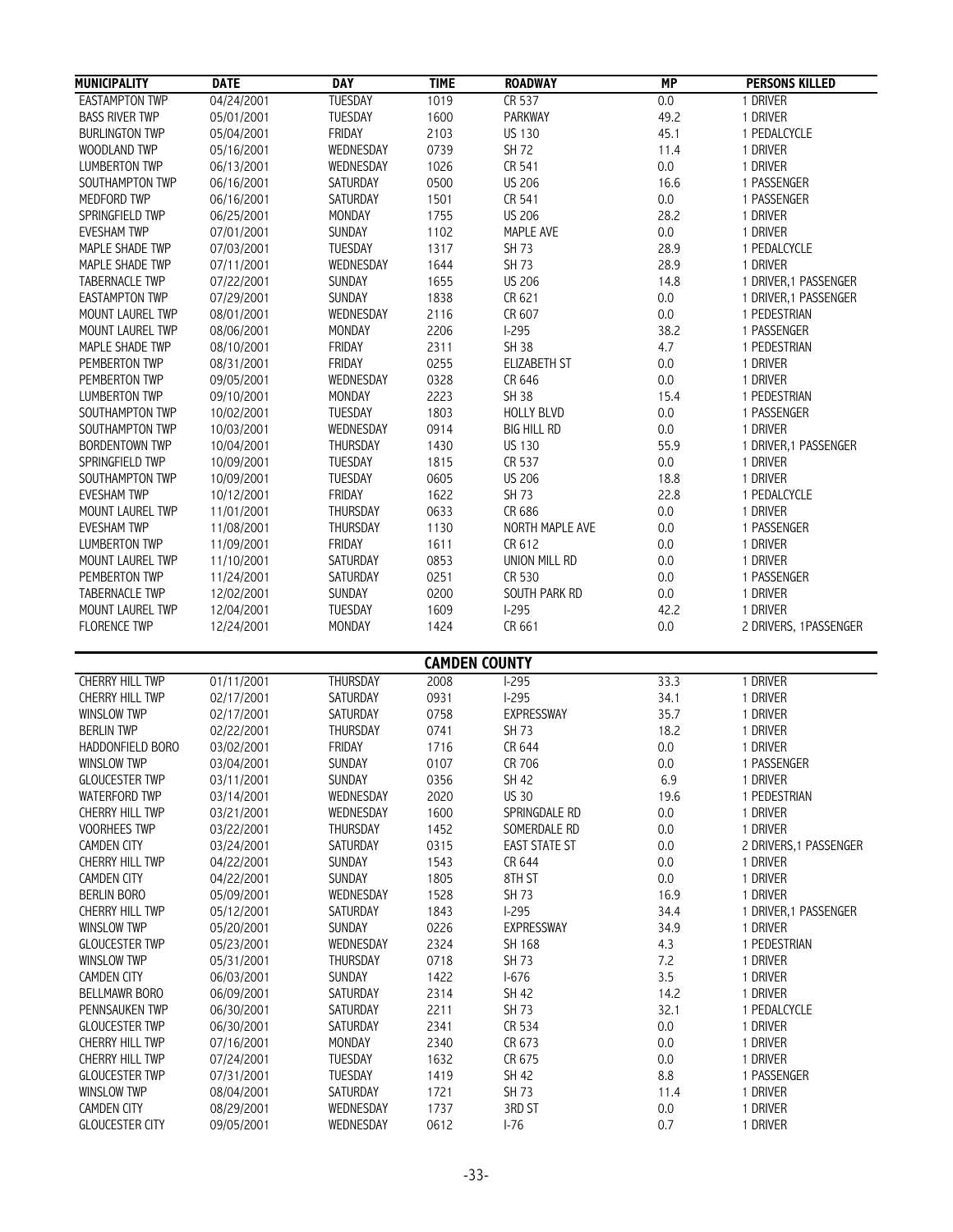| MUNICIPALITY | DATE | DAY | TIME | ROADWAY | MP | PERSONS KILLED |
|---|---|---|---|---|---|---|
| EASTAMPTON TWP | 04/24/2001 | TUESDAY | 1019 | CR 537 | 0.0 | 1 DRIVER |
| BASS RIVER TWP | 05/01/2001 | TUESDAY | 1600 | PARKWAY | 49.2 | 1 DRIVER |
| BURLINGTON TWP | 05/04/2001 | FRIDAY | 2103 | US 130 | 45.1 | 1 PEDALCYCLE |
| WOODLAND TWP | 05/16/2001 | WEDNESDAY | 0739 | SH 72 | 11.4 | 1 DRIVER |
| LUMBERTON TWP | 06/13/2001 | WEDNESDAY | 1026 | CR 541 | 0.0 | 1 DRIVER |
| SOUTHAMPTON TWP | 06/16/2001 | SATURDAY | 0500 | US 206 | 16.6 | 1 PASSENGER |
| MEDFORD TWP | 06/16/2001 | SATURDAY | 1501 | CR 541 | 0.0 | 1 PASSENGER |
| SPRINGFIELD TWP | 06/25/2001 | MONDAY | 1755 | US 206 | 28.2 | 1 DRIVER |
| EVESHAM TWP | 07/01/2001 | SUNDAY | 1102 | MAPLE AVE | 0.0 | 1 DRIVER |
| MAPLE SHADE TWP | 07/03/2001 | TUESDAY | 1317 | SH 73 | 28.9 | 1 PEDALCYCLE |
| MAPLE SHADE TWP | 07/11/2001 | WEDNESDAY | 1644 | SH 73 | 28.9 | 1 DRIVER |
| TABERNACLE TWP | 07/22/2001 | SUNDAY | 1655 | US 206 | 14.8 | 1 DRIVER,1 PASSENGER |
| EASTAMPTON TWP | 07/29/2001 | SUNDAY | 1838 | CR 621 | 0.0 | 1 DRIVER,1 PASSENGER |
| MOUNT LAUREL TWP | 08/01/2001 | WEDNESDAY | 2116 | CR 607 | 0.0 | 1 PEDESTRIAN |
| MOUNT LAUREL TWP | 08/06/2001 | MONDAY | 2206 | I-295 | 38.2 | 1 PASSENGER |
| MAPLE SHADE TWP | 08/10/2001 | FRIDAY | 2311 | SH 38 | 4.7 | 1 PEDESTRIAN |
| PEMBERTON TWP | 08/31/2001 | FRIDAY | 0255 | ELIZABETH ST | 0.0 | 1 DRIVER |
| PEMBERTON TWP | 09/05/2001 | WEDNESDAY | 0328 | CR 646 | 0.0 | 1 DRIVER |
| LUMBERTON TWP | 09/10/2001 | MONDAY | 2223 | SH 38 | 15.4 | 1 PEDESTRIAN |
| SOUTHAMPTON TWP | 10/02/2001 | TUESDAY | 1803 | HOLLY BLVD | 0.0 | 1 PASSENGER |
| SOUTHAMPTON TWP | 10/03/2001 | WEDNESDAY | 0914 | BIG HILL RD | 0.0 | 1 DRIVER |
| BORDENTOWN TWP | 10/04/2001 | THURSDAY | 1430 | US 130 | 55.9 | 1 DRIVER,1 PASSENGER |
| SPRINGFIELD TWP | 10/09/2001 | TUESDAY | 1815 | CR 537 | 0.0 | 1 DRIVER |
| SOUTHAMPTON TWP | 10/09/2001 | TUESDAY | 0605 | US 206 | 18.8 | 1 DRIVER |
| EVESHAM TWP | 10/12/2001 | FRIDAY | 1622 | SH 73 | 22.8 | 1 PEDALCYCLE |
| MOUNT LAUREL TWP | 11/01/2001 | THURSDAY | 0633 | CR 686 | 0.0 | 1 DRIVER |
| EVESHAM TWP | 11/08/2001 | THURSDAY | 1130 | NORTH MAPLE AVE | 0.0 | 1 PASSENGER |
| LUMBERTON TWP | 11/09/2001 | FRIDAY | 1611 | CR 612 | 0.0 | 1 DRIVER |
| MOUNT LAUREL TWP | 11/10/2001 | SATURDAY | 0853 | UNION MILL RD | 0.0 | 1 DRIVER |
| PEMBERTON TWP | 11/24/2001 | SATURDAY | 0251 | CR 530 | 0.0 | 1 PASSENGER |
| TABERNACLE TWP | 12/02/2001 | SUNDAY | 0200 | SOUTH PARK RD | 0.0 | 1 DRIVER |
| MOUNT LAUREL TWP | 12/04/2001 | TUESDAY | 1609 | I-295 | 42.2 | 1 DRIVER |
| FLORENCE TWP | 12/24/2001 | MONDAY | 1424 | CR 661 | 0.0 | 2 DRIVERS, 1PASSENGER |

## CAMDEN COUNTY

| MUNICIPALITY | DATE | DAY | TIME | ROADWAY | MP | PERSONS KILLED |
|---|---|---|---|---|---|---|
| CHERRY HILL TWP | 01/11/2001 | THURSDAY | 2008 | I-295 | 33.3 | 1 DRIVER |
| CHERRY HILL TWP | 02/17/2001 | SATURDAY | 0931 | I-295 | 34.1 | 1 DRIVER |
| WINSLOW TWP | 02/17/2001 | SATURDAY | 0758 | EXPRESSWAY | 35.7 | 1 DRIVER |
| BERLIN TWP | 02/22/2001 | THURSDAY | 0741 | SH 73 | 18.2 | 1 DRIVER |
| HADDONFIELD BORO | 03/02/2001 | FRIDAY | 1716 | CR 644 | 0.0 | 1 DRIVER |
| WINSLOW TWP | 03/04/2001 | SUNDAY | 0107 | CR 706 | 0.0 | 1 PASSENGER |
| GLOUCESTER TWP | 03/11/2001 | SUNDAY | 0356 | SH 42 | 6.9 | 1 DRIVER |
| WATERFORD TWP | 03/14/2001 | WEDNESDAY | 2020 | US 30 | 19.6 | 1 PEDESTRIAN |
| CHERRY HILL TWP | 03/21/2001 | WEDNESDAY | 1600 | SPRINGDALE RD | 0.0 | 1 DRIVER |
| VOORHEES TWP | 03/22/2001 | THURSDAY | 1452 | SOMERDALE RD | 0.0 | 1 DRIVER |
| CAMDEN CITY | 03/24/2001 | SATURDAY | 0315 | EAST STATE ST | 0.0 | 2 DRIVERS,1 PASSENGER |
| CHERRY HILL TWP | 04/22/2001 | SUNDAY | 1543 | CR 644 | 0.0 | 1 DRIVER |
| CAMDEN CITY | 04/22/2001 | SUNDAY | 1805 | 8TH ST | 0.0 | 1 DRIVER |
| BERLIN BORO | 05/09/2001 | WEDNESDAY | 1528 | SH 73 | 16.9 | 1 DRIVER |
| CHERRY HILL TWP | 05/12/2001 | SATURDAY | 1843 | I-295 | 34.4 | 1 DRIVER,1 PASSENGER |
| WINSLOW TWP | 05/20/2001 | SUNDAY | 0226 | EXPRESSWAY | 34.9 | 1 DRIVER |
| GLOUCESTER TWP | 05/23/2001 | WEDNESDAY | 2324 | SH 168 | 4.3 | 1 PEDESTRIAN |
| WINSLOW TWP | 05/31/2001 | THURSDAY | 0718 | SH 73 | 7.2 | 1 DRIVER |
| CAMDEN CITY | 06/03/2001 | SUNDAY | 1422 | I-676 | 3.5 | 1 DRIVER |
| BELLMAWR BORO | 06/09/2001 | SATURDAY | 2314 | SH 42 | 14.2 | 1 DRIVER |
| PENNSAUKEN TWP | 06/30/2001 | SATURDAY | 2211 | SH 73 | 32.1 | 1 PEDALCYCLE |
| GLOUCESTER TWP | 06/30/2001 | SATURDAY | 2341 | CR 534 | 0.0 | 1 DRIVER |
| CHERRY HILL TWP | 07/16/2001 | MONDAY | 2340 | CR 673 | 0.0 | 1 DRIVER |
| CHERRY HILL TWP | 07/24/2001 | TUESDAY | 1632 | CR 675 | 0.0 | 1 DRIVER |
| GLOUCESTER TWP | 07/31/2001 | TUESDAY | 1419 | SH 42 | 8.8 | 1 PASSENGER |
| WINSLOW TWP | 08/04/2001 | SATURDAY | 1721 | SH 73 | 11.4 | 1 DRIVER |
| CAMDEN CITY | 08/29/2001 | WEDNESDAY | 1737 | 3RD ST | 0.0 | 1 DRIVER |
| GLOUCESTER CITY | 09/05/2001 | WEDNESDAY | 0612 | I-76 | 0.7 | 1 DRIVER |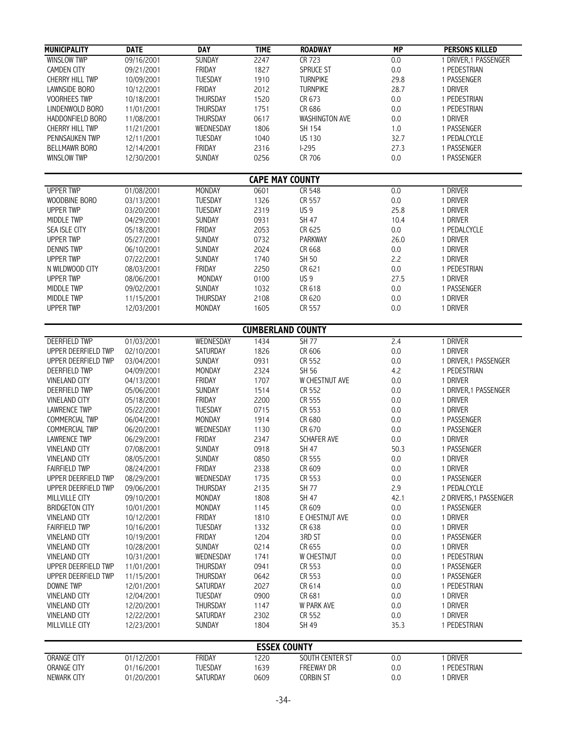| MUNICIPALITY | DATE | DAY | TIME | ROADWAY | MP | PERSONS KILLED |
|---|---|---|---|---|---|---|
| WINSLOW TWP | 09/16/2001 | SUNDAY | 2247 | CR 723 | 0.0 | 1 DRIVER,1 PASSENGER |
| CAMDEN CITY | 09/21/2001 | FRIDAY | 1827 | SPRUCE ST | 0.0 | 1 PEDESTRIAN |
| CHERRY HILL TWP | 10/09/2001 | TUESDAY | 1910 | TURNPIKE | 29.8 | 1 PASSENGER |
| LAWNSIDE BORO | 10/12/2001 | FRIDAY | 2012 | TURNPIKE | 28.7 | 1 DRIVER |
| VOORHEES TWP | 10/18/2001 | THURSDAY | 1520 | CR 673 | 0.0 | 1 PEDESTRIAN |
| LINDENWOLD BORO | 11/01/2001 | THURSDAY | 1751 | CR 686 | 0.0 | 1 PEDESTRIAN |
| HADDONFIELD BORO | 11/08/2001 | THURSDAY | 0617 | WASHINGTON AVE | 0.0 | 1 DRIVER |
| CHERRY HILL TWP | 11/21/2001 | WEDNESDAY | 1806 | SH 154 | 1.0 | 1 PASSENGER |
| PENNSAUKEN TWP | 12/11/2001 | TUESDAY | 1040 | US 130 | 32.7 | 1 PEDALCYCLE |
| BELLMAWR BORO | 12/14/2001 | FRIDAY | 2316 | I-295 | 27.3 | 1 PASSENGER |
| WINSLOW TWP | 12/30/2001 | SUNDAY | 0256 | CR 706 | 0.0 | 1 PASSENGER |

**CAPE MAY COUNTY**

| MUNICIPALITY | DATE | DAY | TIME | ROADWAY | MP | PERSONS KILLED |
|---|---|---|---|---|---|---|
| UPPER TWP | 01/08/2001 | MONDAY | 0601 | CR 548 | 0.0 | 1 DRIVER |
| WOODBINE BORO | 03/13/2001 | TUESDAY | 1326 | CR 557 | 0.0 | 1 DRIVER |
| UPPER TWP | 03/20/2001 | TUESDAY | 2319 | US 9 | 25.8 | 1 DRIVER |
| MIDDLE TWP | 04/29/2001 | SUNDAY | 0931 | SH 47 | 10.4 | 1 DRIVER |
| SEA ISLE CITY | 05/18/2001 | FRIDAY | 2053 | CR 625 | 0.0 | 1 PEDALCYCLE |
| UPPER TWP | 05/27/2001 | SUNDAY | 0732 | PARKWAY | 26.0 | 1 DRIVER |
| DENNIS TWP | 06/10/2001 | SUNDAY | 2024 | CR 668 | 0.0 | 1 DRIVER |
| UPPER TWP | 07/22/2001 | SUNDAY | 1740 | SH 50 | 2.2 | 1 DRIVER |
| N WILDWOOD CITY | 08/03/2001 | FRIDAY | 2250 | CR 621 | 0.0 | 1 PEDESTRIAN |
| UPPER TWP | 08/06/2001 | MONDAY | 0100 | US 9 | 27.5 | 1 DRIVER |
| MIDDLE TWP | 09/02/2001 | SUNDAY | 1032 | CR 618 | 0.0 | 1 PASSENGER |
| MIDDLE TWP | 11/15/2001 | THURSDAY | 2108 | CR 620 | 0.0 | 1 DRIVER |
| UPPER TWP | 12/03/2001 | MONDAY | 1605 | CR 557 | 0.0 | 1 DRIVER |

**CUMBERLAND COUNTY**

| MUNICIPALITY | DATE | DAY | TIME | ROADWAY | MP | PERSONS KILLED |
|---|---|---|---|---|---|---|
| DEERFIELD TWP | 01/03/2001 | WEDNESDAY | 1434 | SH 77 | 2.4 | 1 DRIVER |
| UPPER DEERFIELD TWP | 02/10/2001 | SATURDAY | 1826 | CR 606 | 0.0 | 1 DRIVER |
| UPPER DEERFIELD TWP | 03/04/2001 | SUNDAY | 0931 | CR 552 | 0.0 | 1 DRIVER,1 PASSENGER |
| DEERFIELD TWP | 04/09/2001 | MONDAY | 2324 | SH 56 | 4.2 | 1 PEDESTRIAN |
| VINELAND CITY | 04/13/2001 | FRIDAY | 1707 | W CHESTNUT AVE | 0.0 | 1 DRIVER |
| DEERFIELD TWP | 05/06/2001 | SUNDAY | 1514 | CR 552 | 0.0 | 1 DRIVER,1 PASSENGER |
| VINELAND CITY | 05/18/2001 | FRIDAY | 2200 | CR 555 | 0.0 | 1 DRIVER |
| LAWRENCE TWP | 05/22/2001 | TUESDAY | 0715 | CR 553 | 0.0 | 1 DRIVER |
| COMMERCIAL TWP | 06/04/2001 | MONDAY | 1914 | CR 680 | 0.0 | 1 PASSENGER |
| COMMERCIAL TWP | 06/20/2001 | WEDNESDAY | 1130 | CR 670 | 0.0 | 1 PASSENGER |
| LAWRENCE TWP | 06/29/2001 | FRIDAY | 2347 | SCHAFER AVE | 0.0 | 1 DRIVER |
| VINELAND CITY | 07/08/2001 | SUNDAY | 0918 | SH 47 | 50.3 | 1 PASSENGER |
| VINELAND CITY | 08/05/2001 | SUNDAY | 0850 | CR 555 | 0.0 | 1 DRIVER |
| FAIRFIELD TWP | 08/24/2001 | FRIDAY | 2338 | CR 609 | 0.0 | 1 DRIVER |
| UPPER DEERFIELD TWP | 08/29/2001 | WEDNESDAY | 1735 | CR 553 | 0.0 | 1 PASSENGER |
| UPPER DEERFIELD TWP | 09/06/2001 | THURSDAY | 2135 | SH 77 | 2.9 | 1 PEDALCYCLE |
| MILLVILLE CITY | 09/10/2001 | MONDAY | 1808 | SH 47 | 42.1 | 2 DRIVERS,1 PASSENGER |
| BRIDGETON CITY | 10/01/2001 | MONDAY | 1145 | CR 609 | 0.0 | 1 PASSENGER |
| VINELAND CITY | 10/12/2001 | FRIDAY | 1810 | E CHESTNUT AVE | 0.0 | 1 DRIVER |
| FAIRFIELD TWP | 10/16/2001 | TUESDAY | 1332 | CR 638 | 0.0 | 1 DRIVER |
| VINELAND CITY | 10/19/2001 | FRIDAY | 1204 | 3RD ST | 0.0 | 1 PASSENGER |
| VINELAND CITY | 10/28/2001 | SUNDAY | 0214 | CR 655 | 0.0 | 1 DRIVER |
| VINELAND CITY | 10/31/2001 | WEDNESDAY | 1741 | W CHESTNUT | 0.0 | 1 PEDESTRIAN |
| UPPER DEERFIELD TWP | 11/01/2001 | THURSDAY | 0941 | CR 553 | 0.0 | 1 PASSENGER |
| UPPER DEERFIELD TWP | 11/15/2001 | THURSDAY | 0642 | CR 553 | 0.0 | 1 PASSENGER |
| DOWNE TWP | 12/01/2001 | SATURDAY | 2027 | CR 614 | 0.0 | 1 PEDESTRIAN |
| VINELAND CITY | 12/04/2001 | TUESDAY | 0900 | CR 681 | 0.0 | 1 DRIVER |
| VINELAND CITY | 12/20/2001 | THURSDAY | 1147 | W PARK AVE | 0.0 | 1 DRIVER |
| VINELAND CITY | 12/22/2001 | SATURDAY | 2302 | CR 552 | 0.0 | 1 DRIVER |
| MILLVILLE CITY | 12/23/2001 | SUNDAY | 1804 | SH 49 | 35.3 | 1 PEDESTRIAN |

**ESSEX COUNTY**

| MUNICIPALITY | DATE | DAY | TIME | ROADWAY | MP | PERSONS KILLED |
|---|---|---|---|---|---|---|
| ORANGE CITY | 01/12/2001 | FRIDAY | 1220 | SOUTH CENTER ST | 0.0 | 1 DRIVER |
| ORANGE CITY | 01/16/2001 | TUESDAY | 1639 | FREEWAY DR | 0.0 | 1 PEDESTRIAN |
| NEWARK CITY | 01/20/2001 | SATURDAY | 0609 | CORBIN ST | 0.0 | 1 DRIVER |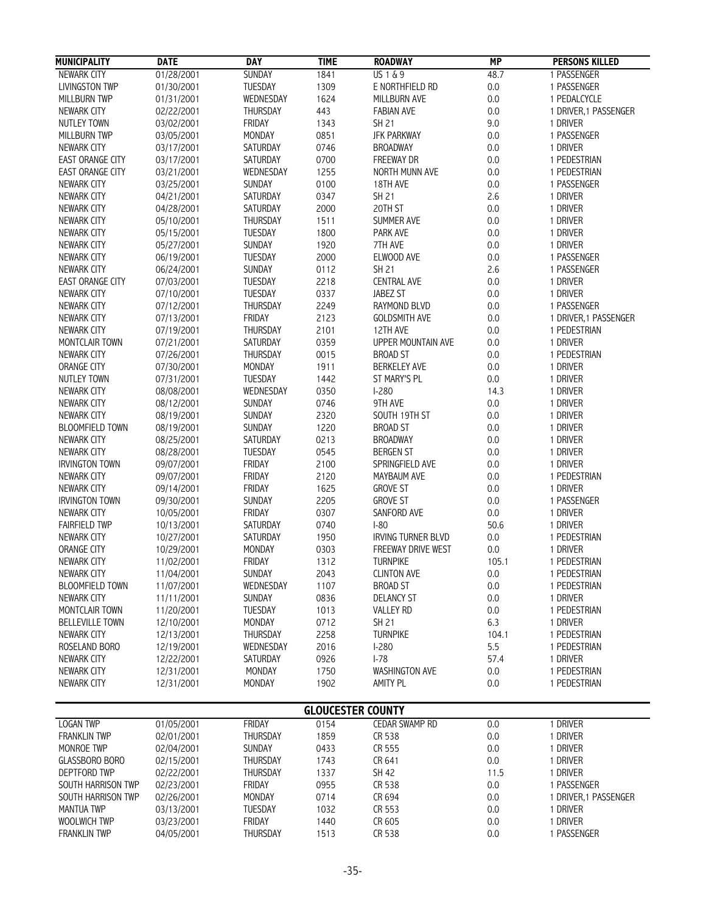| MUNICIPALITY | DATE | DAY | TIME | ROADWAY | MP | PERSONS KILLED |
|---|---|---|---|---|---|---|
| NEWARK CITY | 01/28/2001 | SUNDAY | 1841 | US 1 & 9 | 48.7 | 1 PASSENGER |
| LIVINGSTON TWP | 01/30/2001 | TUESDAY | 1309 | E NORTHFIELD RD | 0.0 | 1 PASSENGER |
| MILLBURN TWP | 01/31/2001 | WEDNESDAY | 1624 | MILLBURN AVE | 0.0 | 1 PEDALCYCLE |
| NEWARK CITY | 02/22/2001 | THURSDAY | 443 | FABIAN AVE | 0.0 | 1 DRIVER,1 PASSENGER |
| NUTLEY TOWN | 03/02/2001 | FRIDAY | 1343 | SH 21 | 9.0 | 1 DRIVER |
| MILLBURN TWP | 03/05/2001 | MONDAY | 0851 | JFK PARKWAY | 0.0 | 1 PASSENGER |
| NEWARK CITY | 03/17/2001 | SATURDAY | 0746 | BROADWAY | 0.0 | 1 DRIVER |
| EAST ORANGE CITY | 03/17/2001 | SATURDAY | 0700 | FREEWAY DR | 0.0 | 1 PEDESTRIAN |
| EAST ORANGE CITY | 03/21/2001 | WEDNESDAY | 1255 | NORTH MUNN AVE | 0.0 | 1 PEDESTRIAN |
| NEWARK CITY | 03/25/2001 | SUNDAY | 0100 | 18TH AVE | 0.0 | 1 PASSENGER |
| NEWARK CITY | 04/21/2001 | SATURDAY | 0347 | SH 21 | 2.6 | 1 DRIVER |
| NEWARK CITY | 04/28/2001 | SATURDAY | 2000 | 20TH ST | 0.0 | 1 DRIVER |
| NEWARK CITY | 05/10/2001 | THURSDAY | 1511 | SUMMER AVE | 0.0 | 1 DRIVER |
| NEWARK CITY | 05/15/2001 | TUESDAY | 1800 | PARK AVE | 0.0 | 1 DRIVER |
| NEWARK CITY | 05/27/2001 | SUNDAY | 1920 | 7TH AVE | 0.0 | 1 DRIVER |
| NEWARK CITY | 06/19/2001 | TUESDAY | 2000 | ELWOOD AVE | 0.0 | 1 PASSENGER |
| NEWARK CITY | 06/24/2001 | SUNDAY | 0112 | SH 21 | 2.6 | 1 PASSENGER |
| EAST ORANGE CITY | 07/03/2001 | TUESDAY | 2218 | CENTRAL AVE | 0.0 | 1 DRIVER |
| NEWARK CITY | 07/10/2001 | TUESDAY | 0337 | JABEZ ST | 0.0 | 1 DRIVER |
| NEWARK CITY | 07/12/2001 | THURSDAY | 2249 | RAYMOND BLVD | 0.0 | 1 PASSENGER |
| NEWARK CITY | 07/13/2001 | FRIDAY | 2123 | GOLDSMITH AVE | 0.0 | 1 DRIVER,1 PASSENGER |
| NEWARK CITY | 07/19/2001 | THURSDAY | 2101 | 12TH AVE | 0.0 | 1 PEDESTRIAN |
| MONTCLAIR TOWN | 07/21/2001 | SATURDAY | 0359 | UPPER MOUNTAIN AVE | 0.0 | 1 DRIVER |
| NEWARK CITY | 07/26/2001 | THURSDAY | 0015 | BROAD ST | 0.0 | 1 PEDESTRIAN |
| ORANGE CITY | 07/30/2001 | MONDAY | 1911 | BERKELEY AVE | 0.0 | 1 DRIVER |
| NUTLEY TOWN | 07/31/2001 | TUESDAY | 1442 | ST MARY'S PL | 0.0 | 1 DRIVER |
| NEWARK CITY | 08/08/2001 | WEDNESDAY | 0350 | I-280 | 14.3 | 1 DRIVER |
| NEWARK CITY | 08/12/2001 | SUNDAY | 0746 | 9TH AVE | 0.0 | 1 DRIVER |
| NEWARK CITY | 08/19/2001 | SUNDAY | 2320 | SOUTH 19TH ST | 0.0 | 1 DRIVER |
| BLOOMFIELD TOWN | 08/19/2001 | SUNDAY | 1220 | BROAD ST | 0.0 | 1 DRIVER |
| NEWARK CITY | 08/25/2001 | SATURDAY | 0213 | BROADWAY | 0.0 | 1 DRIVER |
| NEWARK CITY | 08/28/2001 | TUESDAY | 0545 | BERGEN ST | 0.0 | 1 DRIVER |
| IRVINGTON TOWN | 09/07/2001 | FRIDAY | 2100 | SPRINGFIELD AVE | 0.0 | 1 DRIVER |
| NEWARK CITY | 09/07/2001 | FRIDAY | 2120 | MAYBAUM AVE | 0.0 | 1 PEDESTRIAN |
| NEWARK CITY | 09/14/2001 | FRIDAY | 1625 | GROVE ST | 0.0 | 1 DRIVER |
| IRVINGTON TOWN | 09/30/2001 | SUNDAY | 2205 | GROVE ST | 0.0 | 1 PASSENGER |
| NEWARK CITY | 10/05/2001 | FRIDAY | 0307 | SANFORD AVE | 0.0 | 1 DRIVER |
| FAIRFIELD TWP | 10/13/2001 | SATURDAY | 0740 | I-80 | 50.6 | 1 DRIVER |
| NEWARK CITY | 10/27/2001 | SATURDAY | 1950 | IRVING TURNER BLVD | 0.0 | 1 PEDESTRIAN |
| ORANGE CITY | 10/29/2001 | MONDAY | 0303 | FREEWAY DRIVE WEST | 0.0 | 1 DRIVER |
| NEWARK CITY | 11/02/2001 | FRIDAY | 1312 | TURNPIKE | 105.1 | 1 PEDESTRIAN |
| NEWARK CITY | 11/04/2001 | SUNDAY | 2043 | CLINTON AVE | 0.0 | 1 PEDESTRIAN |
| BLOOMFIELD TOWN | 11/07/2001 | WEDNESDAY | 1107 | BROAD ST | 0.0 | 1 PEDESTRIAN |
| NEWARK CITY | 11/11/2001 | SUNDAY | 0836 | DELANCY ST | 0.0 | 1 DRIVER |
| MONTCLAIR TOWN | 11/20/2001 | TUESDAY | 1013 | VALLEY RD | 0.0 | 1 PEDESTRIAN |
| BELLEVILLE TOWN | 12/10/2001 | MONDAY | 0712 | SH 21 | 6.3 | 1 DRIVER |
| NEWARK CITY | 12/13/2001 | THURSDAY | 2258 | TURNPIKE | 104.1 | 1 PEDESTRIAN |
| ROSELAND BORO | 12/19/2001 | WEDNESDAY | 2016 | I-280 | 5.5 | 1 PEDESTRIAN |
| NEWARK CITY | 12/22/2001 | SATURDAY | 0926 | I-78 | 57.4 | 1 DRIVER |
| NEWARK CITY | 12/31/2001 | MONDAY | 1750 | WASHINGTON AVE | 0.0 | 1 PEDESTRIAN |
| NEWARK CITY | 12/31/2001 | MONDAY | 1902 | AMITY PL | 0.0 | 1 PEDESTRIAN |

## GLOUCESTER COUNTY

| MUNICIPALITY | DATE | DAY | TIME | ROADWAY | MP | PERSONS KILLED |
|---|---|---|---|---|---|---|
| LOGAN TWP | 01/05/2001 | FRIDAY | 0154 | CEDAR SWAMP RD | 0.0 | 1 DRIVER |
| FRANKLIN TWP | 02/01/2001 | THURSDAY | 1859 | CR 538 | 0.0 | 1 DRIVER |
| MONROE TWP | 02/04/2001 | SUNDAY | 0433 | CR 555 | 0.0 | 1 DRIVER |
| GLASSBORO BORO | 02/15/2001 | THURSDAY | 1743 | CR 641 | 0.0 | 1 DRIVER |
| DEPTFORD TWP | 02/22/2001 | THURSDAY | 1337 | SH 42 | 11.5 | 1 DRIVER |
| SOUTH HARRISON TWP | 02/23/2001 | FRIDAY | 0955 | CR 538 | 0.0 | 1 PASSENGER |
| SOUTH HARRISON TWP | 02/26/2001 | MONDAY | 0714 | CR 694 | 0.0 | 1 DRIVER,1 PASSENGER |
| MANTUA TWP | 03/13/2001 | TUESDAY | 1032 | CR 553 | 0.0 | 1 DRIVER |
| WOOLWICH TWP | 03/23/2001 | FRIDAY | 1440 | CR 605 | 0.0 | 1 DRIVER |
| FRANKLIN TWP | 04/05/2001 | THURSDAY | 1513 | CR 538 | 0.0 | 1 PASSENGER |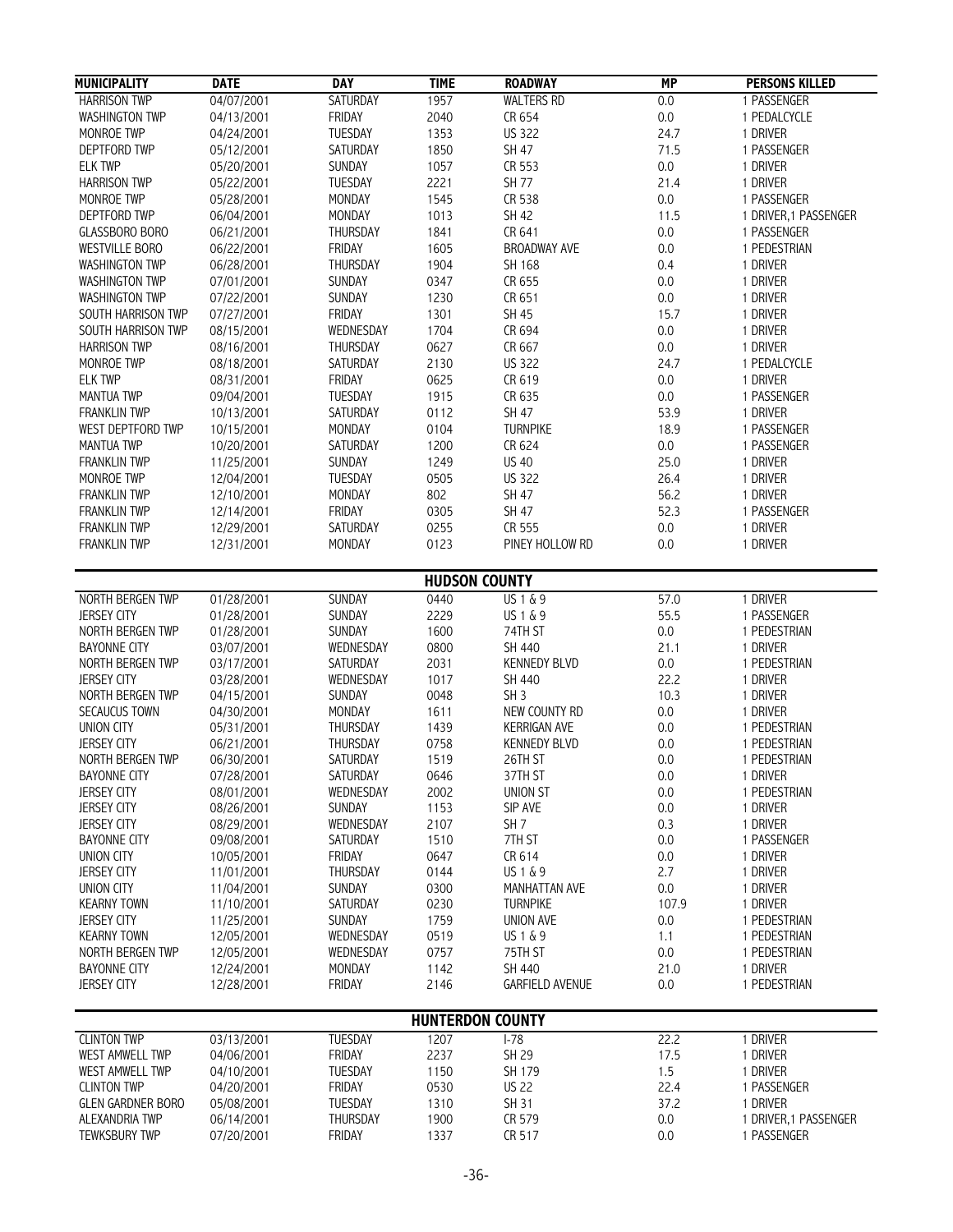| MUNICIPALITY | DATE | DAY | TIME | ROADWAY | MP | PERSONS KILLED |
|---|---|---|---|---|---|---|
| HARRISON TWP | 04/07/2001 | SATURDAY | 1957 | WALTERS RD | 0.0 | 1 PASSENGER |
| WASHINGTON TWP | 04/13/2001 | FRIDAY | 2040 | CR 654 | 0.0 | 1 PEDALCYCLE |
| MONROE TWP | 04/24/2001 | TUESDAY | 1353 | US 322 | 24.7 | 1 DRIVER |
| DEPTFORD TWP | 05/12/2001 | SATURDAY | 1850 | SH 47 | 71.5 | 1 PASSENGER |
| ELK TWP | 05/20/2001 | SUNDAY | 1057 | CR 553 | 0.0 | 1 DRIVER |
| HARRISON TWP | 05/22/2001 | TUESDAY | 2221 | SH 77 | 21.4 | 1 DRIVER |
| MONROE TWP | 05/28/2001 | MONDAY | 1545 | CR 538 | 0.0 | 1 PASSENGER |
| DEPTFORD TWP | 06/04/2001 | MONDAY | 1013 | SH 42 | 11.5 | 1 DRIVER,1 PASSENGER |
| GLASSBORO BORO | 06/21/2001 | THURSDAY | 1841 | CR 641 | 0.0 | 1 PASSENGER |
| WESTVILLE BORO | 06/22/2001 | FRIDAY | 1605 | BROADWAY AVE | 0.0 | 1 PEDESTRIAN |
| WASHINGTON TWP | 06/28/2001 | THURSDAY | 1904 | SH 168 | 0.4 | 1 DRIVER |
| WASHINGTON TWP | 07/01/2001 | SUNDAY | 0347 | CR 655 | 0.0 | 1 DRIVER |
| WASHINGTON TWP | 07/22/2001 | SUNDAY | 1230 | CR 651 | 0.0 | 1 DRIVER |
| SOUTH HARRISON TWP | 07/27/2001 | FRIDAY | 1301 | SH 45 | 15.7 | 1 DRIVER |
| SOUTH HARRISON TWP | 08/15/2001 | WEDNESDAY | 1704 | CR 694 | 0.0 | 1 DRIVER |
| HARRISON TWP | 08/16/2001 | THURSDAY | 0627 | CR 667 | 0.0 | 1 DRIVER |
| MONROE TWP | 08/18/2001 | SATURDAY | 2130 | US 322 | 24.7 | 1 PEDALCYCLE |
| ELK TWP | 08/31/2001 | FRIDAY | 0625 | CR 619 | 0.0 | 1 DRIVER |
| MANTUA TWP | 09/04/2001 | TUESDAY | 1915 | CR 635 | 0.0 | 1 PASSENGER |
| FRANKLIN TWP | 10/13/2001 | SATURDAY | 0112 | SH 47 | 53.9 | 1 DRIVER |
| WEST DEPTFORD TWP | 10/15/2001 | MONDAY | 0104 | TURNPIKE | 18.9 | 1 PASSENGER |
| MANTUA TWP | 10/20/2001 | SATURDAY | 1200 | CR 624 | 0.0 | 1 PASSENGER |
| FRANKLIN TWP | 11/25/2001 | SUNDAY | 1249 | US 40 | 25.0 | 1 DRIVER |
| MONROE TWP | 12/04/2001 | TUESDAY | 0505 | US 322 | 26.4 | 1 DRIVER |
| FRANKLIN TWP | 12/10/2001 | MONDAY | 802 | SH 47 | 56.2 | 1 DRIVER |
| FRANKLIN TWP | 12/14/2001 | FRIDAY | 0305 | SH 47 | 52.3 | 1 PASSENGER |
| FRANKLIN TWP | 12/29/2001 | SATURDAY | 0255 | CR 555 | 0.0 | 1 DRIVER |
| FRANKLIN TWP | 12/31/2001 | MONDAY | 0123 | PINEY HOLLOW RD | 0.0 | 1 DRIVER |

## HUDSON COUNTY

| MUNICIPALITY | DATE | DAY | TIME | ROADWAY | MP | PERSONS KILLED |
|---|---|---|---|---|---|---|
| NORTH BERGEN TWP | 01/28/2001 | SUNDAY | 0440 | US 1 & 9 | 57.0 | 1 DRIVER |
| JERSEY CITY | 01/28/2001 | SUNDAY | 2229 | US 1 & 9 | 55.5 | 1 PASSENGER |
| NORTH BERGEN TWP | 01/28/2001 | SUNDAY | 1600 | 74TH ST | 0.0 | 1 PEDESTRIAN |
| BAYONNE CITY | 03/07/2001 | WEDNESDAY | 0800 | SH 440 | 21.1 | 1 DRIVER |
| NORTH BERGEN TWP | 03/17/2001 | SATURDAY | 2031 | KENNEDY BLVD | 0.0 | 1 PEDESTRIAN |
| JERSEY CITY | 03/28/2001 | WEDNESDAY | 1017 | SH 440 | 22.2 | 1 DRIVER |
| NORTH BERGEN TWP | 04/15/2001 | SUNDAY | 0048 | SH 3 | 10.3 | 1 DRIVER |
| SECAUCUS TOWN | 04/30/2001 | MONDAY | 1611 | NEW COUNTY RD | 0.0 | 1 DRIVER |
| UNION CITY | 05/31/2001 | THURSDAY | 1439 | KERRIGAN AVE | 0.0 | 1 PEDESTRIAN |
| JERSEY CITY | 06/21/2001 | THURSDAY | 0758 | KENNEDY BLVD | 0.0 | 1 PEDESTRIAN |
| NORTH BERGEN TWP | 06/30/2001 | SATURDAY | 1519 | 26TH ST | 0.0 | 1 PEDESTRIAN |
| BAYONNE CITY | 07/28/2001 | SATURDAY | 0646 | 37TH ST | 0.0 | 1 DRIVER |
| JERSEY CITY | 08/01/2001 | WEDNESDAY | 2002 | UNION ST | 0.0 | 1 PEDESTRIAN |
| JERSEY CITY | 08/26/2001 | SUNDAY | 1153 | SIP AVE | 0.0 | 1 DRIVER |
| JERSEY CITY | 08/29/2001 | WEDNESDAY | 2107 | SH 7 | 0.3 | 1 DRIVER |
| BAYONNE CITY | 09/08/2001 | SATURDAY | 1510 | 7TH ST | 0.0 | 1 PASSENGER |
| UNION CITY | 10/05/2001 | FRIDAY | 0647 | CR 614 | 0.0 | 1 DRIVER |
| JERSEY CITY | 11/01/2001 | THURSDAY | 0144 | US 1 & 9 | 2.7 | 1 DRIVER |
| UNION CITY | 11/04/2001 | SUNDAY | 0300 | MANHATTAN AVE | 0.0 | 1 DRIVER |
| KEARNY TOWN | 11/10/2001 | SATURDAY | 0230 | TURNPIKE | 107.9 | 1 DRIVER |
| JERSEY CITY | 11/25/2001 | SUNDAY | 1759 | UNION AVE | 0.0 | 1 PEDESTRIAN |
| KEARNY TOWN | 12/05/2001 | WEDNESDAY | 0519 | US 1 & 9 | 1.1 | 1 PEDESTRIAN |
| NORTH BERGEN TWP | 12/05/2001 | WEDNESDAY | 0757 | 75TH ST | 0.0 | 1 PEDESTRIAN |
| BAYONNE CITY | 12/24/2001 | MONDAY | 1142 | SH 440 | 21.0 | 1 DRIVER |
| JERSEY CITY | 12/28/2001 | FRIDAY | 2146 | GARFIELD AVENUE | 0.0 | 1 PEDESTRIAN |

## HUNTERDON COUNTY

| MUNICIPALITY | DATE | DAY | TIME | ROADWAY | MP | PERSONS KILLED |
|---|---|---|---|---|---|---|
| CLINTON TWP | 03/13/2001 | TUESDAY | 1207 | I-78 | 22.2 | 1 DRIVER |
| WEST AMWELL TWP | 04/06/2001 | FRIDAY | 2237 | SH 29 | 17.5 | 1 DRIVER |
| WEST AMWELL TWP | 04/10/2001 | TUESDAY | 1150 | SH 179 | 1.5 | 1 DRIVER |
| CLINTON TWP | 04/20/2001 | FRIDAY | 0530 | US 22 | 22.4 | 1 PASSENGER |
| GLEN GARDNER BORO | 05/08/2001 | TUESDAY | 1310 | SH 31 | 37.2 | 1 DRIVER |
| ALEXANDRIA TWP | 06/14/2001 | THURSDAY | 1900 | CR 579 | 0.0 | 1 DRIVER,1 PASSENGER |
| TEWKSBURY TWP | 07/20/2001 | FRIDAY | 1337 | CR 517 | 0.0 | 1 PASSENGER |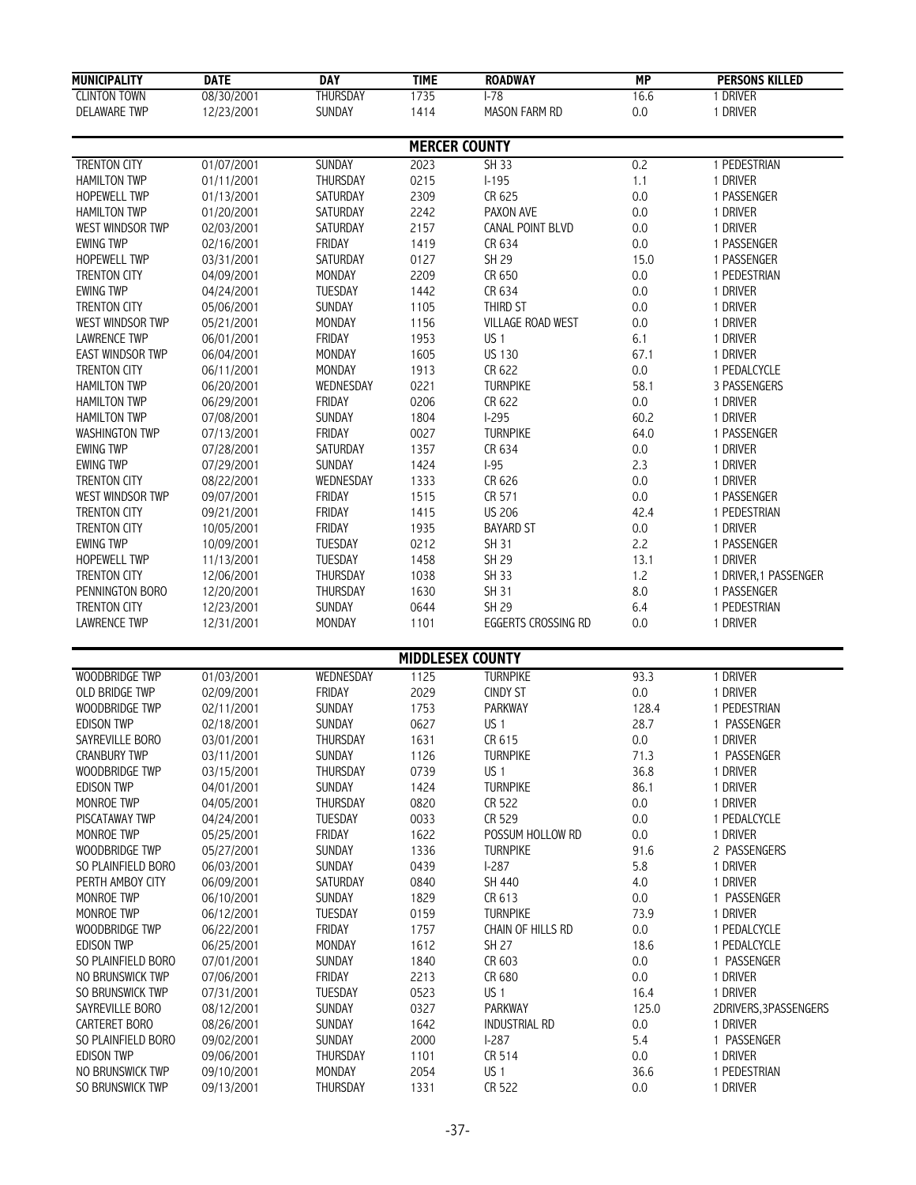| MUNICIPALITY | DATE | DAY | TIME | ROADWAY | MP | PERSONS KILLED |
|---|---|---|---|---|---|---|
| CLINTON TOWN | 08/30/2001 | THURSDAY | 1735 | I-78 | 16.6 | 1 DRIVER |
| DELAWARE TWP | 12/23/2001 | SUNDAY | 1414 | MASON FARM RD | 0.0 | 1 DRIVER |

## MERCER COUNTY

| MUNICIPALITY | DATE | DAY | TIME | ROADWAY | MP | PERSONS KILLED |
|---|---|---|---|---|---|---|
| TRENTON CITY | 01/07/2001 | SUNDAY | 2023 | SH 33 | 0.2 | 1 PEDESTRIAN |
| HAMILTON TWP | 01/11/2001 | THURSDAY | 0215 | I-195 | 1.1 | 1 DRIVER |
| HOPEWELL TWP | 01/13/2001 | SATURDAY | 2309 | CR 625 | 0.0 | 1 PASSENGER |
| HAMILTON TWP | 01/20/2001 | SATURDAY | 2242 | PAXON AVE | 0.0 | 1 DRIVER |
| WEST WINDSOR TWP | 02/03/2001 | SATURDAY | 2157 | CANAL POINT BLVD | 0.0 | 1 DRIVER |
| EWING TWP | 02/16/2001 | FRIDAY | 1419 | CR 634 | 0.0 | 1 PASSENGER |
| HOPEWELL TWP | 03/31/2001 | SATURDAY | 0127 | SH 29 | 15.0 | 1 PASSENGER |
| TRENTON CITY | 04/09/2001 | MONDAY | 2209 | CR 650 | 0.0 | 1 PEDESTRIAN |
| EWING TWP | 04/24/2001 | TUESDAY | 1442 | CR 634 | 0.0 | 1 DRIVER |
| TRENTON CITY | 05/06/2001 | SUNDAY | 1105 | THIRD ST | 0.0 | 1 DRIVER |
| WEST WINDSOR TWP | 05/21/2001 | MONDAY | 1156 | VILLAGE ROAD WEST | 0.0 | 1 DRIVER |
| LAWRENCE TWP | 06/01/2001 | FRIDAY | 1953 | US 1 | 6.1 | 1 DRIVER |
| EAST WINDSOR TWP | 06/04/2001 | MONDAY | 1605 | US 130 | 67.1 | 1 DRIVER |
| TRENTON CITY | 06/11/2001 | MONDAY | 1913 | CR 622 | 0.0 | 1 PEDALCYCLE |
| HAMILTON TWP | 06/20/2001 | WEDNESDAY | 0221 | TURNPIKE | 58.1 | 3 PASSENGERS |
| HAMILTON TWP | 06/29/2001 | FRIDAY | 0206 | CR 622 | 0.0 | 1 DRIVER |
| HAMILTON TWP | 07/08/2001 | SUNDAY | 1804 | I-295 | 60.2 | 1 DRIVER |
| WASHINGTON TWP | 07/13/2001 | FRIDAY | 0027 | TURNPIKE | 64.0 | 1 PASSENGER |
| EWING TWP | 07/28/2001 | SATURDAY | 1357 | CR 634 | 0.0 | 1 DRIVER |
| EWING TWP | 07/29/2001 | SUNDAY | 1424 | I-95 | 2.3 | 1 DRIVER |
| TRENTON CITY | 08/22/2001 | WEDNESDAY | 1333 | CR 626 | 0.0 | 1 DRIVER |
| WEST WINDSOR TWP | 09/07/2001 | FRIDAY | 1515 | CR 571 | 0.0 | 1 PASSENGER |
| TRENTON CITY | 09/21/2001 | FRIDAY | 1415 | US 206 | 42.4 | 1 PEDESTRIAN |
| TRENTON CITY | 10/05/2001 | FRIDAY | 1935 | BAYARD ST | 0.0 | 1 DRIVER |
| EWING TWP | 10/09/2001 | TUESDAY | 0212 | SH 31 | 2.2 | 1 PASSENGER |
| HOPEWELL TWP | 11/13/2001 | TUESDAY | 1458 | SH 29 | 13.1 | 1 DRIVER |
| TRENTON CITY | 12/06/2001 | THURSDAY | 1038 | SH 33 | 1.2 | 1 DRIVER,1 PASSENGER |
| PENNINGTON BORO | 12/20/2001 | THURSDAY | 1630 | SH 31 | 8.0 | 1 PASSENGER |
| TRENTON CITY | 12/23/2001 | SUNDAY | 0644 | SH 29 | 6.4 | 1 PEDESTRIAN |
| LAWRENCE TWP | 12/31/2001 | MONDAY | 1101 | EGGERTS CROSSING RD | 0.0 | 1 DRIVER |

## MIDDLESEX COUNTY

| MUNICIPALITY | DATE | DAY | TIME | ROADWAY | MP | PERSONS KILLED |
|---|---|---|---|---|---|---|
| WOODBRIDGE TWP | 01/03/2001 | WEDNESDAY | 1125 | TURNPIKE | 93.3 | 1 DRIVER |
| OLD BRIDGE TWP | 02/09/2001 | FRIDAY | 2029 | CINDY ST | 0.0 | 1 DRIVER |
| WOODBRIDGE TWP | 02/11/2001 | SUNDAY | 1753 | PARKWAY | 128.4 | 1 PEDESTRIAN |
| EDISON TWP | 02/18/2001 | SUNDAY | 0627 | US 1 | 28.7 | 1 PASSENGER |
| SAYREVILLE BORO | 03/01/2001 | THURSDAY | 1631 | CR 615 | 0.0 | 1 DRIVER |
| CRANBURY TWP | 03/11/2001 | SUNDAY | 1126 | TURNPIKE | 71.3 | 1 PASSENGER |
| WOODBRIDGE TWP | 03/15/2001 | THURSDAY | 0739 | US 1 | 36.8 | 1 DRIVER |
| EDISON TWP | 04/01/2001 | SUNDAY | 1424 | TURNPIKE | 86.1 | 1 DRIVER |
| MONROE TWP | 04/05/2001 | THURSDAY | 0820 | CR 522 | 0.0 | 1 DRIVER |
| PISCATAWAY TWP | 04/24/2001 | TUESDAY | 0033 | CR 529 | 0.0 | 1 PEDALCYCLE |
| MONROE TWP | 05/25/2001 | FRIDAY | 1622 | POSSUM HOLLOW RD | 0.0 | 1 DRIVER |
| WOODBRIDGE TWP | 05/27/2001 | SUNDAY | 1336 | TURNPIKE | 91.6 | 2 PASSENGERS |
| SO PLAINFIELD BORO | 06/03/2001 | SUNDAY | 0439 | I-287 | 5.8 | 1 DRIVER |
| PERTH AMBOY CITY | 06/09/2001 | SATURDAY | 0840 | SH 440 | 4.0 | 1 DRIVER |
| MONROE TWP | 06/10/2001 | SUNDAY | 1829 | CR 613 | 0.0 | 1 PASSENGER |
| MONROE TWP | 06/12/2001 | TUESDAY | 0159 | TURNPIKE | 73.9 | 1 DRIVER |
| WOODBRIDGE TWP | 06/22/2001 | FRIDAY | 1757 | CHAIN OF HILLS RD | 0.0 | 1 PEDALCYCLE |
| EDISON TWP | 06/25/2001 | MONDAY | 1612 | SH 27 | 18.6 | 1 PEDALCYCLE |
| SO PLAINFIELD BORO | 07/01/2001 | SUNDAY | 1840 | CR 603 | 0.0 | 1 PASSENGER |
| NO BRUNSWICK TWP | 07/06/2001 | FRIDAY | 2213 | CR 680 | 0.0 | 1 DRIVER |
| SO BRUNSWICK TWP | 07/31/2001 | TUESDAY | 0523 | US 1 | 16.4 | 1 DRIVER |
| SAYREVILLE BORO | 08/12/2001 | SUNDAY | 0327 | PARKWAY | 125.0 | 2DRIVERS,3PASSENGERS |
| CARTERET BORO | 08/26/2001 | SUNDAY | 1642 | INDUSTRIAL RD | 0.0 | 1 DRIVER |
| SO PLAINFIELD BORO | 09/02/2001 | SUNDAY | 2000 | I-287 | 5.4 | 1 PASSENGER |
| EDISON TWP | 09/06/2001 | THURSDAY | 1101 | CR 514 | 0.0 | 1 DRIVER |
| NO BRUNSWICK TWP | 09/10/2001 | MONDAY | 2054 | US 1 | 36.6 | 1 PEDESTRIAN |
| SO BRUNSWICK TWP | 09/13/2001 | THURSDAY | 1331 | CR 522 | 0.0 | 1 DRIVER |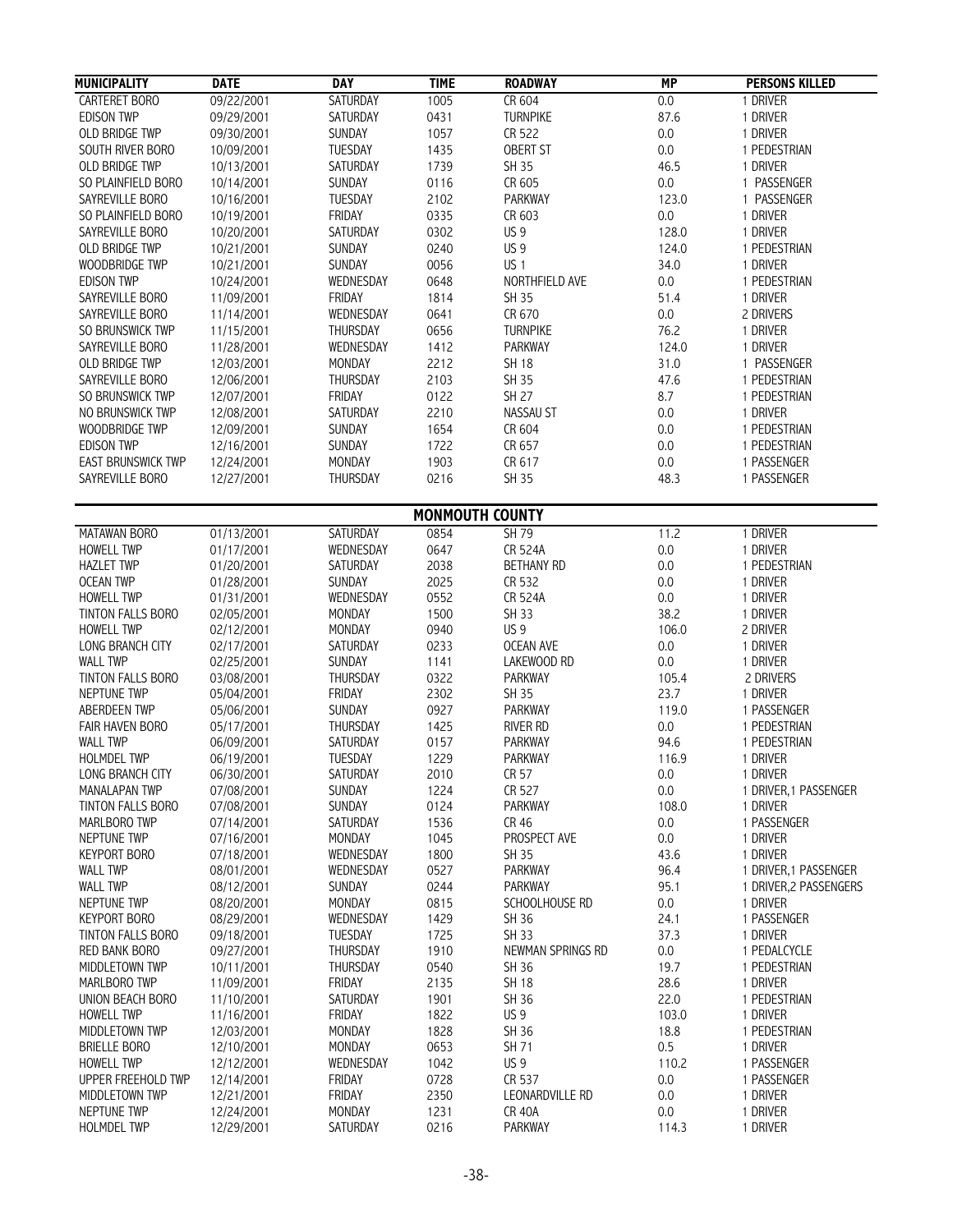| MUNICIPALITY | DATE | DAY | TIME | ROADWAY | MP | PERSONS KILLED |
|---|---|---|---|---|---|---|
| CARTERET BORO | 09/22/2001 | SATURDAY | 1005 | CR 604 | 0.0 | 1 DRIVER |
| EDISON TWP | 09/29/2001 | SATURDAY | 0431 | TURNPIKE | 87.6 | 1 DRIVER |
| OLD BRIDGE TWP | 09/30/2001 | SUNDAY | 1057 | CR 522 | 0.0 | 1 DRIVER |
| SOUTH RIVER BORO | 10/09/2001 | TUESDAY | 1435 | OBERT ST | 0.0 | 1 PEDESTRIAN |
| OLD BRIDGE TWP | 10/13/2001 | SATURDAY | 1739 | SH 35 | 46.5 | 1 DRIVER |
| SO PLAINFIELD BORO | 10/14/2001 | SUNDAY | 0116 | CR 605 | 0.0 | 1 PASSENGER |
| SAYREVILLE BORO | 10/16/2001 | TUESDAY | 2102 | PARKWAY | 123.0 | 1 PASSENGER |
| SO PLAINFIELD BORO | 10/19/2001 | FRIDAY | 0335 | CR 603 | 0.0 | 1 DRIVER |
| SAYREVILLE BORO | 10/20/2001 | SATURDAY | 0302 | US 9 | 128.0 | 1 DRIVER |
| OLD BRIDGE TWP | 10/21/2001 | SUNDAY | 0240 | US 9 | 124.0 | 1 PEDESTRIAN |
| WOODBRIDGE TWP | 10/21/2001 | SUNDAY | 0056 | US 1 | 34.0 | 1 DRIVER |
| EDISON TWP | 10/24/2001 | WEDNESDAY | 0648 | NORTHFIELD AVE | 0.0 | 1 PEDESTRIAN |
| SAYREVILLE BORO | 11/09/2001 | FRIDAY | 1814 | SH 35 | 51.4 | 1 DRIVER |
| SAYREVILLE BORO | 11/14/2001 | WEDNESDAY | 0641 | CR 670 | 0.0 | 2 DRIVERS |
| SO BRUNSWICK TWP | 11/15/2001 | THURSDAY | 0656 | TURNPIKE | 76.2 | 1 DRIVER |
| SAYREVILLE BORO | 11/28/2001 | WEDNESDAY | 1412 | PARKWAY | 124.0 | 1 DRIVER |
| OLD BRIDGE TWP | 12/03/2001 | MONDAY | 2212 | SH 18 | 31.0 | 1 PASSENGER |
| SAYREVILLE BORO | 12/06/2001 | THURSDAY | 2103 | SH 35 | 47.6 | 1 PEDESTRIAN |
| SO BRUNSWICK TWP | 12/07/2001 | FRIDAY | 0122 | SH 27 | 8.7 | 1 PEDESTRIAN |
| NO BRUNSWICK TWP | 12/08/2001 | SATURDAY | 2210 | NASSAU ST | 0.0 | 1 DRIVER |
| WOODBRIDGE TWP | 12/09/2001 | SUNDAY | 1654 | CR 604 | 0.0 | 1 PEDESTRIAN |
| EDISON TWP | 12/16/2001 | SUNDAY | 1722 | CR 657 | 0.0 | 1 PEDESTRIAN |
| EAST BRUNSWICK TWP | 12/24/2001 | MONDAY | 1903 | CR 617 | 0.0 | 1 PASSENGER |
| SAYREVILLE BORO | 12/27/2001 | THURSDAY | 0216 | SH 35 | 48.3 | 1 PASSENGER |

## MONMOUTH COUNTY

| MUNICIPALITY | DATE | DAY | TIME | ROADWAY | MP | PERSONS KILLED |
|---|---|---|---|---|---|---|
| MATAWAN BORO | 01/13/2001 | SATURDAY | 0854 | SH 79 | 11.2 | 1 DRIVER |
| HOWELL TWP | 01/17/2001 | WEDNESDAY | 0647 | CR 524A | 0.0 | 1 DRIVER |
| HAZLET TWP | 01/20/2001 | SATURDAY | 2038 | BETHANY RD | 0.0 | 1 PEDESTRIAN |
| OCEAN TWP | 01/28/2001 | SUNDAY | 2025 | CR 532 | 0.0 | 1 DRIVER |
| HOWELL TWP | 01/31/2001 | WEDNESDAY | 0552 | CR 524A | 0.0 | 1 DRIVER |
| TINTON FALLS BORO | 02/05/2001 | MONDAY | 1500 | SH 33 | 38.2 | 1 DRIVER |
| HOWELL TWP | 02/12/2001 | MONDAY | 0940 | US 9 | 106.0 | 2 DRIVER |
| LONG BRANCH CITY | 02/17/2001 | SATURDAY | 0233 | OCEAN AVE | 0.0 | 1 DRIVER |
| WALL TWP | 02/25/2001 | SUNDAY | 1141 | LAKEWOOD RD | 0.0 | 1 DRIVER |
| TINTON FALLS BORO | 03/08/2001 | THURSDAY | 0322 | PARKWAY | 105.4 | 2 DRIVERS |
| NEPTUNE TWP | 05/04/2001 | FRIDAY | 2302 | SH 35 | 23.7 | 1 DRIVER |
| ABERDEEN TWP | 05/06/2001 | SUNDAY | 0927 | PARKWAY | 119.0 | 1 PASSENGER |
| FAIR HAVEN BORO | 05/17/2001 | THURSDAY | 1425 | RIVER RD | 0.0 | 1 PEDESTRIAN |
| WALL TWP | 06/09/2001 | SATURDAY | 0157 | PARKWAY | 94.6 | 1 PEDESTRIAN |
| HOLMDEL TWP | 06/19/2001 | TUESDAY | 1229 | PARKWAY | 116.9 | 1 DRIVER |
| LONG BRANCH CITY | 06/30/2001 | SATURDAY | 2010 | CR 57 | 0.0 | 1 DRIVER |
| MANALAPAN TWP | 07/08/2001 | SUNDAY | 1224 | CR 527 | 0.0 | 1 DRIVER,1 PASSENGER |
| TINTON FALLS BORO | 07/08/2001 | SUNDAY | 0124 | PARKWAY | 108.0 | 1 DRIVER |
| MARLBORO TWP | 07/14/2001 | SATURDAY | 1536 | CR 46 | 0.0 | 1 PASSENGER |
| NEPTUNE TWP | 07/16/2001 | MONDAY | 1045 | PROSPECT AVE | 0.0 | 1 DRIVER |
| KEYPORT BORO | 07/18/2001 | WEDNESDAY | 1800 | SH 35 | 43.6 | 1 DRIVER |
| WALL TWP | 08/01/2001 | WEDNESDAY | 0527 | PARKWAY | 96.4 | 1 DRIVER,1 PASSENGER |
| WALL TWP | 08/12/2001 | SUNDAY | 0244 | PARKWAY | 95.1 | 1 DRIVER,2 PASSENGERS |
| NEPTUNE TWP | 08/20/2001 | MONDAY | 0815 | SCHOOLHOUSE RD | 0.0 | 1 DRIVER |
| KEYPORT BORO | 08/29/2001 | WEDNESDAY | 1429 | SH 36 | 24.1 | 1 PASSENGER |
| TINTON FALLS BORO | 09/18/2001 | TUESDAY | 1725 | SH 33 | 37.3 | 1 DRIVER |
| RED BANK BORO | 09/27/2001 | THURSDAY | 1910 | NEWMAN SPRINGS RD | 0.0 | 1 PEDALCYCLE |
| MIDDLETOWN TWP | 10/11/2001 | THURSDAY | 0540 | SH 36 | 19.7 | 1 PEDESTRIAN |
| MARLBORO TWP | 11/09/2001 | FRIDAY | 2135 | SH 18 | 28.6 | 1 DRIVER |
| UNION BEACH BORO | 11/10/2001 | SATURDAY | 1901 | SH 36 | 22.0 | 1 PEDESTRIAN |
| HOWELL TWP | 11/16/2001 | FRIDAY | 1822 | US 9 | 103.0 | 1 DRIVER |
| MIDDLETOWN TWP | 12/03/2001 | MONDAY | 1828 | SH 36 | 18.8 | 1 PEDESTRIAN |
| BRIELLE BORO | 12/10/2001 | MONDAY | 0653 | SH 71 | 0.5 | 1 DRIVER |
| HOWELL TWP | 12/12/2001 | WEDNESDAY | 1042 | US 9 | 110.2 | 1 PASSENGER |
| UPPER FREEHOLD TWP | 12/14/2001 | FRIDAY | 0728 | CR 537 | 0.0 | 1 PASSENGER |
| MIDDLETOWN TWP | 12/21/2001 | FRIDAY | 2350 | LEONARDVILLE RD | 0.0 | 1 DRIVER |
| NEPTUNE TWP | 12/24/2001 | MONDAY | 1231 | CR 40A | 0.0 | 1 DRIVER |
| HOLMDEL TWP | 12/29/2001 | SATURDAY | 0216 | PARKWAY | 114.3 | 1 DRIVER |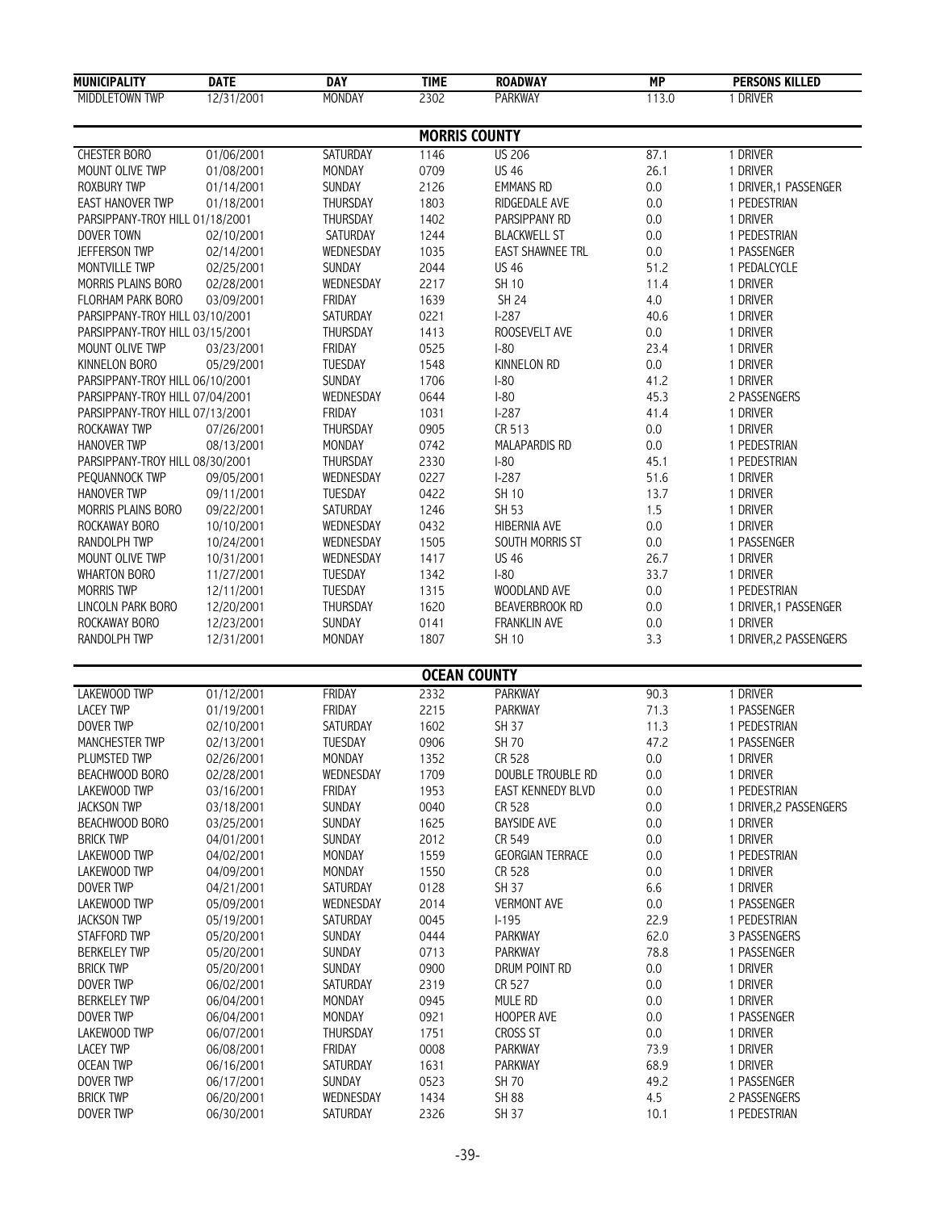| MUNICIPALITY | DATE | DAY | TIME | ROADWAY | MP | PERSONS KILLED |
|---|---|---|---|---|---|---|
| MIDDLETOWN TWP | 12/31/2001 | MONDAY | 2302 | PARKWAY | 113.0 | 1 DRIVER |

## MORRIS COUNTY

| MUNICIPALITY | DATE | DAY | TIME | ROADWAY | MP | PERSONS KILLED |
|---|---|---|---|---|---|---|
| CHESTER BORO | 01/06/2001 | SATURDAY | 1146 | US 206 | 87.1 | 1 DRIVER |
| MOUNT OLIVE TWP | 01/08/2001 | MONDAY | 0709 | US 46 | 26.1 | 1 DRIVER |
| ROXBURY TWP | 01/14/2001 | SUNDAY | 2126 | EMMANS RD | 0.0 | 1 DRIVER,1 PASSENGER |
| EAST HANOVER TWP | 01/18/2001 | THURSDAY | 1803 | RIDGEDALE AVE | 0.0 | 1 PEDESTRIAN |
| PARSIPPANY-TROY HILL | 01/18/2001 | THURSDAY | 1402 | PARSIPPANY RD | 0.0 | 1 DRIVER |
| DOVER TOWN | 02/10/2001 | SATURDAY | 1244 | BLACKWELL ST | 0.0 | 1 PEDESTRIAN |
| JEFFERSON TWP | 02/14/2001 | WEDNESDAY | 1035 | EAST SHAWNEE TRL | 0.0 | 1 PASSENGER |
| MONTVILLE TWP | 02/25/2001 | SUNDAY | 2044 | US 46 | 51.2 | 1 PEDALCYCLE |
| MORRIS PLAINS BORO | 02/28/2001 | WEDNESDAY | 2217 | SH 10 | 11.4 | 1 DRIVER |
| FLORHAM PARK BORO | 03/09/2001 | FRIDAY | 1639 | SH 24 | 4.0 | 1 DRIVER |
| PARSIPPANY-TROY HILL | 03/10/2001 | SATURDAY | 0221 | I-287 | 40.6 | 1 DRIVER |
| PARSIPPANY-TROY HILL | 03/15/2001 | THURSDAY | 1413 | ROOSEVELT AVE | 0.0 | 1 DRIVER |
| MOUNT OLIVE TWP | 03/23/2001 | FRIDAY | 0525 | I-80 | 23.4 | 1 DRIVER |
| KINNELON BORO | 05/29/2001 | TUESDAY | 1548 | KINNELON RD | 0.0 | 1 DRIVER |
| PARSIPPANY-TROY HILL | 06/10/2001 | SUNDAY | 1706 | I-80 | 41.2 | 1 DRIVER |
| PARSIPPANY-TROY HILL | 07/04/2001 | WEDNESDAY | 0644 | I-80 | 45.3 | 2 PASSENGERS |
| PARSIPPANY-TROY HILL | 07/13/2001 | FRIDAY | 1031 | I-287 | 41.4 | 1 DRIVER |
| ROCKAWAY TWP | 07/26/2001 | THURSDAY | 0905 | CR 513 | 0.0 | 1 DRIVER |
| HANOVER TWP | 08/13/2001 | MONDAY | 0742 | MALAPARDIS RD | 0.0 | 1 PEDESTRIAN |
| PARSIPPANY-TROY HILL | 08/30/2001 | THURSDAY | 2330 | I-80 | 45.1 | 1 PEDESTRIAN |
| PEQUANNOCK TWP | 09/05/2001 | WEDNESDAY | 0227 | I-287 | 51.6 | 1 DRIVER |
| HANOVER TWP | 09/11/2001 | TUESDAY | 0422 | SH 10 | 13.7 | 1 DRIVER |
| MORRIS PLAINS BORO | 09/22/2001 | SATURDAY | 1246 | SH 53 | 1.5 | 1 DRIVER |
| ROCKAWAY BORO | 10/10/2001 | WEDNESDAY | 0432 | HIBERNIA AVE | 0.0 | 1 DRIVER |
| RANDOLPH TWP | 10/24/2001 | WEDNESDAY | 1505 | SOUTH MORRIS ST | 0.0 | 1 PASSENGER |
| MOUNT OLIVE TWP | 10/31/2001 | WEDNESDAY | 1417 | US 46 | 26.7 | 1 DRIVER |
| WHARTON BORO | 11/27/2001 | TUESDAY | 1342 | I-80 | 33.7 | 1 DRIVER |
| MORRIS TWP | 12/11/2001 | TUESDAY | 1315 | WOODLAND AVE | 0.0 | 1 PEDESTRIAN |
| LINCOLN PARK BORO | 12/20/2001 | THURSDAY | 1620 | BEAVERBROOK RD | 0.0 | 1 DRIVER,1 PASSENGER |
| ROCKAWAY BORO | 12/23/2001 | SUNDAY | 0141 | FRANKLIN AVE | 0.0 | 1 DRIVER |
| RANDOLPH TWP | 12/31/2001 | MONDAY | 1807 | SH 10 | 3.3 | 1 DRIVER,2 PASSENGERS |

## OCEAN COUNTY

| MUNICIPALITY | DATE | DAY | TIME | ROADWAY | MP | PERSONS KILLED |
|---|---|---|---|---|---|---|
| LAKEWOOD TWP | 01/12/2001 | FRIDAY | 2332 | PARKWAY | 90.3 | 1 DRIVER |
| LACEY TWP | 01/19/2001 | FRIDAY | 2215 | PARKWAY | 71.3 | 1 PASSENGER |
| DOVER TWP | 02/10/2001 | SATURDAY | 1602 | SH 37 | 11.3 | 1 PEDESTRIAN |
| MANCHESTER TWP | 02/13/2001 | TUESDAY | 0906 | SH 70 | 47.2 | 1 PASSENGER |
| PLUMSTED TWP | 02/26/2001 | MONDAY | 1352 | CR 528 | 0.0 | 1 DRIVER |
| BEACHWOOD BORO | 02/28/2001 | WEDNESDAY | 1709 | DOUBLE TROUBLE RD | 0.0 | 1 DRIVER |
| LAKEWOOD TWP | 03/16/2001 | FRIDAY | 1953 | EAST KENNEDY BLVD | 0.0 | 1 PEDESTRIAN |
| JACKSON TWP | 03/18/2001 | SUNDAY | 0040 | CR 528 | 0.0 | 1 DRIVER,2 PASSENGERS |
| BEACHWOOD BORO | 03/25/2001 | SUNDAY | 1625 | BAYSIDE AVE | 0.0 | 1 DRIVER |
| BRICK TWP | 04/01/2001 | SUNDAY | 2012 | CR 549 | 0.0 | 1 DRIVER |
| LAKEWOOD TWP | 04/02/2001 | MONDAY | 1559 | GEORGIAN TERRACE | 0.0 | 1 PEDESTRIAN |
| LAKEWOOD TWP | 04/09/2001 | MONDAY | 1550 | CR 528 | 0.0 | 1 DRIVER |
| DOVER TWP | 04/21/2001 | SATURDAY | 0128 | SH 37 | 6.6 | 1 DRIVER |
| LAKEWOOD TWP | 05/09/2001 | WEDNESDAY | 2014 | VERMONT AVE | 0.0 | 1 PASSENGER |
| JACKSON TWP | 05/19/2001 | SATURDAY | 0045 | I-195 | 22.9 | 1 PEDESTRIAN |
| STAFFORD TWP | 05/20/2001 | SUNDAY | 0444 | PARKWAY | 62.0 | 3 PASSENGERS |
| BERKELEY TWP | 05/20/2001 | SUNDAY | 0713 | PARKWAY | 78.8 | 1 PASSENGER |
| BRICK TWP | 05/20/2001 | SUNDAY | 0900 | DRUM POINT RD | 0.0 | 1 DRIVER |
| DOVER TWP | 06/02/2001 | SATURDAY | 2319 | CR 527 | 0.0 | 1 DRIVER |
| BERKELEY TWP | 06/04/2001 | MONDAY | 0945 | MULE RD | 0.0 | 1 DRIVER |
| DOVER TWP | 06/04/2001 | MONDAY | 0921 | HOOPER AVE | 0.0 | 1 PASSENGER |
| LAKEWOOD TWP | 06/07/2001 | THURSDAY | 1751 | CROSS ST | 0.0 | 1 DRIVER |
| LACEY TWP | 06/08/2001 | FRIDAY | 0008 | PARKWAY | 73.9 | 1 DRIVER |
| OCEAN TWP | 06/16/2001 | SATURDAY | 1631 | PARKWAY | 68.9 | 1 DRIVER |
| DOVER TWP | 06/17/2001 | SUNDAY | 0523 | SH 70 | 49.2 | 1 PASSENGER |
| BRICK TWP | 06/20/2001 | WEDNESDAY | 1434 | SH 88 | 4.5 | 2 PASSENGERS |
| DOVER TWP | 06/30/2001 | SATURDAY | 2326 | SH 37 | 10.1 | 1 PEDESTRIAN |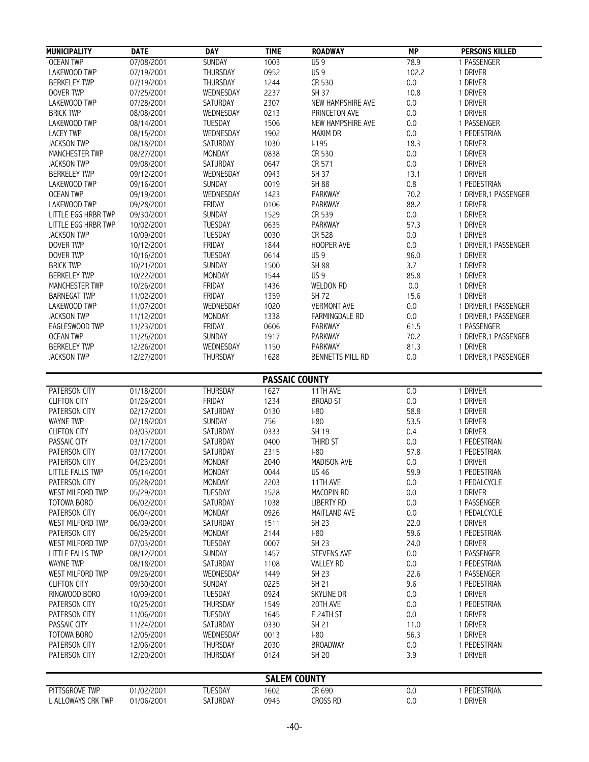| MUNICIPALITY | DATE | DAY | TIME | ROADWAY | MP | PERSONS KILLED |
|---|---|---|---|---|---|---|
| OCEAN TWP | 07/08/2001 | SUNDAY | 1003 | US 9 | 78.9 | 1 PASSENGER |
| LAKEWOOD TWP | 07/19/2001 | THURSDAY | 0952 | US 9 | 102.2 | 1 DRIVER |
| BERKELEY TWP | 07/19/2001 | THURSDAY | 1244 | CR 530 | 0.0 | 1 DRIVER |
| DOVER TWP | 07/25/2001 | WEDNESDAY | 2237 | SH 37 | 10.8 | 1 DRIVER |
| LAKEWOOD TWP | 07/28/2001 | SATURDAY | 2307 | NEW HAMPSHIRE AVE | 0.0 | 1 DRIVER |
| BRICK TWP | 08/08/2001 | WEDNESDAY | 0213 | PRINCETON AVE | 0.0 | 1 DRIVER |
| LAKEWOOD TWP | 08/14/2001 | TUESDAY | 1506 | NEW HAMPSHIRE AVE | 0.0 | 1 PASSENGER |
| LACEY TWP | 08/15/2001 | WEDNESDAY | 1902 | MAXIM DR | 0.0 | 1 PEDESTRIAN |
| JACKSON TWP | 08/18/2001 | SATURDAY | 1030 | I-195 | 18.3 | 1 DRIVER |
| MANCHESTER TWP | 08/27/2001 | MONDAY | 0838 | CR 530 | 0.0 | 1 DRIVER |
| JACKSON TWP | 09/08/2001 | SATURDAY | 0647 | CR 571 | 0.0 | 1 DRIVER |
| BERKELEY TWP | 09/12/2001 | WEDNESDAY | 0943 | SH 37 | 13.1 | 1 DRIVER |
| LAKEWOOD TWP | 09/16/2001 | SUNDAY | 0019 | SH 88 | 0.8 | 1 PEDESTRIAN |
| OCEAN TWP | 09/19/2001 | WEDNESDAY | 1423 | PARKWAY | 70.2 | 1 DRIVER,1 PASSENGER |
| LAKEWOOD TWP | 09/28/2001 | FRIDAY | 0106 | PARKWAY | 88.2 | 1 DRIVER |
| LITTLE EGG HRBR TWP | 09/30/2001 | SUNDAY | 1529 | CR 539 | 0.0 | 1 DRIVER |
| LITTLE EGG HRBR TWP | 10/02/2001 | TUESDAY | 0635 | PARKWAY | 57.3 | 1 DRIVER |
| JACKSON TWP | 10/09/2001 | TUESDAY | 0030 | CR 528 | 0.0 | 1 DRIVER |
| DOVER TWP | 10/12/2001 | FRIDAY | 1844 | HOOPER AVE | 0.0 | 1 DRIVER,1 PASSENGER |
| DOVER TWP | 10/16/2001 | TUESDAY | 0614 | US 9 | 96.0 | 1 DRIVER |
| BRICK TWP | 10/21/2001 | SUNDAY | 1500 | SH 88 | 3.7 | 1 DRIVER |
| BERKELEY TWP | 10/22/2001 | MONDAY | 1544 | US 9 | 85.8 | 1 DRIVER |
| MANCHESTER TWP | 10/26/2001 | FRIDAY | 1436 | WELDON RD | 0.0 | 1 DRIVER |
| BARNEGAT TWP | 11/02/2001 | FRIDAY | 1359 | SH 72 | 15.6 | 1 DRIVER |
| LAKEWOOD TWP | 11/07/2001 | WEDNESDAY | 1020 | VERMONT AVE | 0.0 | 1 DRIVER,1 PASSENGER |
| JACKSON TWP | 11/12/2001 | MONDAY | 1338 | FARMINGDALE RD | 0.0 | 1 DRIVER,1 PASSENGER |
| EAGLESWOOD TWP | 11/23/2001 | FRIDAY | 0606 | PARKWAY | 61.5 | 1 PASSENGER |
| OCEAN TWP | 11/25/2001 | SUNDAY | 1917 | PARKWAY | 70.2 | 1 DRIVER,1 PASSENGER |
| BERKELEY TWP | 12/26/2001 | WEDNESDAY | 1150 | PARKWAY | 81.3 | 1 DRIVER |
| JACKSON TWP | 12/27/2001 | THURSDAY | 1628 | BENNETTS MILL RD | 0.0 | 1 DRIVER,1 PASSENGER |

## PASSAIC COUNTY

| MUNICIPALITY | DATE | DAY | TIME | ROADWAY | MP | PERSONS KILLED |
|---|---|---|---|---|---|---|
| PATERSON CITY | 01/18/2001 | THURSDAY | 1627 | 11TH AVE | 0.0 | 1 DRIVER |
| CLIFTON CITY | 01/26/2001 | FRIDAY | 1234 | BROAD ST | 0.0 | 1 DRIVER |
| PATERSON CITY | 02/17/2001 | SATURDAY | 0130 | I-80 | 58.8 | 1 DRIVER |
| WAYNE TWP | 02/18/2001 | SUNDAY | 756 | I-80 | 53.5 | 1 DRIVER |
| CLIFTON CITY | 03/03/2001 | SATURDAY | 0333 | SH 19 | 0.4 | 1 DRIVER |
| PASSAIC CITY | 03/17/2001 | SATURDAY | 0400 | THIRD ST | 0.0 | 1 PEDESTRIAN |
| PATERSON CITY | 03/17/2001 | SATURDAY | 2315 | I-80 | 57.8 | 1 PEDESTRIAN |
| PATERSON CITY | 04/23/2001 | MONDAY | 2040 | MADISON AVE | 0.0 | 1 DRIVER |
| LITTLE FALLS TWP | 05/14/2001 | MONDAY | 0044 | US 46 | 59.9 | 1 PEDESTRIAN |
| PATERSON CITY | 05/28/2001 | MONDAY | 2203 | 11TH AVE | 0.0 | 1 PEDALCYCLE |
| WEST MILFORD TWP | 05/29/2001 | TUESDAY | 1528 | MACOPIN RD | 0.0 | 1 DRIVER |
| TOTOWA BORO | 06/02/2001 | SATURDAY | 1038 | LIBERTY RD | 0.0 | 1 PASSENGER |
| PATERSON CITY | 06/04/2001 | MONDAY | 0926 | MAITLAND AVE | 0.0 | 1 PEDALCYCLE |
| WEST MILFORD TWP | 06/09/2001 | SATURDAY | 1511 | SH 23 | 22.0 | 1 DRIVER |
| PATERSON CITY | 06/25/2001 | MONDAY | 2144 | I-80 | 59.6 | 1 PEDESTRIAN |
| WEST MILFORD TWP | 07/03/2001 | TUESDAY | 0007 | SH 23 | 24.0 | 1 DRIVER |
| LITTLE FALLS TWP | 08/12/2001 | SUNDAY | 1457 | STEVENS AVE | 0.0 | 1 PASSENGER |
| WAYNE TWP | 08/18/2001 | SATURDAY | 1108 | VALLEY RD | 0.0 | 1 PEDESTRIAN |
| WEST MILFORD TWP | 09/26/2001 | WEDNESDAY | 1449 | SH 23 | 22.6 | 1 PASSENGER |
| CLIFTON CITY | 09/30/2001 | SUNDAY | 0225 | SH 21 | 9.6 | 1 PEDESTRIAN |
| RINGWOOD BORO | 10/09/2001 | TUESDAY | 0924 | SKYLINE DR | 0.0 | 1 DRIVER |
| PATERSON CITY | 10/25/2001 | THURSDAY | 1549 | 20TH AVE | 0.0 | 1 PEDESTRIAN |
| PATERSON CITY | 11/06/2001 | TUESDAY | 1645 | E 24TH ST | 0.0 | 1 DRIVER |
| PASSAIC CITY | 11/24/2001 | SATURDAY | 0330 | SH 21 | 11.0 | 1 DRIVER |
| TOTOWA BORO | 12/05/2001 | WEDNESDAY | 0013 | I-80 | 56.3 | 1 DRIVER |
| PATERSON CITY | 12/06/2001 | THURSDAY | 2030 | BROADWAY | 0.0 | 1 PEDESTRIAN |
| PATERSON CITY | 12/20/2001 | THURSDAY | 0124 | SH 20 | 3.9 | 1 DRIVER |

## SALEM COUNTY

| MUNICIPALITY | DATE | DAY | TIME | ROADWAY | MP | PERSONS KILLED |
|---|---|---|---|---|---|---|
| PITTSGROVE TWP | 01/02/2001 | TUESDAY | 1602 | CR 690 | 0.0 | 1 PEDESTRIAN |
| L ALLOWAYS CRK TWP | 01/06/2001 | SATURDAY | 0945 | CROSS RD | 0.0 | 1 DRIVER |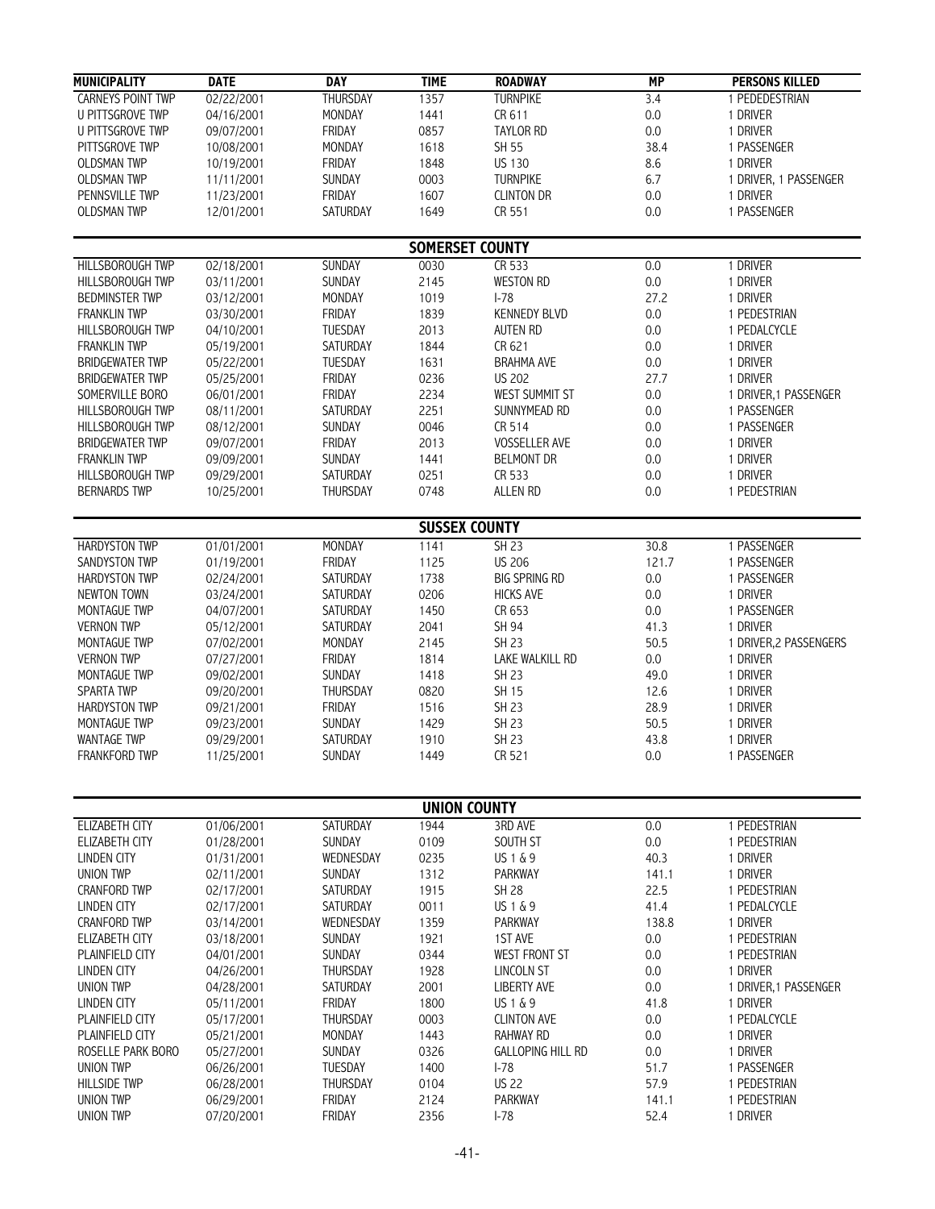| MUNICIPALITY | DATE | DAY | TIME | ROADWAY | MP | PERSONS KILLED |
|---|---|---|---|---|---|---|
| CARNEYS POINT TWP | 02/22/2001 | THURSDAY | 1357 | TURNPIKE | 3.4 | 1 PEDEDESTRIAN |
| U PITTSGROVE TWP | 04/16/2001 | MONDAY | 1441 | CR 611 | 0.0 | 1 DRIVER |
| U PITTSGROVE TWP | 09/07/2001 | FRIDAY | 0857 | TAYLOR RD | 0.0 | 1 DRIVER |
| PITTSGROVE TWP | 10/08/2001 | MONDAY | 1618 | SH 55 | 38.4 | 1 PASSENGER |
| OLDSMAN TWP | 10/19/2001 | FRIDAY | 1848 | US 130 | 8.6 | 1 DRIVER |
| OLDSMAN TWP | 11/11/2001 | SUNDAY | 0003 | TURNPIKE | 6.7 | 1 DRIVER, 1 PASSENGER |
| PENNSVILLE TWP | 11/23/2001 | FRIDAY | 1607 | CLINTON DR | 0.0 | 1 DRIVER |
| OLDSMAN TWP | 12/01/2001 | SATURDAY | 1649 | CR 551 | 0.0 | 1 PASSENGER |

## SOMERSET COUNTY

| MUNICIPALITY | DATE | DAY | TIME | ROADWAY | MP | PERSONS KILLED |
|---|---|---|---|---|---|---|
| HILLSBOROUGH TWP | 02/18/2001 | SUNDAY | 0030 | CR 533 | 0.0 | 1 DRIVER |
| HILLSBOROUGH TWP | 03/11/2001 | SUNDAY | 2145 | WESTON RD | 0.0 | 1 DRIVER |
| BEDMINSTER TWP | 03/12/2001 | MONDAY | 1019 | I-78 | 27.2 | 1 DRIVER |
| FRANKLIN TWP | 03/30/2001 | FRIDAY | 1839 | KENNEDY BLVD | 0.0 | 1 PEDESTRIAN |
| HILLSBOROUGH TWP | 04/10/2001 | TUESDAY | 2013 | AUTEN RD | 0.0 | 1 PEDALCYCLE |
| FRANKLIN TWP | 05/19/2001 | SATURDAY | 1844 | CR 621 | 0.0 | 1 DRIVER |
| BRIDGEWATER TWP | 05/22/2001 | TUESDAY | 1631 | BRAHMA AVE | 0.0 | 1 DRIVER |
| BRIDGEWATER TWP | 05/25/2001 | FRIDAY | 0236 | US 202 | 27.7 | 1 DRIVER |
| SOMERVILLE BORO | 06/01/2001 | FRIDAY | 2234 | WEST SUMMIT ST | 0.0 | 1 DRIVER,1 PASSENGER |
| HILLSBOROUGH TWP | 08/11/2001 | SATURDAY | 2251 | SUNNYMEAD RD | 0.0 | 1 PASSENGER |
| HILLSBOROUGH TWP | 08/12/2001 | SUNDAY | 0046 | CR 514 | 0.0 | 1 PASSENGER |
| BRIDGEWATER TWP | 09/07/2001 | FRIDAY | 2013 | VOSSELLER AVE | 0.0 | 1 DRIVER |
| FRANKLIN TWP | 09/09/2001 | SUNDAY | 1441 | BELMONT DR | 0.0 | 1 DRIVER |
| HILLSBOROUGH TWP | 09/29/2001 | SATURDAY | 0251 | CR 533 | 0.0 | 1 DRIVER |
| BERNARDS TWP | 10/25/2001 | THURSDAY | 0748 | ALLEN RD | 0.0 | 1 PEDESTRIAN |

## SUSSEX COUNTY

| MUNICIPALITY | DATE | DAY | TIME | ROADWAY | MP | PERSONS KILLED |
|---|---|---|---|---|---|---|
| HARDYSTON TWP | 01/01/2001 | MONDAY | 1141 | SH 23 | 30.8 | 1 PASSENGER |
| SANDYSTON TWP | 01/19/2001 | FRIDAY | 1125 | US 206 | 121.7 | 1 PASSENGER |
| HARDYSTON TWP | 02/24/2001 | SATURDAY | 1738 | BIG SPRING RD | 0.0 | 1 PASSENGER |
| NEWTON TOWN | 03/24/2001 | SATURDAY | 0206 | HICKS AVE | 0.0 | 1 DRIVER |
| MONTAGUE TWP | 04/07/2001 | SATURDAY | 1450 | CR 653 | 0.0 | 1 PASSENGER |
| VERNON TWP | 05/12/2001 | SATURDAY | 2041 | SH 94 | 41.3 | 1 DRIVER |
| MONTAGUE TWP | 07/02/2001 | MONDAY | 2145 | SH 23 | 50.5 | 1 DRIVER,2 PASSENGERS |
| VERNON TWP | 07/27/2001 | FRIDAY | 1814 | LAKE WALKILL RD | 0.0 | 1 DRIVER |
| MONTAGUE TWP | 09/02/2001 | SUNDAY | 1418 | SH 23 | 49.0 | 1 DRIVER |
| SPARTA TWP | 09/20/2001 | THURSDAY | 0820 | SH 15 | 12.6 | 1 DRIVER |
| HARDYSTON TWP | 09/21/2001 | FRIDAY | 1516 | SH 23 | 28.9 | 1 DRIVER |
| MONTAGUE TWP | 09/23/2001 | SUNDAY | 1429 | SH 23 | 50.5 | 1 DRIVER |
| WANTAGE TWP | 09/29/2001 | SATURDAY | 1910 | SH 23 | 43.8 | 1 DRIVER |
| FRANKFORD TWP | 11/25/2001 | SUNDAY | 1449 | CR 521 | 0.0 | 1 PASSENGER |

## UNION COUNTY

| MUNICIPALITY | DATE | DAY | TIME | ROADWAY | MP | PERSONS KILLED |
|---|---|---|---|---|---|---|
| ELIZABETH CITY | 01/06/2001 | SATURDAY | 1944 | 3RD AVE | 0.0 | 1 PEDESTRIAN |
| ELIZABETH CITY | 01/28/2001 | SUNDAY | 0109 | SOUTH ST | 0.0 | 1 PEDESTRIAN |
| LINDEN CITY | 01/31/2001 | WEDNESDAY | 0235 | US 1 & 9 | 40.3 | 1 DRIVER |
| UNION TWP | 02/11/2001 | SUNDAY | 1312 | PARKWAY | 141.1 | 1 DRIVER |
| CRANFORD TWP | 02/17/2001 | SATURDAY | 1915 | SH 28 | 22.5 | 1 PEDESTRIAN |
| LINDEN CITY | 02/17/2001 | SATURDAY | 0011 | US 1 & 9 | 41.4 | 1 PEDALCYCLE |
| CRANFORD TWP | 03/14/2001 | WEDNESDAY | 1359 | PARKWAY | 138.8 | 1 DRIVER |
| ELIZABETH CITY | 03/18/2001 | SUNDAY | 1921 | 1ST AVE | 0.0 | 1 PEDESTRIAN |
| PLAINFIELD CITY | 04/01/2001 | SUNDAY | 0344 | WEST FRONT ST | 0.0 | 1 PEDESTRIAN |
| LINDEN CITY | 04/26/2001 | THURSDAY | 1928 | LINCOLN ST | 0.0 | 1 DRIVER |
| UNION TWP | 04/28/2001 | SATURDAY | 2001 | LIBERTY AVE | 0.0 | 1 DRIVER,1 PASSENGER |
| LINDEN CITY | 05/11/2001 | FRIDAY | 1800 | US 1 & 9 | 41.8 | 1 DRIVER |
| PLAINFIELD CITY | 05/17/2001 | THURSDAY | 0003 | CLINTON AVE | 0.0 | 1 PEDALCYCLE |
| PLAINFIELD CITY | 05/21/2001 | MONDAY | 1443 | RAHWAY RD | 0.0 | 1 DRIVER |
| ROSELLE PARK BORO | 05/27/2001 | SUNDAY | 0326 | GALLOPING HILL RD | 0.0 | 1 DRIVER |
| UNION TWP | 06/26/2001 | TUESDAY | 1400 | I-78 | 51.7 | 1 PASSENGER |
| HILLSIDE TWP | 06/28/2001 | THURSDAY | 0104 | US 22 | 57.9 | 1 PEDESTRIAN |
| UNION TWP | 06/29/2001 | FRIDAY | 2124 | PARKWAY | 141.1 | 1 PEDESTRIAN |
| UNION TWP | 07/20/2001 | FRIDAY | 2356 | I-78 | 52.4 | 1 DRIVER |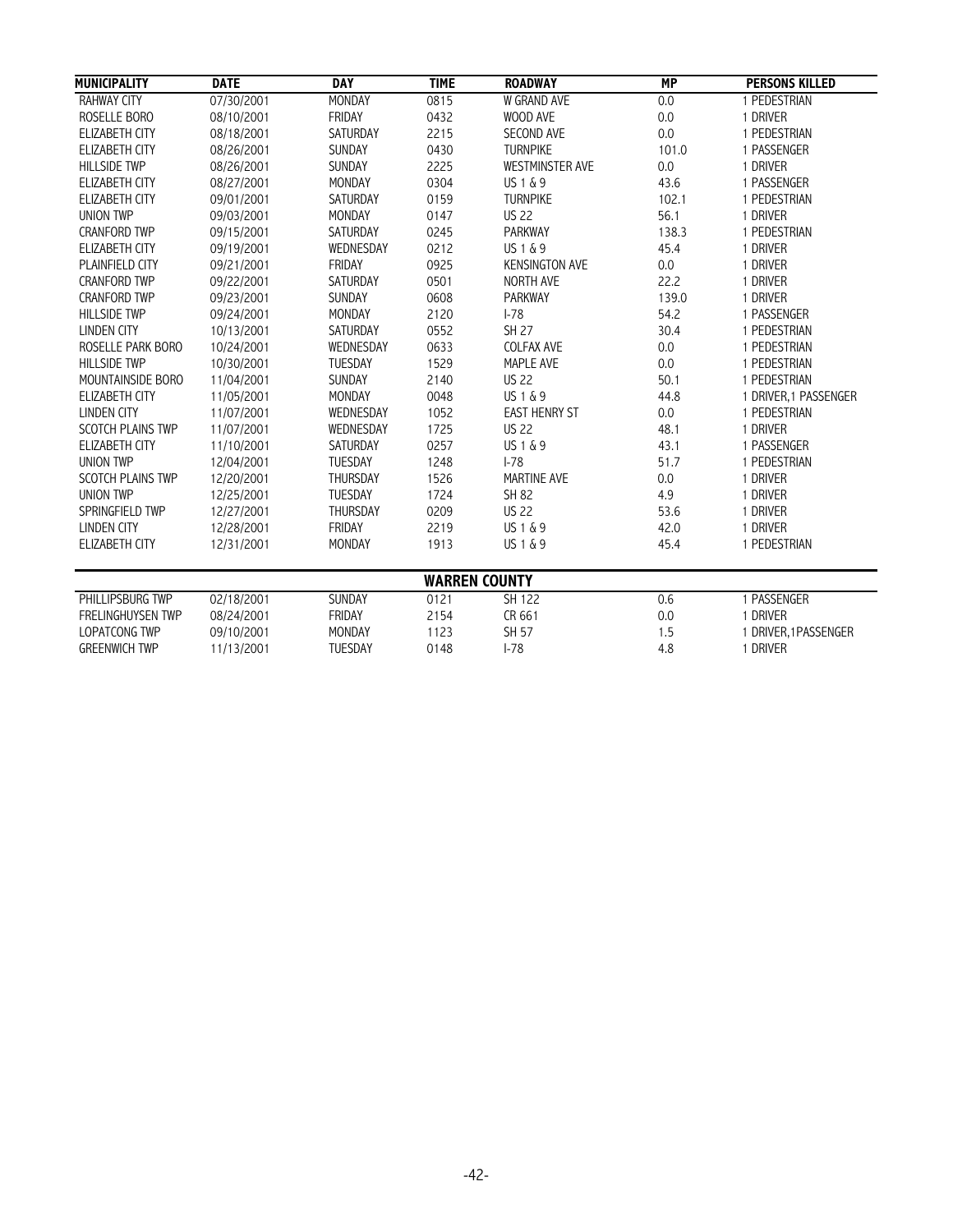| MUNICIPALITY | DATE | DAY | TIME | ROADWAY | MP | PERSONS KILLED |
|---|---|---|---|---|---|---|
| RAHWAY CITY | 07/30/2001 | MONDAY | 0815 | W GRAND AVE | 0.0 | 1 PEDESTRIAN |
| ROSELLE BORO | 08/10/2001 | FRIDAY | 0432 | WOOD AVE | 0.0 | 1 DRIVER |
| ELIZABETH CITY | 08/18/2001 | SATURDAY | 2215 | SECOND AVE | 0.0 | 1 PEDESTRIAN |
| ELIZABETH CITY | 08/26/2001 | SUNDAY | 0430 | TURNPIKE | 101.0 | 1 PASSENGER |
| HILLSIDE TWP | 08/26/2001 | SUNDAY | 2225 | WESTMINSTER AVE | 0.0 | 1 DRIVER |
| ELIZABETH CITY | 08/27/2001 | MONDAY | 0304 | US 1 & 9 | 43.6 | 1 PASSENGER |
| ELIZABETH CITY | 09/01/2001 | SATURDAY | 0159 | TURNPIKE | 102.1 | 1 PEDESTRIAN |
| UNION TWP | 09/03/2001 | MONDAY | 0147 | US 22 | 56.1 | 1 DRIVER |
| CRANFORD TWP | 09/15/2001 | SATURDAY | 0245 | PARKWAY | 138.3 | 1 PEDESTRIAN |
| ELIZABETH CITY | 09/19/2001 | WEDNESDAY | 0212 | US 1 & 9 | 45.4 | 1 DRIVER |
| PLAINFIELD CITY | 09/21/2001 | FRIDAY | 0925 | KENSINGTON AVE | 0.0 | 1 DRIVER |
| CRANFORD TWP | 09/22/2001 | SATURDAY | 0501 | NORTH AVE | 22.2 | 1 DRIVER |
| CRANFORD TWP | 09/23/2001 | SUNDAY | 0608 | PARKWAY | 139.0 | 1 DRIVER |
| HILLSIDE TWP | 09/24/2001 | MONDAY | 2120 | I-78 | 54.2 | 1 PASSENGER |
| LINDEN CITY | 10/13/2001 | SATURDAY | 0552 | SH 27 | 30.4 | 1 PEDESTRIAN |
| ROSELLE PARK BORO | 10/24/2001 | WEDNESDAY | 0633 | COLFAX AVE | 0.0 | 1 PEDESTRIAN |
| HILLSIDE TWP | 10/30/2001 | TUESDAY | 1529 | MAPLE AVE | 0.0 | 1 PEDESTRIAN |
| MOUNTAINSIDE BORO | 11/04/2001 | SUNDAY | 2140 | US 22 | 50.1 | 1 PEDESTRIAN |
| ELIZABETH CITY | 11/05/2001 | MONDAY | 0048 | US 1 & 9 | 44.8 | 1 DRIVER,1 PASSENGER |
| LINDEN CITY | 11/07/2001 | WEDNESDAY | 1052 | EAST HENRY ST | 0.0 | 1 PEDESTRIAN |
| SCOTCH PLAINS TWP | 11/07/2001 | WEDNESDAY | 1725 | US 22 | 48.1 | 1 DRIVER |
| ELIZABETH CITY | 11/10/2001 | SATURDAY | 0257 | US 1 & 9 | 43.1 | 1 PASSENGER |
| UNION TWP | 12/04/2001 | TUESDAY | 1248 | I-78 | 51.7 | 1 PEDESTRIAN |
| SCOTCH PLAINS TWP | 12/20/2001 | THURSDAY | 1526 | MARTINE AVE | 0.0 | 1 DRIVER |
| UNION TWP | 12/25/2001 | TUESDAY | 1724 | SH 82 | 4.9 | 1 DRIVER |
| SPRINGFIELD TWP | 12/27/2001 | THURSDAY | 0209 | US 22 | 53.6 | 1 DRIVER |
| LINDEN CITY | 12/28/2001 | FRIDAY | 2219 | US 1 & 9 | 42.0 | 1 DRIVER |
| ELIZABETH CITY | 12/31/2001 | MONDAY | 1913 | US 1 & 9 | 45.4 | 1 PEDESTRIAN |

## WARREN COUNTY

| MUNICIPALITY | DATE | DAY | TIME | ROADWAY | MP | PERSONS KILLED |
|---|---|---|---|---|---|---|
| PHILLIPSBURG TWP | 02/18/2001 | SUNDAY | 0121 | SH 122 | 0.6 | 1 PASSENGER |
| FRELINGHUYSEN TWP | 08/24/2001 | FRIDAY | 2154 | CR 661 | 0.0 | 1 DRIVER |
| LOPATCONG TWP | 09/10/2001 | MONDAY | 1123 | SH 57 | 1.5 | 1 DRIVER,1PASSENGER |
| GREENWICH TWP | 11/13/2001 | TUESDAY | 0148 | I-78 | 4.8 | 1 DRIVER |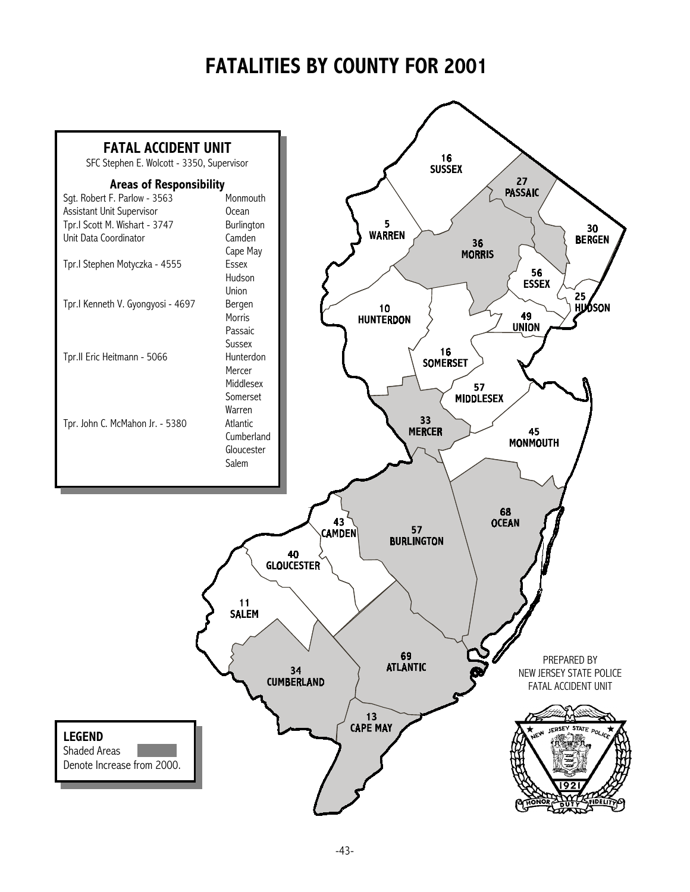# FATALITIES BY COUNTY FOR 2001

## FATAL ACCIDENT UNIT

SFC Stephen E. Wolcott - 3350, Supervisor

### Areas of Responsibility

| | |
|---|---|
| Sgt. Robert F. Parlow - 3563<br>Assistant Unit Supervisor<br>Tpr.I Scott M. Wishart - 3747<br>Unit Data Coordinator | Monmouth<br>Ocean<br>Burlington<br>Camden<br>Cape May |
| Tpr.I Stephen Motyczka - 4555 | Essex<br>Hudson<br>Union |
| Tpr.I Kenneth V. Gyongyosi - 4697 | Bergen<br>Morris<br>Passaic<br>Sussex |
| Tpr.II Eric Heitmann - 5066 | Hunterdon<br>Mercer<br>Middlesex<br>Somerset<br>Warren |
| Tpr. John C. McMahon Jr. - 5380 | Atlantic<br>Cumberland<br>Gloucester<br>Salem |

16 SUSSEX

27 PASSAIC

5 WARREN

36 MORRIS

30 BERGEN

56 ESSEX

25 HUDSON

10 HUNTERDON

49 UNION

16 SOMERSET

57 MIDDLESEX

33 MERCER

45 MONMOUTH

68 OCEAN

43 CAMDEN

57 BURLINGTON

40 GLOUCESTER

11 SALEM

69 ATLANTIC

34 CUMBERLAND

13 CAPE MAY

PREPARED BY
NEW JERSEY STATE POLICE
FATAL ACCIDENT UNIT

NEW JERSEY STATE POLICE
1921
HONOR DUTY FIDELITY

**LEGEND**
Shaded Areas
Denote Increase from 2000.